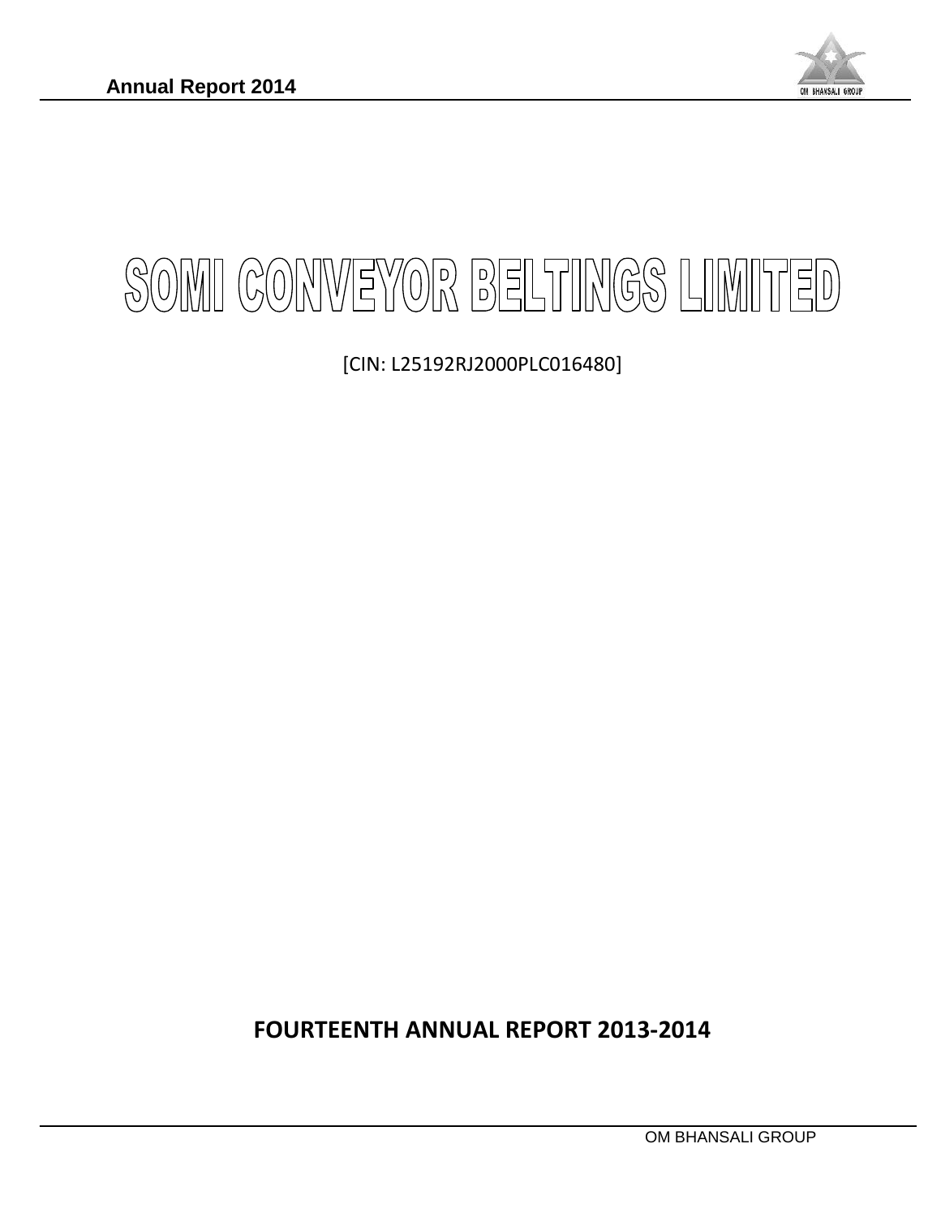# SOMI CONVEYOR BELTINGS LIMITED

[CIN: L25192RJ2000PLC016480]

## FOURTEENTH ANNUAL REPORT 2013-2014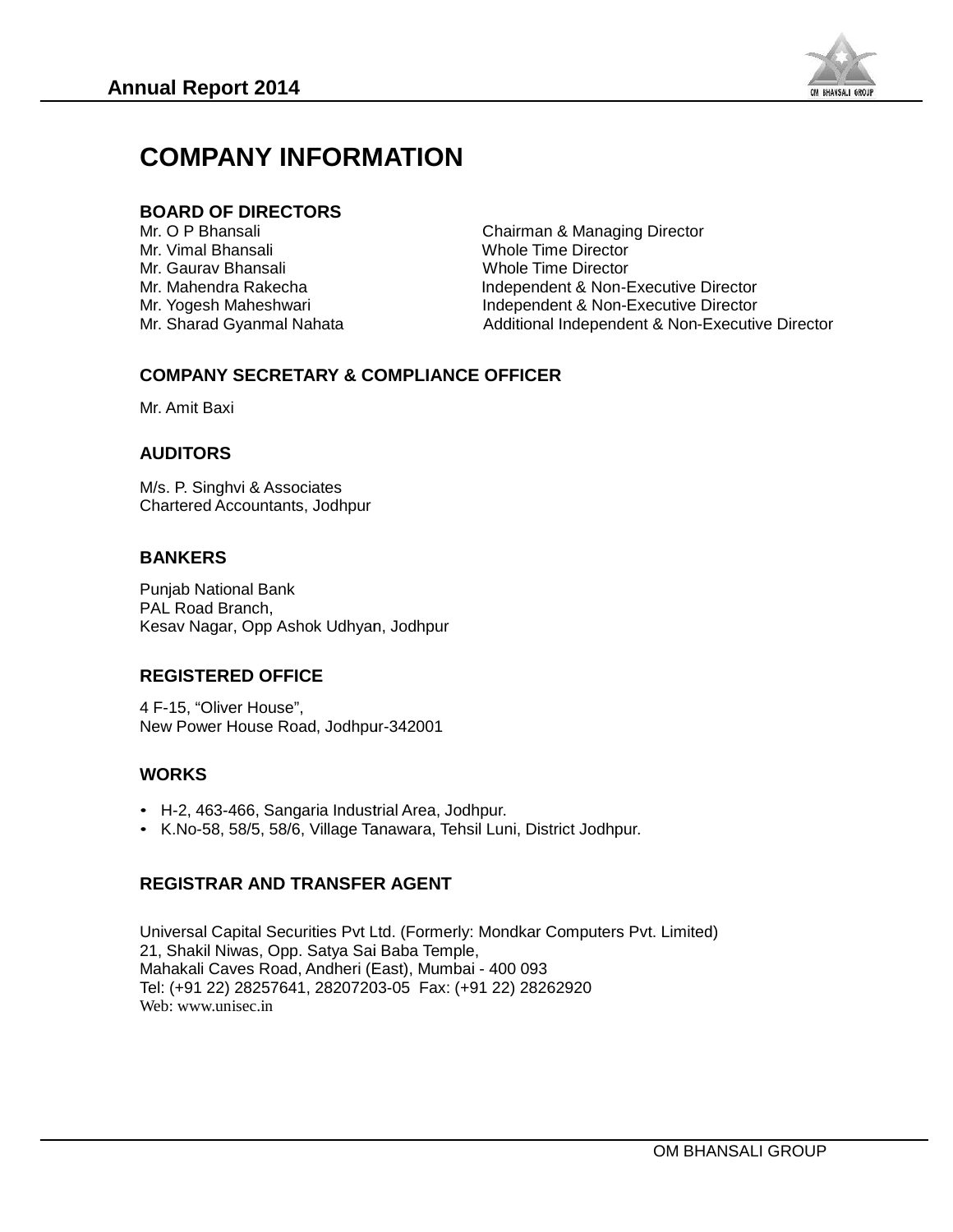# COMPANY INFORMATION

## BOARD OF DIRECTORS

| | |
|---|---|
| Mr. O P Bhansali | Chairman & Managing Director |
| Mr. Vimal Bhansali | Whole Time Director |
| Mr. Gaurav Bhansali | Whole Time Director |
| Mr. Mahendra Rakecha | Independent & Non-Executive Director |
| Mr. Yogesh Maheshwari | Independent & Non-Executive Director |
| Mr. Sharad Gyanmal Nahata | Additional Independent & Non-Executive Director |

## COMPANY SECRETARY & COMPLIANCE OFFICER

Mr. Amit Baxi

## AUDITORS

M/s. P. Singhvi & Associates
Chartered Accountants, Jodhpur

## BANKERS

Punjab National Bank
PAL Road Branch,
Kesav Nagar, Opp Ashok Udhyan, Jodhpur

## REGISTERED OFFICE

4 F-15, "Oliver House",
New Power House Road, Jodhpur-342001

## WORKS

- H-2, 463-466, Sangaria Industrial Area, Jodhpur.
- K.No-58, 58/5, 58/6, Village Tanawara, Tehsil Luni, District Jodhpur.

## REGISTRAR AND TRANSFER AGENT

Universal Capital Securities Pvt Ltd. (Formerly: Mondkar Computers Pvt. Limited)
21, Shakil Niwas, Opp. Satya Sai Baba Temple,
Mahakali Caves Road, Andheri (East), Mumbai - 400 093
Tel: (+91 22) 28257641, 28207203-05 Fax: (+91 22) 28262920
Web: www.unisec.in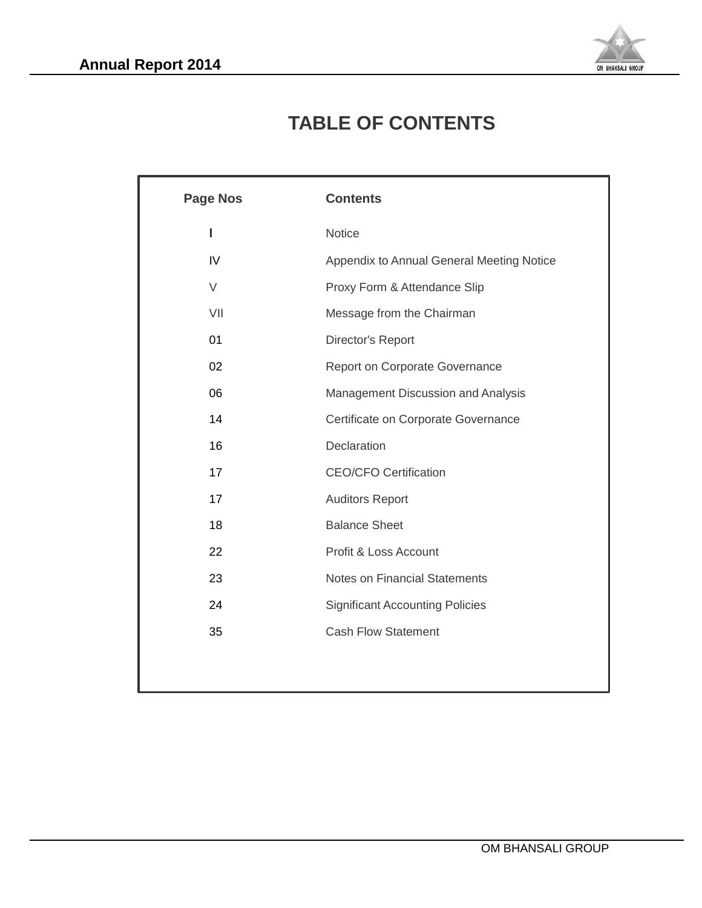# TABLE OF CONTENTS

| Page Nos | Contents |
|---|---|
| I | Notice |
| IV | Appendix to Annual General Meeting Notice |
| V | Proxy Form & Attendance Slip |
| VII | Message from the Chairman |
| 01 | Director's Report |
| 02 | Report on Corporate Governance |
| 06 | Management Discussion and Analysis |
| 14 | Certificate on Corporate Governance |
| 16 | Declaration |
| 17 | CEO/CFO Certification |
| 17 | Auditors Report |
| 18 | Balance Sheet |
| 22 | Profit & Loss Account |
| 23 | Notes on Financial Statements |
| 24 | Significant Accounting Policies |
| 35 | Cash Flow Statement |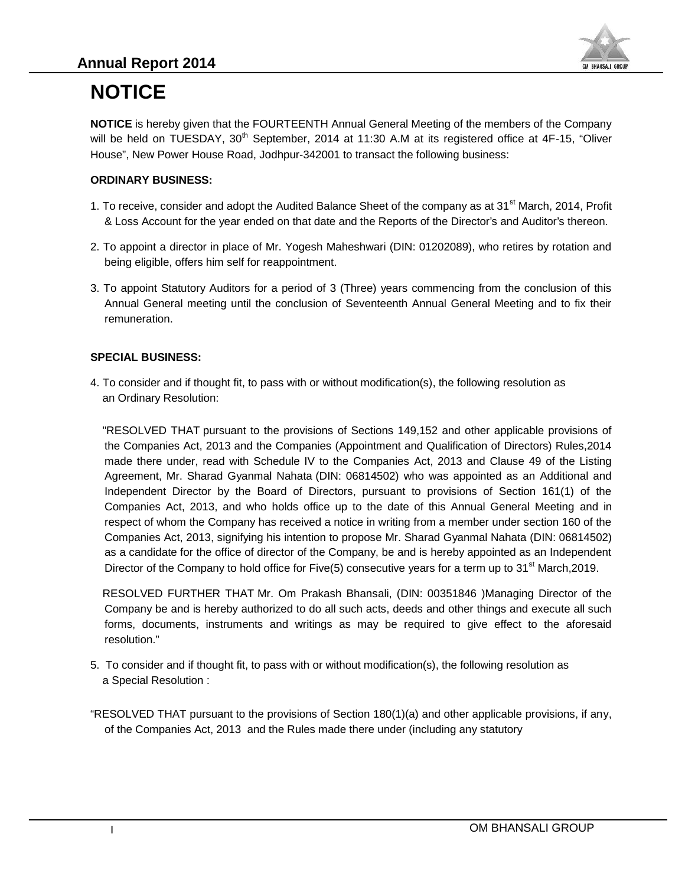# NOTICE

**NOTICE** is hereby given that the FOURTEENTH Annual General Meeting of the members of the Company will be held on TUESDAY, 30th September, 2014 at 11:30 A.M at its registered office at 4F-15, "Oliver House", New Power House Road, Jodhpur-342001 to transact the following business:

**ORDINARY BUSINESS:**

1. To receive, consider and adopt the Audited Balance Sheet of the company as at 31st March, 2014, Profit & Loss Account for the year ended on that date and the Reports of the Director's and Auditor's thereon.

2. To appoint a director in place of Mr. Yogesh Maheshwari (DIN: 01202089), who retires by rotation and being eligible, offers him self for reappointment.

3. To appoint Statutory Auditors for a period of 3 (Three) years commencing from the conclusion of this Annual General meeting until the conclusion of Seventeenth Annual General Meeting and to fix their remuneration.

**SPECIAL BUSINESS:**

4. To consider and if thought fit, to pass with or without modification(s), the following resolution as an Ordinary Resolution:

"RESOLVED THAT pursuant to the provisions of Sections 149,152 and other applicable provisions of the Companies Act, 2013 and the Companies (Appointment and Qualification of Directors) Rules,2014 made there under, read with Schedule IV to the Companies Act, 2013 and Clause 49 of the Listing Agreement, Mr. Sharad Gyanmal Nahata (DIN: 06814502) who was appointed as an Additional and Independent Director by the Board of Directors, pursuant to provisions of Section 161(1) of the Companies Act, 2013, and who holds office up to the date of this Annual General Meeting and in respect of whom the Company has received a notice in writing from a member under section 160 of the Companies Act, 2013, signifying his intention to propose Mr. Sharad Gyanmal Nahata (DIN: 06814502) as a candidate for the office of director of the Company, be and is hereby appointed as an Independent Director of the Company to hold office for Five(5) consecutive years for a term up to 31st March,2019.

RESOLVED FURTHER THAT Mr. Om Prakash Bhansali, (DIN: 00351846 )Managing Director of the Company be and is hereby authorized to do all such acts, deeds and other things and execute all such forms, documents, instruments and writings as may be required to give effect to the aforesaid resolution."

5. To consider and if thought fit, to pass with or without modification(s), the following resolution as a Special Resolution :

"RESOLVED THAT pursuant to the provisions of Section 180(1)(a) and other applicable provisions, if any, of the Companies Act, 2013 and the Rules made there under (including any statutory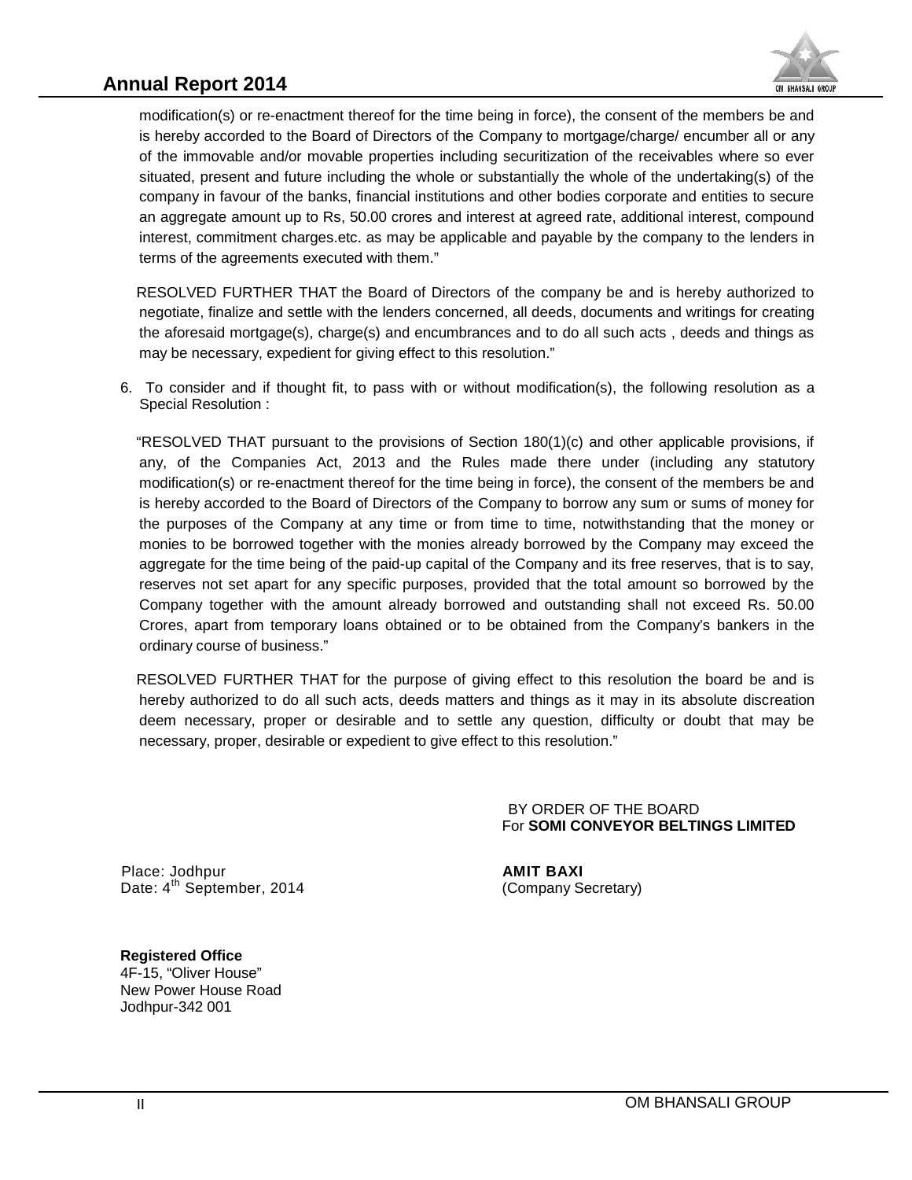modification(s) or re-enactment thereof for the time being in force), the consent of the members be and is hereby accorded to the Board of Directors of the Company to mortgage/charge/ encumber all or any of the immovable and/or movable properties including securitization of the receivables where so ever situated, present and future including the whole or substantially the whole of the undertaking(s) of the company in favour of the banks, financial institutions and other bodies corporate and entities to secure an aggregate amount up to Rs, 50.00 crores and interest at agreed rate, additional interest, compound interest, commitment charges.etc. as may be applicable and payable by the company to the lenders in terms of the agreements executed with them."

RESOLVED FURTHER THAT the Board of Directors of the company be and is hereby authorized to negotiate, finalize and settle with the lenders concerned, all deeds, documents and writings for creating the aforesaid mortgage(s), charge(s) and encumbrances and to do all such acts , deeds and things as may be necessary, expedient for giving effect to this resolution."

6. To consider and if thought fit, to pass with or without modification(s), the following resolution as a Special Resolution :

"RESOLVED THAT pursuant to the provisions of Section 180(1)(c) and other applicable provisions, if any, of the Companies Act, 2013 and the Rules made there under (including any statutory modification(s) or re-enactment thereof for the time being in force), the consent of the members be and is hereby accorded to the Board of Directors of the Company to borrow any sum or sums of money for the purposes of the Company at any time or from time to time, notwithstanding that the money or monies to be borrowed together with the monies already borrowed by the Company may exceed the aggregate for the time being of the paid-up capital of the Company and its free reserves, that is to say, reserves not set apart for any specific purposes, provided that the total amount so borrowed by the Company together with the amount already borrowed and outstanding shall not exceed Rs. 50.00 Crores, apart from temporary loans obtained or to be obtained from the Company's bankers in the ordinary course of business."

RESOLVED FURTHER THAT for the purpose of giving effect to this resolution the board be and is hereby authorized to do all such acts, deeds matters and things as it may in its absolute discreation deem necessary, proper or desirable and to settle any question, difficulty or doubt that may be necessary, proper, desirable or expedient to give effect to this resolution."

BY ORDER OF THE BOARD
For **SOMI CONVEYOR BELTINGS LIMITED**

Place: Jodhpur
Date: 4th September, 2014

**AMIT BAXI**
(Company Secretary)

**Registered Office**
4F-15, "Oliver House"
New Power House Road
Jodhpur-342 001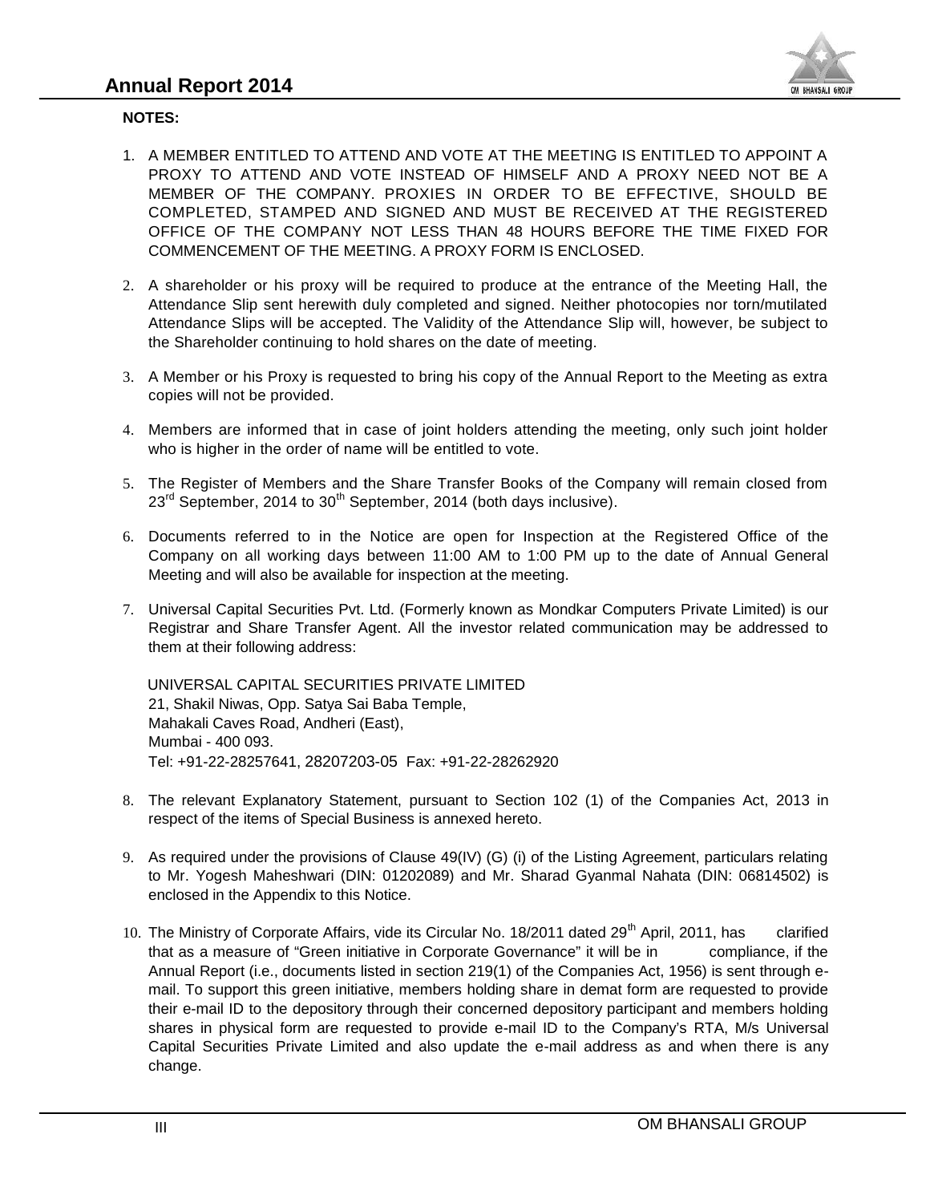**NOTES:**

1. A MEMBER ENTITLED TO ATTEND AND VOTE AT THE MEETING IS ENTITLED TO APPOINT A PROXY TO ATTEND AND VOTE INSTEAD OF HIMSELF AND A PROXY NEED NOT BE A MEMBER OF THE COMPANY. PROXIES IN ORDER TO BE EFFECTIVE, SHOULD BE COMPLETED, STAMPED AND SIGNED AND MUST BE RECEIVED AT THE REGISTERED OFFICE OF THE COMPANY NOT LESS THAN 48 HOURS BEFORE THE TIME FIXED FOR COMMENCEMENT OF THE MEETING. A PROXY FORM IS ENCLOSED.

2. A shareholder or his proxy will be required to produce at the entrance of the Meeting Hall, the Attendance Slip sent herewith duly completed and signed. Neither photocopies nor torn/mutilated Attendance Slips will be accepted. The Validity of the Attendance Slip will, however, be subject to the Shareholder continuing to hold shares on the date of meeting.

3. A Member or his Proxy is requested to bring his copy of the Annual Report to the Meeting as extra copies will not be provided.

4. Members are informed that in case of joint holders attending the meeting, only such joint holder who is higher in the order of name will be entitled to vote.

5. The Register of Members and the Share Transfer Books of the Company will remain closed from 23rd September, 2014 to 30th September, 2014 (both days inclusive).

6. Documents referred to in the Notice are open for Inspection at the Registered Office of the Company on all working days between 11:00 AM to 1:00 PM up to the date of Annual General Meeting and will also be available for inspection at the meeting.

7. Universal Capital Securities Pvt. Ltd. (Formerly known as Mondkar Computers Private Limited) is our Registrar and Share Transfer Agent. All the investor related communication may be addressed to them at their following address:

   UNIVERSAL CAPITAL SECURITIES PRIVATE LIMITED
   21, Shakil Niwas, Opp. Satya Sai Baba Temple,
   Mahakali Caves Road, Andheri (East),
   Mumbai - 400 093.
   Tel: +91-22-28257641, 28207203-05 Fax: +91-22-28262920

8. The relevant Explanatory Statement, pursuant to Section 102 (1) of the Companies Act, 2013 in respect of the items of Special Business is annexed hereto.

9. As required under the provisions of Clause 49(IV) (G) (i) of the Listing Agreement, particulars relating to Mr. Yogesh Maheshwari (DIN: 01202089) and Mr. Sharad Gyanmal Nahata (DIN: 06814502) is enclosed in the Appendix to this Notice.

10. The Ministry of Corporate Affairs, vide its Circular No. 18/2011 dated 29th April, 2011, has clarified that as a measure of "Green initiative in Corporate Governance" it will be in compliance, if the Annual Report (i.e., documents listed in section 219(1) of the Companies Act, 1956) is sent through e-mail. To support this green initiative, members holding share in demat form are requested to provide their e-mail ID to the depository through their concerned depository participant and members holding shares in physical form are requested to provide e-mail ID to the Company's RTA, M/s Universal Capital Securities Private Limited and also update the e-mail address as and when there is any change.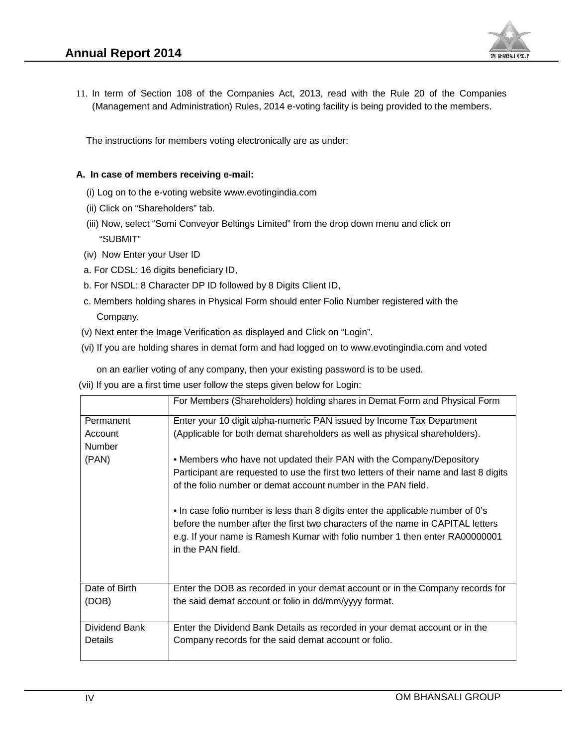11. In term of Section 108 of the Companies Act, 2013, read with the Rule 20 of the Companies (Management and Administration) Rules, 2014 e-voting facility is being provided to the members.

The instructions for members voting electronically are as under:

**A. In case of members receiving e-mail:**

(i) Log on to the e-voting website www.evotingindia.com

(ii) Click on "Shareholders" tab.

(iii) Now, select "Somi Conveyor Beltings Limited" from the drop down menu and click on "SUBMIT"

(iv) Now Enter your User ID

a. For CDSL: 16 digits beneficiary ID,

b. For NSDL: 8 Character DP ID followed by 8 Digits Client ID,

c. Members holding shares in Physical Form should enter Folio Number registered with the Company.

(v) Next enter the Image Verification as displayed and Click on "Login".

(vi) If you are holding shares in demat form and had logged on to www.evotingindia.com and voted on an earlier voting of any company, then your existing password is to be used.

(vii) If you are a first time user follow the steps given below for Login:

| | For Members (Shareholders) holding shares in Demat Form and Physical Form |
|---|---|
| Permanent Account Number (PAN) | Enter your 10 digit alpha-numeric PAN issued by Income Tax Department (Applicable for both demat shareholders as well as physical shareholders).<br><br>• Members who have not updated their PAN with the Company/Depository Participant are requested to use the first two letters of their name and last 8 digits of the folio number or demat account number in the PAN field.<br><br>• In case folio number is less than 8 digits enter the applicable number of 0's before the number after the first two characters of the name in CAPITAL letters e.g. If your name is Ramesh Kumar with folio number 1 then enter RA00000001 in the PAN field. |
| Date of Birth (DOB) | Enter the DOB as recorded in your demat account or in the Company records for the said demat account or folio in dd/mm/yyyy format. |
| Dividend Bank Details | Enter the Dividend Bank Details as recorded in your demat account or in the Company records for the said demat account or folio. |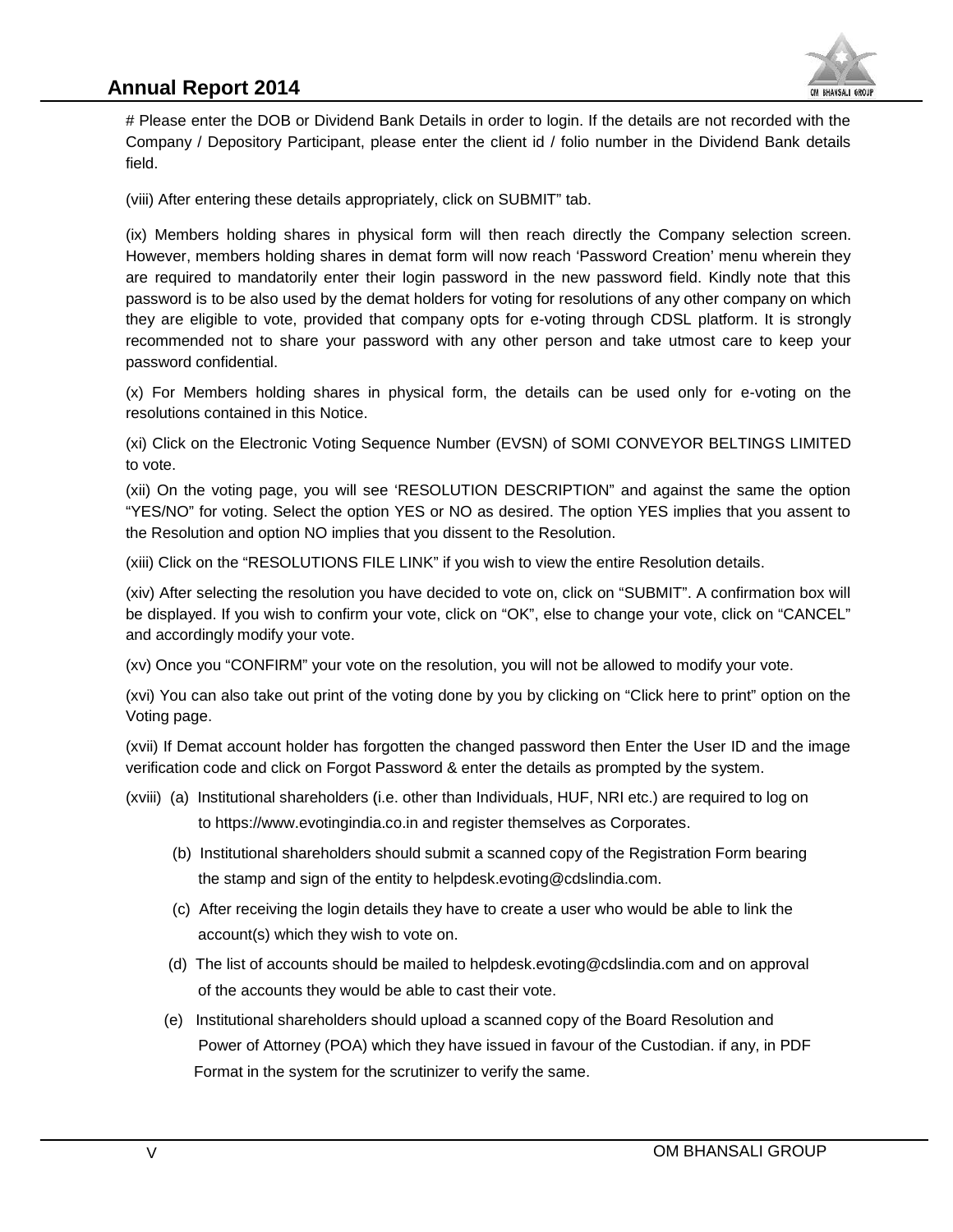# Please enter the DOB or Dividend Bank Details in order to login. If the details are not recorded with the Company / Depository Participant, please enter the client id / folio number in the Dividend Bank details field.

(viii) After entering these details appropriately, click on SUBMIT" tab.

(ix) Members holding shares in physical form will then reach directly the Company selection screen. However, members holding shares in demat form will now reach 'Password Creation' menu wherein they are required to mandatorily enter their login password in the new password field. Kindly note that this password is to be also used by the demat holders for voting for resolutions of any other company on which they are eligible to vote, provided that company opts for e-voting through CDSL platform. It is strongly recommended not to share your password with any other person and take utmost care to keep your password confidential.

(x) For Members holding shares in physical form, the details can be used only for e-voting on the resolutions contained in this Notice.

(xi) Click on the Electronic Voting Sequence Number (EVSN) of SOMI CONVEYOR BELTINGS LIMITED to vote.

(xii) On the voting page, you will see 'RESOLUTION DESCRIPTION" and against the same the option "YES/NO" for voting. Select the option YES or NO as desired. The option YES implies that you assent to the Resolution and option NO implies that you dissent to the Resolution.

(xiii) Click on the "RESOLUTIONS FILE LINK" if you wish to view the entire Resolution details.

(xiv) After selecting the resolution you have decided to vote on, click on "SUBMIT". A confirmation box will be displayed. If you wish to confirm your vote, click on "OK", else to change your vote, click on "CANCEL" and accordingly modify your vote.

(xv) Once you "CONFIRM" your vote on the resolution, you will not be allowed to modify your vote.

(xvi) You can also take out print of the voting done by you by clicking on "Click here to print" option on the Voting page.

(xvii) If Demat account holder has forgotten the changed password then Enter the User ID and the image verification code and click on Forgot Password & enter the details as prompted by the system.

(xviii) (a) Institutional shareholders (i.e. other than Individuals, HUF, NRI etc.) are required to log on to https://www.evotingindia.co.in and register themselves as Corporates.

(b) Institutional shareholders should submit a scanned copy of the Registration Form bearing the stamp and sign of the entity to helpdesk.evoting@cdslindia.com.

(c) After receiving the login details they have to create a user who would be able to link the account(s) which they wish to vote on.

(d) The list of accounts should be mailed to helpdesk.evoting@cdslindia.com and on approval of the accounts they would be able to cast their vote.

(e) Institutional shareholders should upload a scanned copy of the Board Resolution and Power of Attorney (POA) which they have issued in favour of the Custodian. if any, in PDF Format in the system for the scrutinizer to verify the same.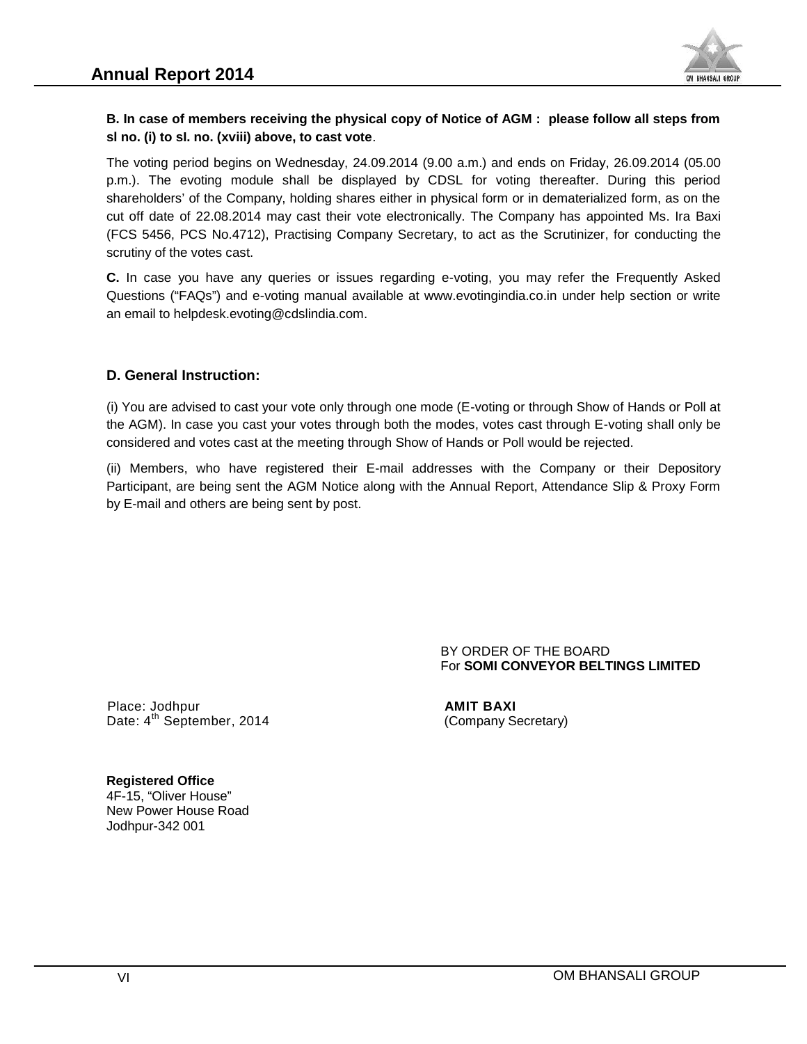**B. In case of members receiving the physical copy of Notice of AGM : please follow all steps from sl no. (i) to sl. no. (xviii) above, to cast vote**.

The voting period begins on Wednesday, 24.09.2014 (9.00 a.m.) and ends on Friday, 26.09.2014 (05.00 p.m.). The evoting module shall be displayed by CDSL for voting thereafter. During this period shareholders' of the Company, holding shares either in physical form or in dematerialized form, as on the cut off date of 22.08.2014 may cast their vote electronically. The Company has appointed Ms. Ira Baxi (FCS 5456, PCS No.4712), Practising Company Secretary, to act as the Scrutinizer, for conducting the scrutiny of the votes cast.

**C.** In case you have any queries or issues regarding e-voting, you may refer the Frequently Asked Questions ("FAQs") and e-voting manual available at www.evotingindia.co.in under help section or write an email to helpdesk.evoting@cdslindia.com.

**D. General Instruction:**

(i) You are advised to cast your vote only through one mode (E-voting or through Show of Hands or Poll at the AGM). In case you cast your votes through both the modes, votes cast through E-voting shall only be considered and votes cast at the meeting through Show of Hands or Poll would be rejected.

(ii) Members, who have registered their E-mail addresses with the Company or their Depository Participant, are being sent the AGM Notice along with the Annual Report, Attendance Slip & Proxy Form by E-mail and others are being sent by post.

BY ORDER OF THE BOARD
For **SOMI CONVEYOR BELTINGS LIMITED**

Place: Jodhpur
Date: 4th September, 2014

**AMIT BAXI**
(Company Secretary)

**Registered Office**
4F-15, "Oliver House"
New Power House Road
Jodhpur-342 001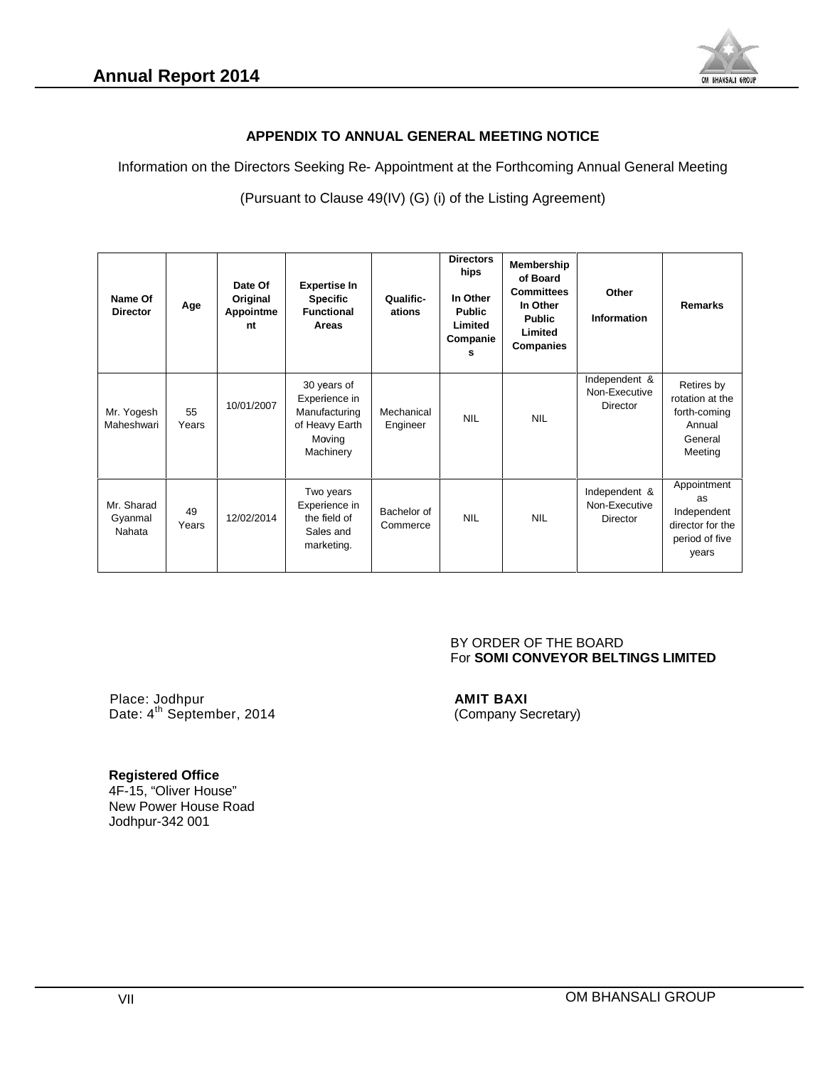## APPENDIX TO ANNUAL GENERAL MEETING NOTICE

Information on the Directors Seeking Re- Appointment at the Forthcoming Annual General Meeting

(Pursuant to Clause 49(IV) (G) (i) of the Listing Agreement)

| Name Of Director | Age | Date Of Original Appointment | Expertise In Specific Functional Areas | Qualifications | Directorships In Other Public Limited Companies | Membership of Board Committees In Other Public Limited Companies | Other Information | Remarks |
|---|---|---|---|---|---|---|---|---|
| Mr. Yogesh Maheshwari | 55 Years | 10/01/2007 | 30 years of Experience in Manufacturing of Heavy Earth Moving Machinery | Mechanical Engineer | NIL | NIL | Independent & Non-Executive Director | Retires by rotation at the forth-coming Annual General Meeting |
| Mr. Sharad Gyanmal Nahata | 49 Years | 12/02/2014 | Two years Experience in the field of Sales and marketing. | Bachelor of Commerce | NIL | NIL | Independent & Non-Executive Director | Appointment as Independent director for the period of five years |

BY ORDER OF THE BOARD
For **SOMI CONVEYOR BELTINGS LIMITED**

Place: Jodhpur
Date: 4th September, 2014

**AMIT BAXI**
(Company Secretary)

**Registered Office**
4F-15, "Oliver House"
New Power House Road
Jodhpur-342 001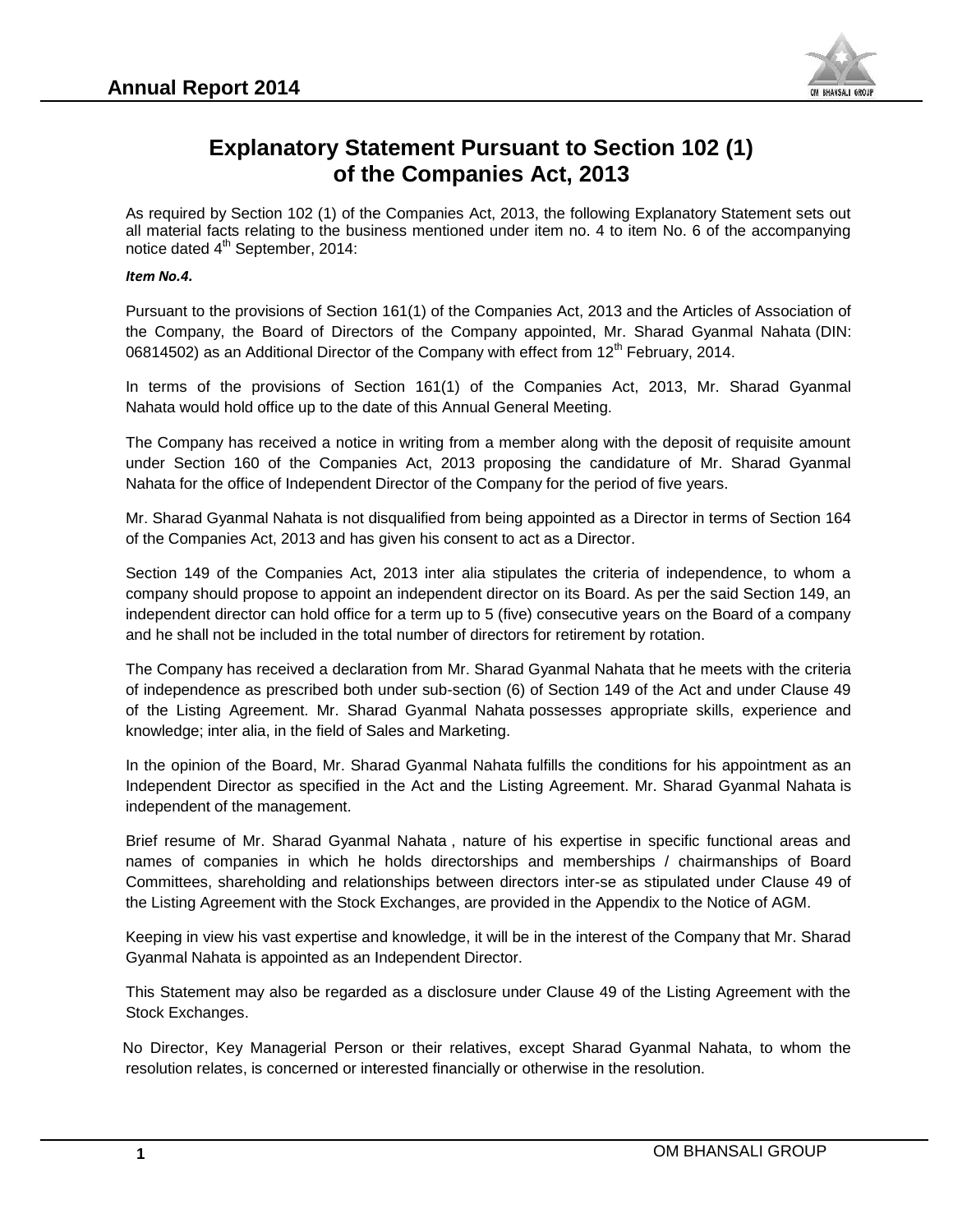# Explanatory Statement Pursuant to Section 102 (1) of the Companies Act, 2013

As required by Section 102 (1) of the Companies Act, 2013, the following Explanatory Statement sets out all material facts relating to the business mentioned under item no. 4 to item No. 6 of the accompanying notice dated 4th September, 2014:

***Item No.4.***

Pursuant to the provisions of Section 161(1) of the Companies Act, 2013 and the Articles of Association of the Company, the Board of Directors of the Company appointed, Mr. Sharad Gyanmal Nahata (DIN: 06814502) as an Additional Director of the Company with effect from 12th February, 2014.

In terms of the provisions of Section 161(1) of the Companies Act, 2013, Mr. Sharad Gyanmal Nahata would hold office up to the date of this Annual General Meeting.

The Company has received a notice in writing from a member along with the deposit of requisite amount under Section 160 of the Companies Act, 2013 proposing the candidature of Mr. Sharad Gyanmal Nahata for the office of Independent Director of the Company for the period of five years.

Mr. Sharad Gyanmal Nahata is not disqualified from being appointed as a Director in terms of Section 164 of the Companies Act, 2013 and has given his consent to act as a Director.

Section 149 of the Companies Act, 2013 inter alia stipulates the criteria of independence, to whom a company should propose to appoint an independent director on its Board. As per the said Section 149, an independent director can hold office for a term up to 5 (five) consecutive years on the Board of a company and he shall not be included in the total number of directors for retirement by rotation.

The Company has received a declaration from Mr. Sharad Gyanmal Nahata that he meets with the criteria of independence as prescribed both under sub-section (6) of Section 149 of the Act and under Clause 49 of the Listing Agreement. Mr. Sharad Gyanmal Nahata possesses appropriate skills, experience and knowledge; inter alia, in the field of Sales and Marketing.

In the opinion of the Board, Mr. Sharad Gyanmal Nahata fulfills the conditions for his appointment as an Independent Director as specified in the Act and the Listing Agreement. Mr. Sharad Gyanmal Nahata is independent of the management.

Brief resume of Mr. Sharad Gyanmal Nahata , nature of his expertise in specific functional areas and names of companies in which he holds directorships and memberships / chairmanships of Board Committees, shareholding and relationships between directors inter-se as stipulated under Clause 49 of the Listing Agreement with the Stock Exchanges, are provided in the Appendix to the Notice of AGM.

Keeping in view his vast expertise and knowledge, it will be in the interest of the Company that Mr. Sharad Gyanmal Nahata is appointed as an Independent Director.

This Statement may also be regarded as a disclosure under Clause 49 of the Listing Agreement with the Stock Exchanges.

No Director, Key Managerial Person or their relatives, except Sharad Gyanmal Nahata, to whom the resolution relates, is concerned or interested financially or otherwise in the resolution.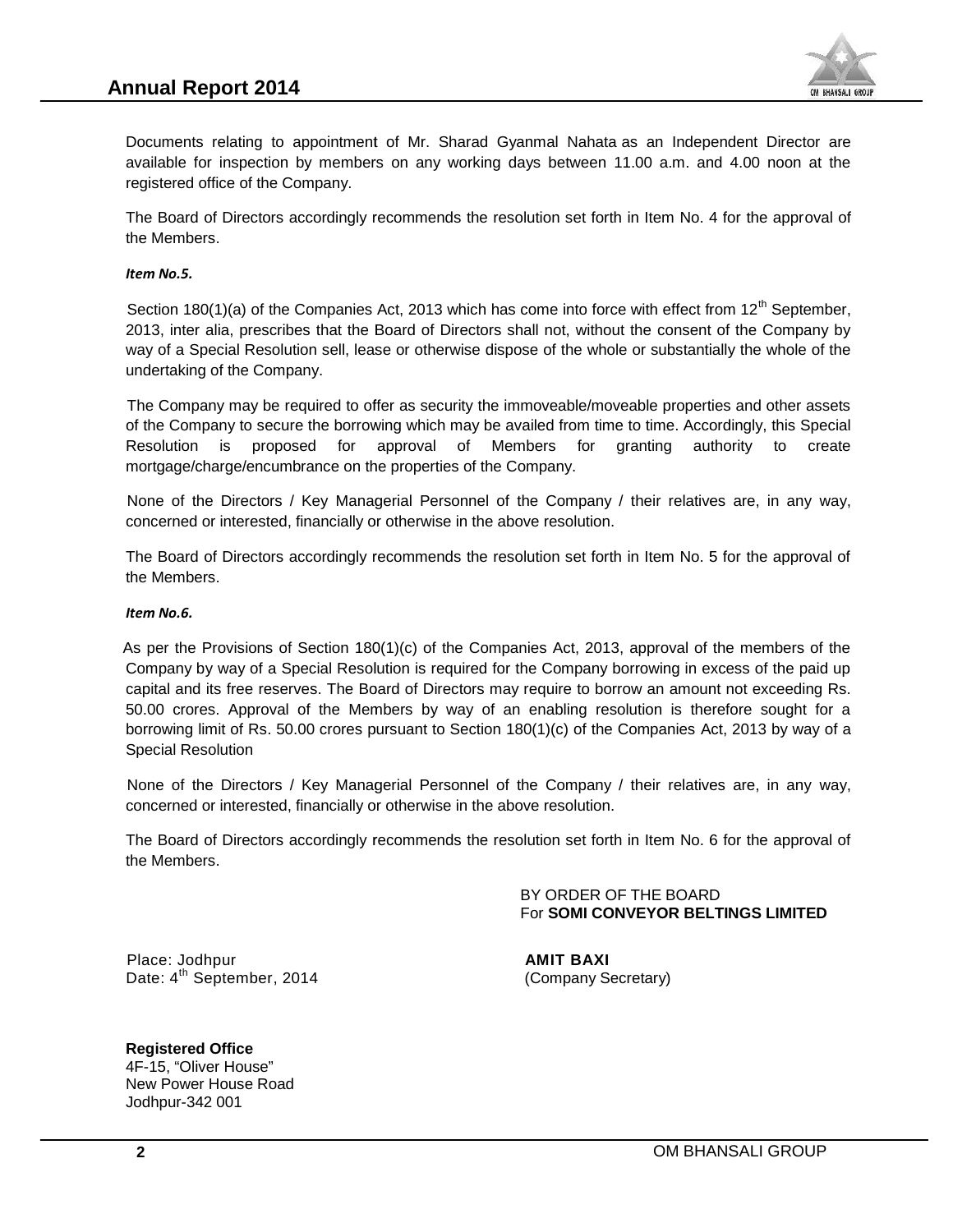Documents relating to appointment of Mr. Sharad Gyanmal Nahata as an Independent Director are available for inspection by members on any working days between 11.00 a.m. and 4.00 noon at the registered office of the Company.

The Board of Directors accordingly recommends the resolution set forth in Item No. 4 for the approval of the Members.

***Item No.5.***

Section 180(1)(a) of the Companies Act, 2013 which has come into force with effect from 12th September, 2013, inter alia, prescribes that the Board of Directors shall not, without the consent of the Company by way of a Special Resolution sell, lease or otherwise dispose of the whole or substantially the whole of the undertaking of the Company.

The Company may be required to offer as security the immoveable/moveable properties and other assets of the Company to secure the borrowing which may be availed from time to time. Accordingly, this Special Resolution is proposed for approval of Members for granting authority to create mortgage/charge/encumbrance on the properties of the Company.

None of the Directors / Key Managerial Personnel of the Company / their relatives are, in any way, concerned or interested, financially or otherwise in the above resolution.

The Board of Directors accordingly recommends the resolution set forth in Item No. 5 for the approval of the Members.

***Item No.6.***

As per the Provisions of Section 180(1)(c) of the Companies Act, 2013, approval of the members of the Company by way of a Special Resolution is required for the Company borrowing in excess of the paid up capital and its free reserves. The Board of Directors may require to borrow an amount not exceeding Rs. 50.00 crores. Approval of the Members by way of an enabling resolution is therefore sought for a borrowing limit of Rs. 50.00 crores pursuant to Section 180(1)(c) of the Companies Act, 2013 by way of a Special Resolution

None of the Directors / Key Managerial Personnel of the Company / their relatives are, in any way, concerned or interested, financially or otherwise in the above resolution.

The Board of Directors accordingly recommends the resolution set forth in Item No. 6 for the approval of the Members.

BY ORDER OF THE BOARD
For **SOMI CONVEYOR BELTINGS LIMITED**

Place: Jodhpur
Date: 4th September, 2014

**AMIT BAXI**
(Company Secretary)

**Registered Office**
4F-15, "Oliver House"
New Power House Road
Jodhpur-342 001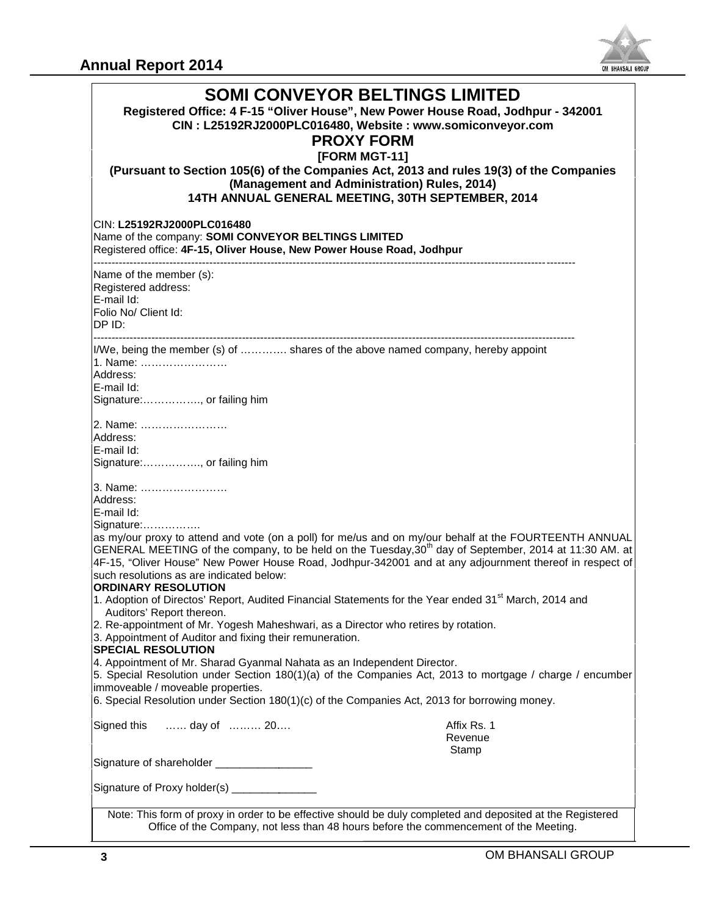# SOMI CONVEYOR BELTINGS LIMITED

**Registered Office: 4 F-15 "Oliver House", New Power House Road, Jodhpur - 342001**
**CIN : L25192RJ2000PLC016480, Website : www.somiconveyor.com**

## PROXY FORM

**[FORM MGT-11]**

**(Pursuant to Section 105(6) of the Companies Act, 2013 and rules 19(3) of the Companies (Management and Administration) Rules, 2014)**

**14TH ANNUAL GENERAL MEETING, 30TH SEPTEMBER, 2014**

CIN: **L25192RJ2000PLC016480**
Name of the company: **SOMI CONVEYOR BELTINGS LIMITED**
Registered office: **4F-15, Oliver House, New Power House Road, Jodhpur**

---

Name of the member (s):
Registered address:
E-mail Id:
Folio No/ Client Id:
DP ID:

---

I/We, being the member (s) of …………. shares of the above named company, hereby appoint

1. Name: ……………………
Address:
E-mail Id:
Signature:……………., or failing him

2. Name: ……………………
Address:
E-mail Id:
Signature:……………., or failing him

3. Name: ……………………
Address:
E-mail Id:
Signature:…………….

as my/our proxy to attend and vote (on a poll) for me/us and on my/our behalf at the FOURTEENTH ANNUAL GENERAL MEETING of the company, to be held on the Tuesday,30th day of September, 2014 at 11:30 AM. at 4F-15, "Oliver House" New Power House Road, Jodhpur-342001 and at any adjournment thereof in respect of such resolutions as are indicated below:

**ORDINARY RESOLUTION**

1. Adoption of Directos' Report, Audited Financial Statements for the Year ended 31st March, 2014 and Auditors' Report thereon.
2. Re-appointment of Mr. Yogesh Maheshwari, as a Director who retires by rotation.
3. Appointment of Auditor and fixing their remuneration.

**SPECIAL RESOLUTION**

4. Appointment of Mr. Sharad Gyanmal Nahata as an Independent Director.
5. Special Resolution under Section 180(1)(a) of the Companies Act, 2013 to mortgage / charge / encumber immoveable / moveable properties.
6. Special Resolution under Section 180(1)(c) of the Companies Act, 2013 for borrowing money.

Signed this …… day of ……… 20….

Affix Rs. 1 Revenue Stamp

Signature of shareholder ________________

Signature of Proxy holder(s) ______________

Note: This form of proxy in order to be effective should be duly completed and deposited at the Registered Office of the Company, not less than 48 hours before the commencement of the Meeting.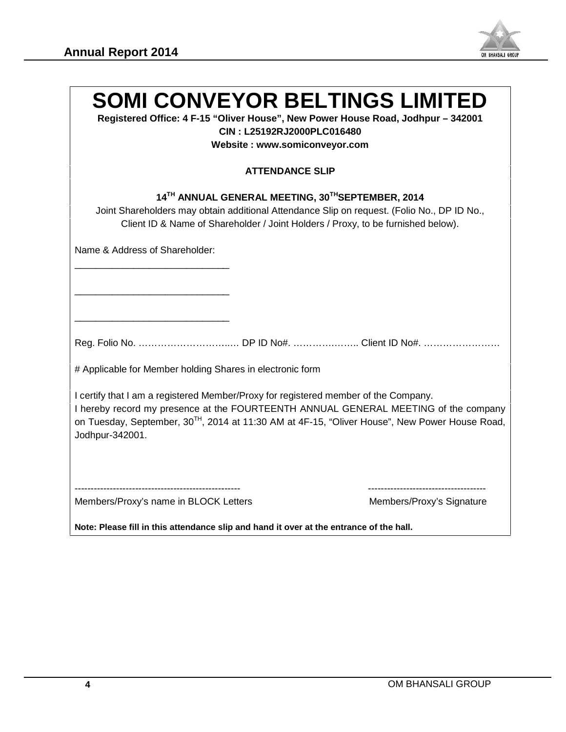# SOMI CONVEYOR BELTINGS LIMITED

**Registered Office: 4 F-15 "Oliver House", New Power House Road, Jodhpur – 342001**

**CIN : L25192RJ2000PLC016480**

**Website : www.somiconveyor.com**

**ATTENDANCE SLIP**

**14TH ANNUAL GENERAL MEETING, 30THSEPTEMBER, 2014**

Joint Shareholders may obtain additional Attendance Slip on request. (Folio No., DP ID No., Client ID & Name of Shareholder / Joint Holders / Proxy, to be furnished below).

Name & Address of Shareholder:

______________________________

______________________________

______________________________

Reg. Folio No. ………………………..… DP ID No#. ……………….. Client ID No#. ……………………

# Applicable for Member holding Shares in electronic form

I certify that I am a registered Member/Proxy for registered member of the Company.

I hereby record my presence at the FOURTEENTH ANNUAL GENERAL MEETING of the company on Tuesday, September, 30TH, 2014 at 11:30 AM at 4F-15, "Oliver House", New Power House Road, Jodhpur-342001.

--------------------------------------------------- ------------------------------------

Members/Proxy's name in BLOCK Letters Members/Proxy's Signature

**Note: Please fill in this attendance slip and hand it over at the entrance of the hall.**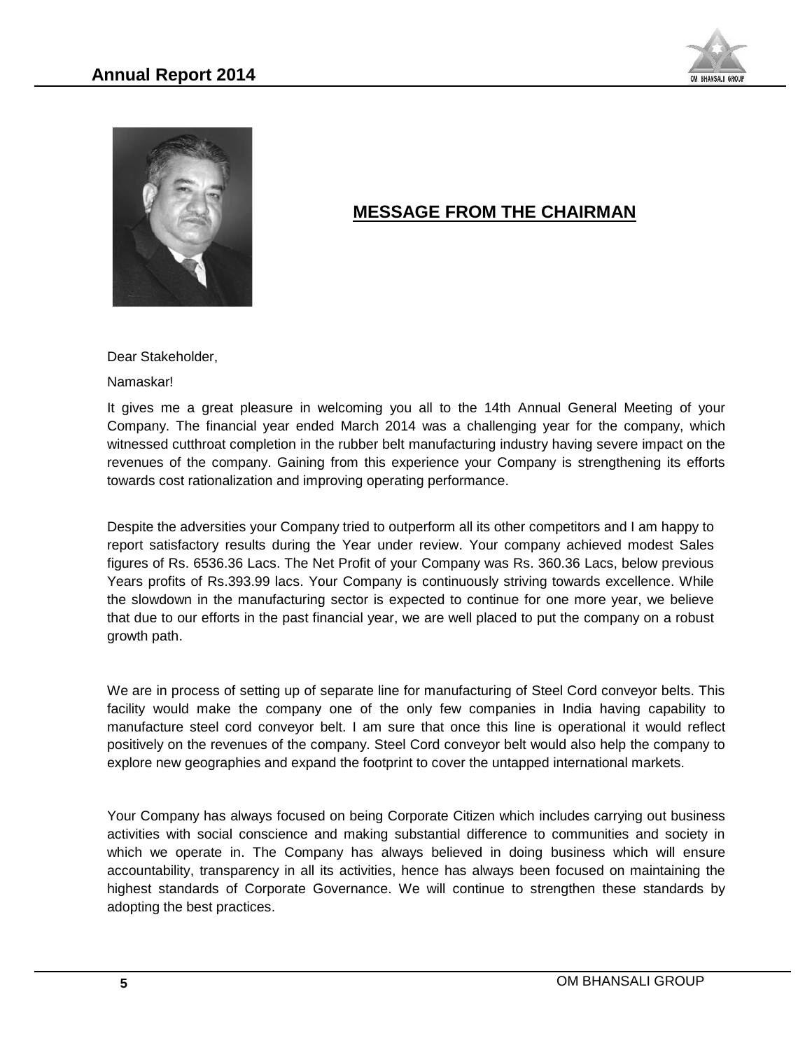# MESSAGE FROM THE CHAIRMAN

Dear Stakeholder,

Namaskar!

It gives me a great pleasure in welcoming you all to the 14th Annual General Meeting of your Company. The financial year ended March 2014 was a challenging year for the company, which witnessed cutthroat completion in the rubber belt manufacturing industry having severe impact on the revenues of the company. Gaining from this experience your Company is strengthening its efforts towards cost rationalization and improving operating performance.

Despite the adversities your Company tried to outperform all its other competitors and I am happy to report satisfactory results during the Year under review. Your company achieved modest Sales figures of Rs. 6536.36 Lacs. The Net Profit of your Company was Rs. 360.36 Lacs, below previous Years profits of Rs.393.99 lacs. Your Company is continuously striving towards excellence. While the slowdown in the manufacturing sector is expected to continue for one more year, we believe that due to our efforts in the past financial year, we are well placed to put the company on a robust growth path.

We are in process of setting up of separate line for manufacturing of Steel Cord conveyor belts. This facility would make the company one of the only few companies in India having capability to manufacture steel cord conveyor belt. I am sure that once this line is operational it would reflect positively on the revenues of the company. Steel Cord conveyor belt would also help the company to explore new geographies and expand the footprint to cover the untapped international markets.

Your Company has always focused on being Corporate Citizen which includes carrying out business activities with social conscience and making substantial difference to communities and society in which we operate in. The Company has always believed in doing business which will ensure accountability, transparency in all its activities, hence has always been focused on maintaining the highest standards of Corporate Governance. We will continue to strengthen these standards by adopting the best practices.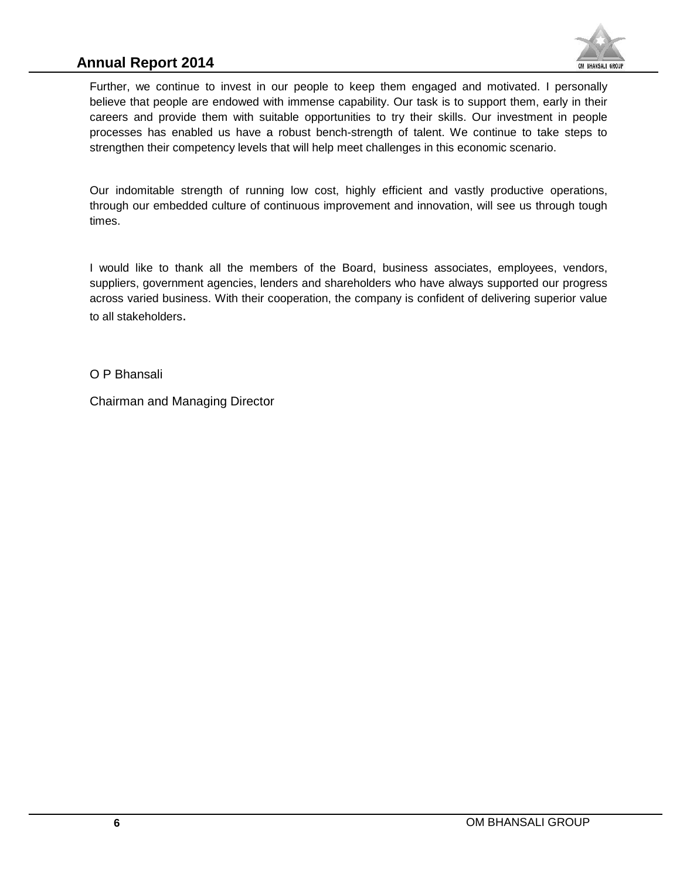Further, we continue to invest in our people to keep them engaged and motivated. I personally believe that people are endowed with immense capability. Our task is to support them, early in their careers and provide them with suitable opportunities to try their skills. Our investment in people processes has enabled us have a robust bench-strength of talent. We continue to take steps to strengthen their competency levels that will help meet challenges in this economic scenario.

Our indomitable strength of running low cost, highly efficient and vastly productive operations, through our embedded culture of continuous improvement and innovation, will see us through tough times.

I would like to thank all the members of the Board, business associates, employees, vendors, suppliers, government agencies, lenders and shareholders who have always supported our progress across varied business. With their cooperation, the company is confident of delivering superior value to all stakeholders.

O P Bhansali

Chairman and Managing Director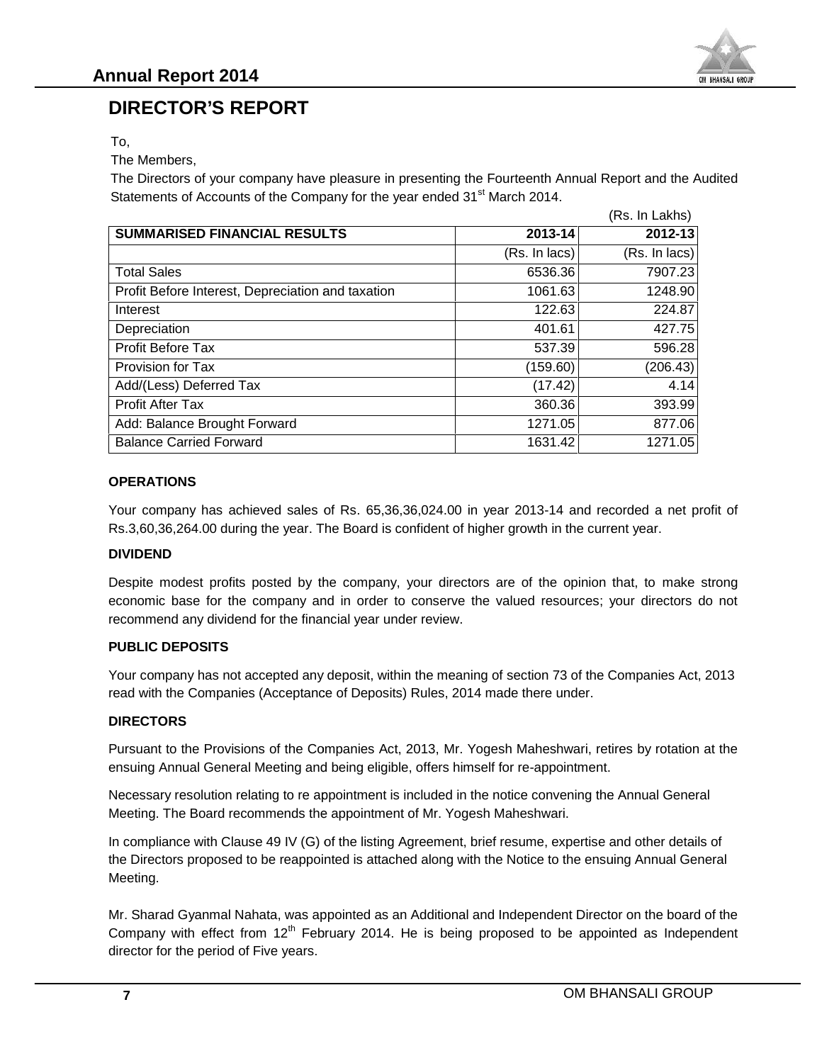# DIRECTOR'S REPORT

To,

The Members,

The Directors of your company have pleasure in presenting the Fourteenth Annual Report and the Audited Statements of Accounts of the Company for the year ended 31st March 2014.

(Rs. In Lakhs)

| SUMMARISED FINANCIAL RESULTS | 2013-14 | 2012-13 |
|---|---|---|
| | (Rs. In lacs) | (Rs. In lacs) |
| Total Sales | 6536.36 | 7907.23 |
| Profit Before Interest, Depreciation and taxation | 1061.63 | 1248.90 |
| Interest | 122.63 | 224.87 |
| Depreciation | 401.61 | 427.75 |
| Profit Before Tax | 537.39 | 596.28 |
| Provision for Tax | (159.60) | (206.43) |
| Add/(Less) Deferred Tax | (17.42) | 4.14 |
| Profit After Tax | 360.36 | 393.99 |
| Add: Balance Brought Forward | 1271.05 | 877.06 |
| Balance Carried Forward | 1631.42 | 1271.05 |

**OPERATIONS**

Your company has achieved sales of Rs. 65,36,36,024.00 in year 2013-14 and recorded a net profit of Rs.3,60,36,264.00 during the year. The Board is confident of higher growth in the current year.

**DIVIDEND**

Despite modest profits posted by the company, your directors are of the opinion that, to make strong economic base for the company and in order to conserve the valued resources; your directors do not recommend any dividend for the financial year under review.

**PUBLIC DEPOSITS**

Your company has not accepted any deposit, within the meaning of section 73 of the Companies Act, 2013 read with the Companies (Acceptance of Deposits) Rules, 2014 made there under.

**DIRECTORS**

Pursuant to the Provisions of the Companies Act, 2013, Mr. Yogesh Maheshwari, retires by rotation at the ensuing Annual General Meeting and being eligible, offers himself for re-appointment.

Necessary resolution relating to re appointment is included in the notice convening the Annual General Meeting. The Board recommends the appointment of Mr. Yogesh Maheshwari.

In compliance with Clause 49 IV (G) of the listing Agreement, brief resume, expertise and other details of the Directors proposed to be reappointed is attached along with the Notice to the ensuing Annual General Meeting.

Mr. Sharad Gyanmal Nahata, was appointed as an Additional and Independent Director on the board of the Company with effect from 12th February 2014. He is being proposed to be appointed as Independent director for the period of Five years.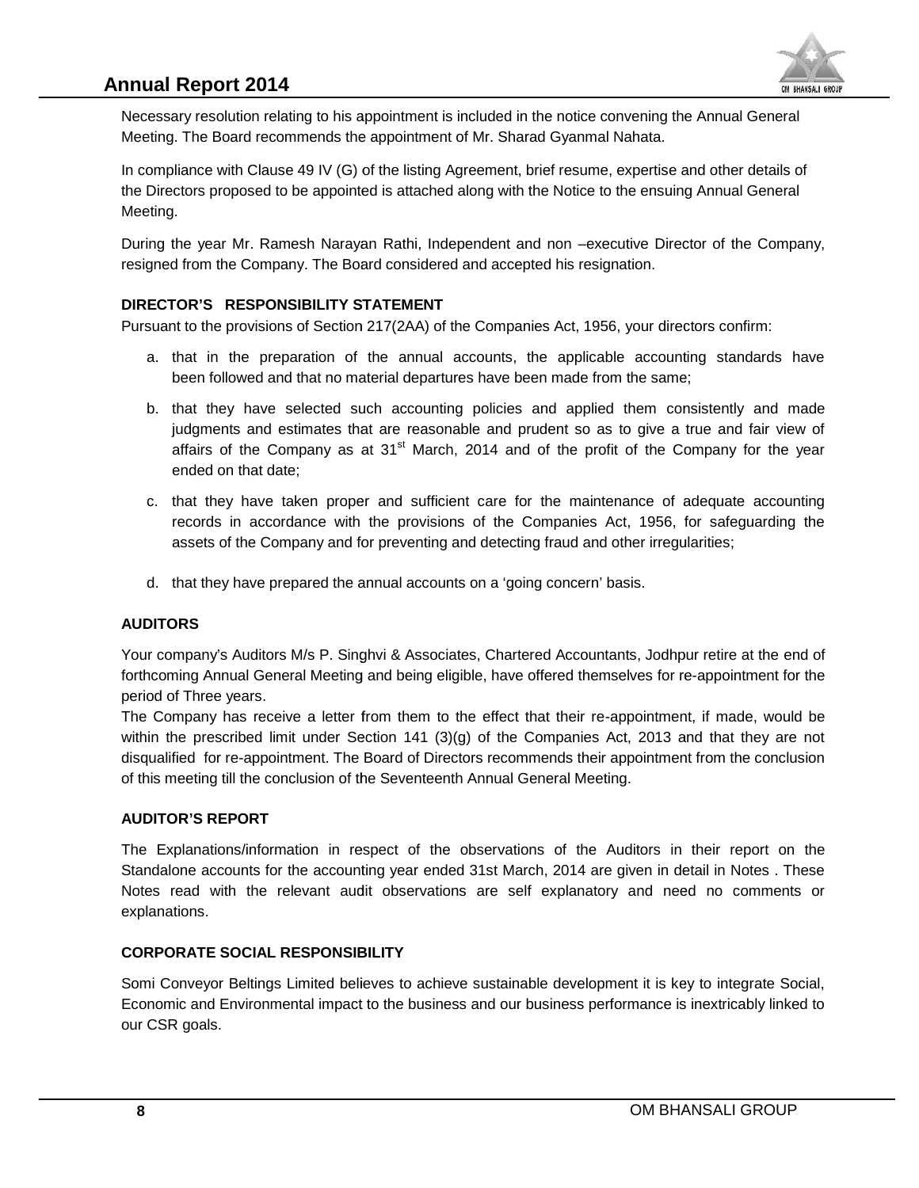Necessary resolution relating to his appointment is included in the notice convening the Annual General Meeting. The Board recommends the appointment of Mr. Sharad Gyanmal Nahata.

In compliance with Clause 49 IV (G) of the listing Agreement, brief resume, expertise and other details of the Directors proposed to be appointed is attached along with the Notice to the ensuing Annual General Meeting.

During the year Mr. Ramesh Narayan Rathi, Independent and non –executive Director of the Company, resigned from the Company. The Board considered and accepted his resignation.

## DIRECTOR'S RESPONSIBILITY STATEMENT

Pursuant to the provisions of Section 217(2AA) of the Companies Act, 1956, your directors confirm:

a. that in the preparation of the annual accounts, the applicable accounting standards have been followed and that no material departures have been made from the same;

b. that they have selected such accounting policies and applied them consistently and made judgments and estimates that are reasonable and prudent so as to give a true and fair view of affairs of the Company as at 31st March, 2014 and of the profit of the Company for the year ended on that date;

c. that they have taken proper and sufficient care for the maintenance of adequate accounting records in accordance with the provisions of the Companies Act, 1956, for safeguarding the assets of the Company and for preventing and detecting fraud and other irregularities;

d. that they have prepared the annual accounts on a 'going concern' basis.

## AUDITORS

Your company's Auditors M/s P. Singhvi & Associates, Chartered Accountants, Jodhpur retire at the end of forthcoming Annual General Meeting and being eligible, have offered themselves for re-appointment for the period of Three years.

The Company has receive a letter from them to the effect that their re-appointment, if made, would be within the prescribed limit under Section 141 (3)(g) of the Companies Act, 2013 and that they are not disqualified for re-appointment. The Board of Directors recommends their appointment from the conclusion of this meeting till the conclusion of the Seventeenth Annual General Meeting.

## AUDITOR'S REPORT

The Explanations/information in respect of the observations of the Auditors in their report on the Standalone accounts for the accounting year ended 31st March, 2014 are given in detail in Notes . These Notes read with the relevant audit observations are self explanatory and need no comments or explanations.

## CORPORATE SOCIAL RESPONSIBILITY

Somi Conveyor Beltings Limited believes to achieve sustainable development it is key to integrate Social, Economic and Environmental impact to the business and our business performance is inextricably linked to our CSR goals.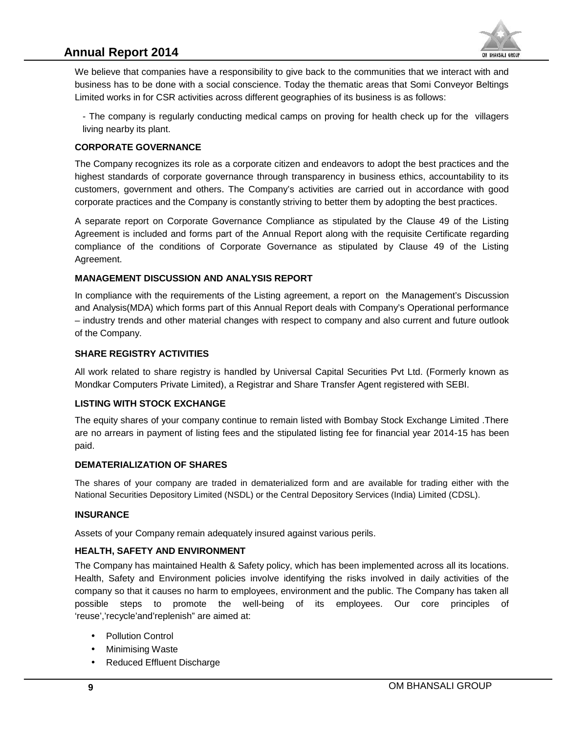We believe that companies have a responsibility to give back to the communities that we interact with and business has to be done with a social conscience. Today the thematic areas that Somi Conveyor Beltings Limited works in for CSR activities across different geographies of its business is as follows:

- The company is regularly conducting medical camps on proving for health check up for the villagers living nearby its plant.

**CORPORATE GOVERNANCE**

The Company recognizes its role as a corporate citizen and endeavors to adopt the best practices and the highest standards of corporate governance through transparency in business ethics, accountability to its customers, government and others. The Company's activities are carried out in accordance with good corporate practices and the Company is constantly striving to better them by adopting the best practices.

A separate report on Corporate Governance Compliance as stipulated by the Clause 49 of the Listing Agreement is included and forms part of the Annual Report along with the requisite Certificate regarding compliance of the conditions of Corporate Governance as stipulated by Clause 49 of the Listing Agreement.

**MANAGEMENT DISCUSSION AND ANALYSIS REPORT**

In compliance with the requirements of the Listing agreement, a report on the Management's Discussion and Analysis(MDA) which forms part of this Annual Report deals with Company's Operational performance – industry trends and other material changes with respect to company and also current and future outlook of the Company.

**SHARE REGISTRY ACTIVITIES**

All work related to share registry is handled by Universal Capital Securities Pvt Ltd. (Formerly known as Mondkar Computers Private Limited), a Registrar and Share Transfer Agent registered with SEBI.

**LISTING WITH STOCK EXCHANGE**

The equity shares of your company continue to remain listed with Bombay Stock Exchange Limited .There are no arrears in payment of listing fees and the stipulated listing fee for financial year 2014-15 has been paid.

**DEMATERIALIZATION OF SHARES**

The shares of your company are traded in dematerialized form and are available for trading either with the National Securities Depository Limited (NSDL) or the Central Depository Services (India) Limited (CDSL).

**INSURANCE**

Assets of your Company remain adequately insured against various perils.

**HEALTH, SAFETY AND ENVIRONMENT**

The Company has maintained Health & Safety policy, which has been implemented across all its locations. Health, Safety and Environment policies involve identifying the risks involved in daily activities of the company so that it causes no harm to employees, environment and the public. The Company has taken all possible steps to promote the well-being of its employees. Our core principles of 'reuse','recycle'and'replenish" are aimed at:

- Pollution Control
- Minimising Waste
- Reduced Effluent Discharge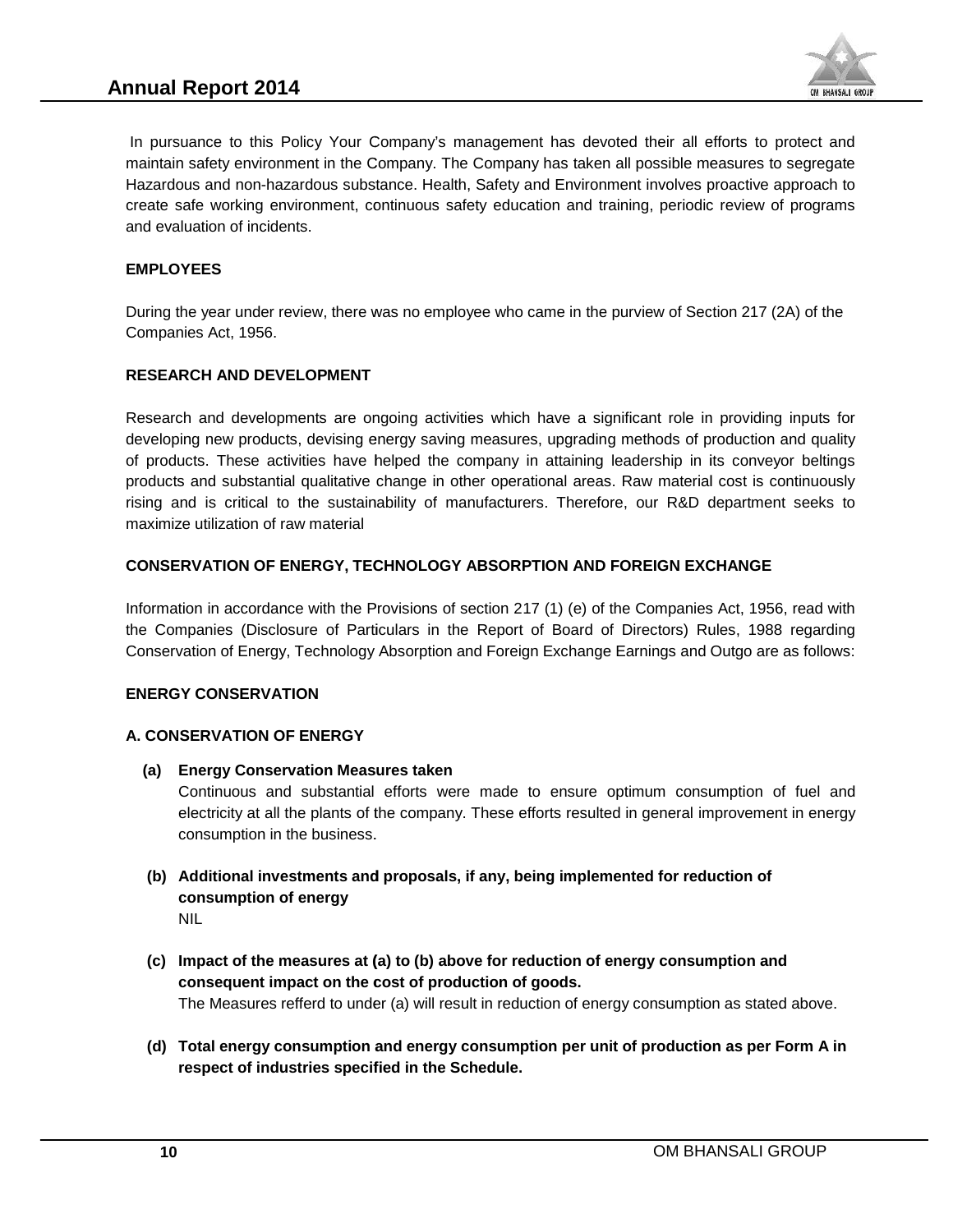In pursuance to this Policy Your Company's management has devoted their all efforts to protect and maintain safety environment in the Company. The Company has taken all possible measures to segregate Hazardous and non-hazardous substance. Health, Safety and Environment involves proactive approach to create safe working environment, continuous safety education and training, periodic review of programs and evaluation of incidents.

**EMPLOYEES**

During the year under review, there was no employee who came in the purview of Section 217 (2A) of the Companies Act, 1956.

**RESEARCH AND DEVELOPMENT**

Research and developments are ongoing activities which have a significant role in providing inputs for developing new products, devising energy saving measures, upgrading methods of production and quality of products. These activities have helped the company in attaining leadership in its conveyor beltings products and substantial qualitative change in other operational areas. Raw material cost is continuously rising and is critical to the sustainability of manufacturers. Therefore, our R&D department seeks to maximize utilization of raw material

**CONSERVATION OF ENERGY, TECHNOLOGY ABSORPTION AND FOREIGN EXCHANGE**

Information in accordance with the Provisions of section 217 (1) (e) of the Companies Act, 1956, read with the Companies (Disclosure of Particulars in the Report of Board of Directors) Rules, 1988 regarding Conservation of Energy, Technology Absorption and Foreign Exchange Earnings and Outgo are as follows:

**ENERGY CONSERVATION**

**A. CONSERVATION OF ENERGY**

**(a) Energy Conservation Measures taken**

Continuous and substantial efforts were made to ensure optimum consumption of fuel and electricity at all the plants of the company. These efforts resulted in general improvement in energy consumption in the business.

**(b) Additional investments and proposals, if any, being implemented for reduction of consumption of energy**

NIL

**(c) Impact of the measures at (a) to (b) above for reduction of energy consumption and consequent impact on the cost of production of goods.**

The Measures refferd to under (a) will result in reduction of energy consumption as stated above.

**(d) Total energy consumption and energy consumption per unit of production as per Form A in respect of industries specified in the Schedule.**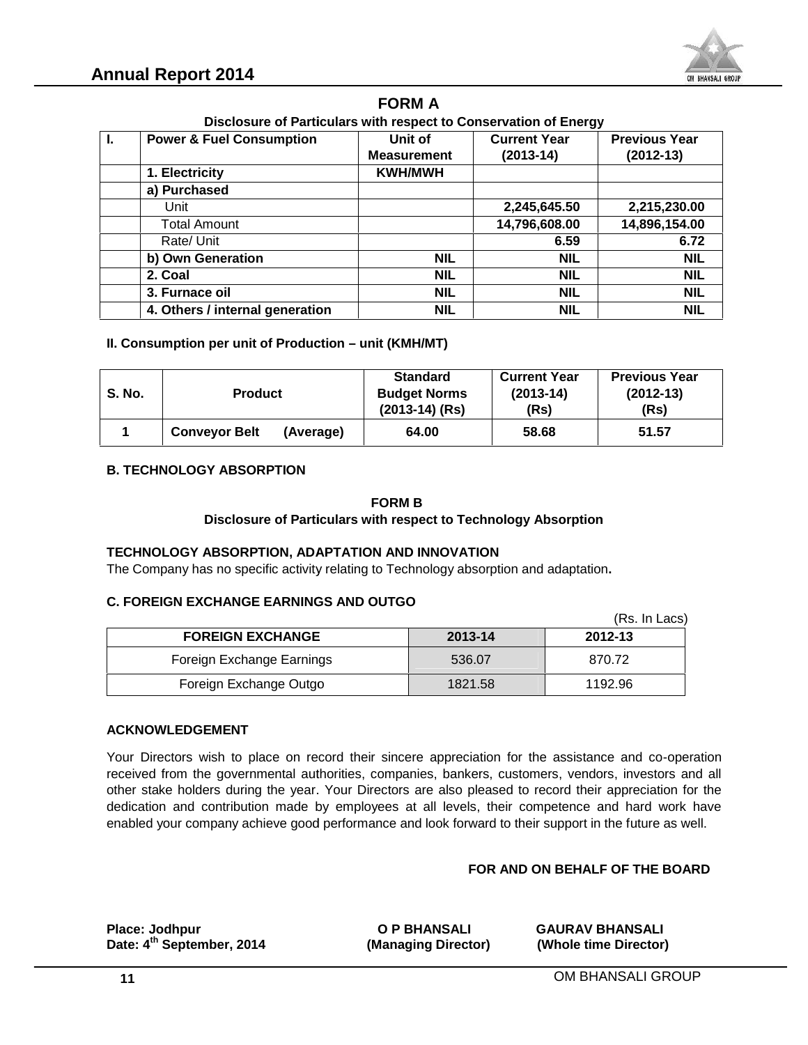## FORM A

**Disclosure of Particulars with respect to Conservation of Energy**

| I. | Power & Fuel Consumption | Unit of Measurement | Current Year (2013-14) | Previous Year (2012-13) |
|---|---|---|---|---|
| | **1. Electricity** | **KWH/MWH** | | |
| | **a) Purchased** | | | |
| | Unit | | **2,245,645.50** | **2,215,230.00** |
| | Total Amount | | **14,796,608.00** | **14,896,154.00** |
| | Rate/ Unit | | **6.59** | **6.72** |
| | **b) Own Generation** | **NIL** | **NIL** | **NIL** |
| | **2. Coal** | **NIL** | **NIL** | **NIL** |
| | **3. Furnace oil** | **NIL** | **NIL** | **NIL** |
| | **4. Others / internal generation** | **NIL** | **NIL** | **NIL** |

**II. Consumption per unit of Production – unit (KMH/MT)**

| S. No. | Product | Standard Budget Norms (2013-14) (Rs) | Current Year (2013-14) (Rs) | Previous Year (2012-13) (Rs) |
|---|---|---|---|---|
| **1** | **Conveyor Belt (Average)** | **64.00** | **58.68** | **51.57** |

### B. TECHNOLOGY ABSORPTION

**FORM B**

**Disclosure of Particulars with respect to Technology Absorption**

**TECHNOLOGY ABSORPTION, ADAPTATION AND INNOVATION**

The Company has no specific activity relating to Technology absorption and adaptation.

### C. FOREIGN EXCHANGE EARNINGS AND OUTGO

(Rs. In Lacs)

| FOREIGN EXCHANGE | 2013-14 | 2012-13 |
|---|---|---|
| Foreign Exchange Earnings | 536.07 | 870.72 |
| Foreign Exchange Outgo | 1821.58 | 1192.96 |

### ACKNOWLEDGEMENT

Your Directors wish to place on record their sincere appreciation for the assistance and co-operation received from the governmental authorities, companies, bankers, customers, vendors, investors and all other stake holders during the year. Your Directors are also pleased to record their appreciation for the dedication and contribution made by employees at all levels, their competence and hard work have enabled your company achieve good performance and look forward to their support in the future as well.

**FOR AND ON BEHALF OF THE BOARD**

**Place: Jodhpur**
**Date: 4th September, 2014**

**O P BHANSALI**
**(Managing Director)**

**GAURAV BHANSALI**
**(Whole time Director)**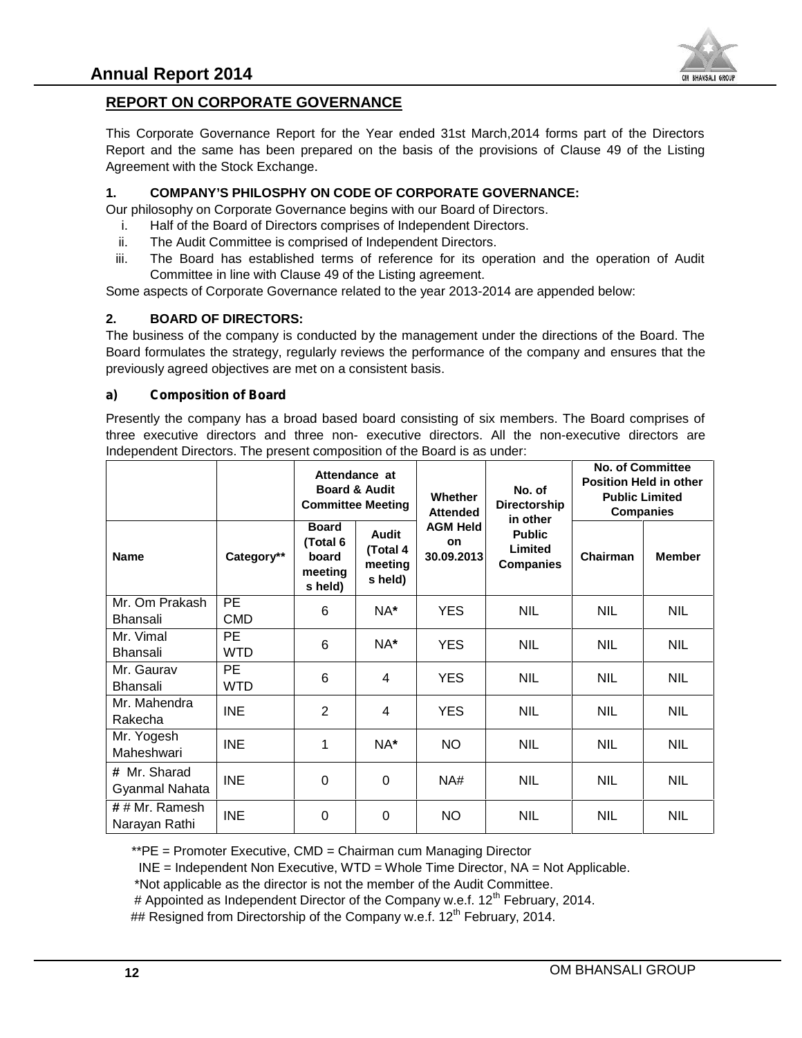## REPORT ON CORPORATE GOVERNANCE

This Corporate Governance Report for the Year ended 31st March,2014 forms part of the Directors Report and the same has been prepared on the basis of the provisions of Clause 49 of the Listing Agreement with the Stock Exchange.

### 1. COMPANY'S PHILOSPHY ON CODE OF CORPORATE GOVERNANCE:

Our philosophy on Corporate Governance begins with our Board of Directors.

i. Half of the Board of Directors comprises of Independent Directors.
ii. The Audit Committee is comprised of Independent Directors.
iii. The Board has established terms of reference for its operation and the operation of Audit Committee in line with Clause 49 of the Listing agreement.

Some aspects of Corporate Governance related to the year 2013-2014 are appended below:

### 2. BOARD OF DIRECTORS:

The business of the company is conducted by the management under the directions of the Board. The Board formulates the strategy, regularly reviews the performance of the company and ensures that the previously agreed objectives are met on a consistent basis.

#### a) Composition of Board

Presently the company has a broad based board consisting of six members. The Board comprises of three executive directors and three non- executive directors. All the non-executive directors are Independent Directors. The present composition of the Board is as under:

| Name | Category** | Attendance at Board & Audit Committee Meeting | | Whether Attended AGM Held on 30.09.2013 | No. of Directorship in other Public Limited Companies | No. of Committee Position Held in other Public Limited Companies | |
|---|---|---|---|---|---|---|---|
| | | Board (Total 6 board meetings held) | Audit (Total 4 meeting s held) | | | Chairman | Member |
| Mr. Om Prakash Bhansali | PE CMD | 6 | NA* | YES | NIL | NIL | NIL |
| Mr. Vimal Bhansali | PE WTD | 6 | NA* | YES | NIL | NIL | NIL |
| Mr. Gaurav Bhansali | PE WTD | 6 | 4 | YES | NIL | NIL | NIL |
| Mr. Mahendra Rakecha | INE | 2 | 4 | YES | NIL | NIL | NIL |
| Mr. Yogesh Maheshwari | INE | 1 | NA* | NO | NIL | NIL | NIL |
| # Mr. Sharad Gyanmal Nahata | INE | 0 | 0 | NA# | NIL | NIL | NIL |
| ## Mr. Ramesh Narayan Rathi | INE | 0 | 0 | NO | NIL | NIL | NIL |

**PE = Promoter Executive, CMD = Chairman cum Managing Director

INE = Independent Non Executive, WTD = Whole Time Director, NA = Not Applicable.

*Not applicable as the director is not the member of the Audit Committee.

# Appointed as Independent Director of the Company w.e.f. 12th February, 2014.

## Resigned from Directorship of the Company w.e.f. 12th February, 2014.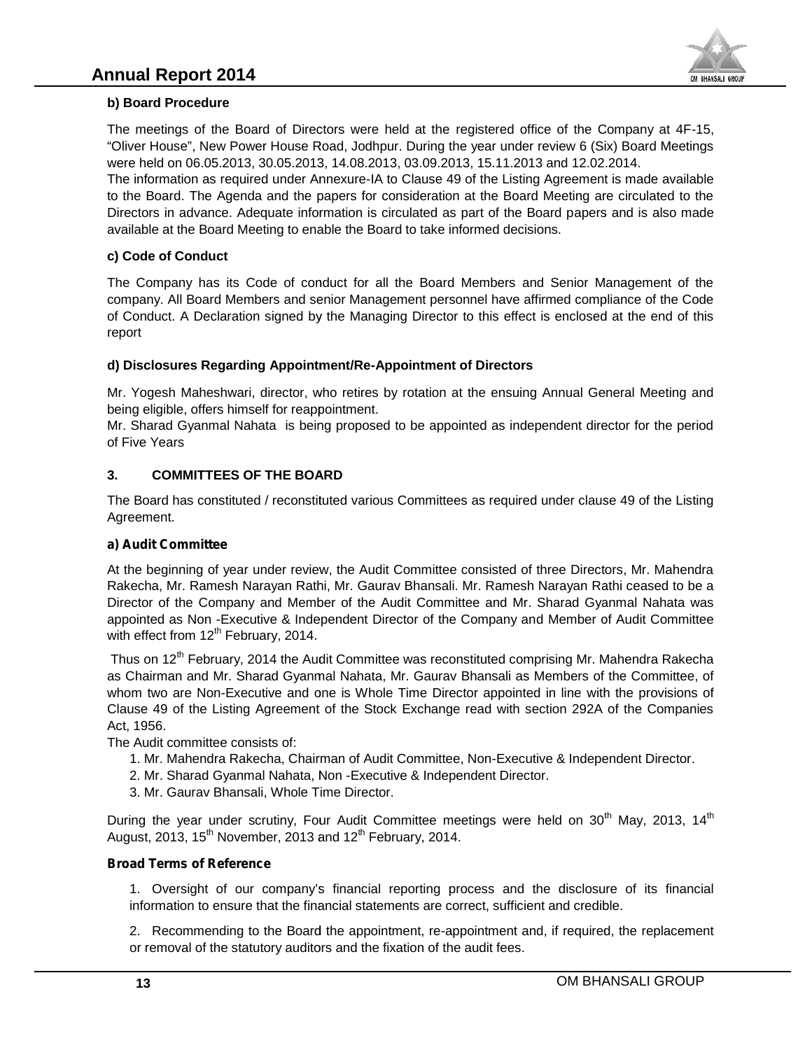**b) Board Procedure**

The meetings of the Board of Directors were held at the registered office of the Company at 4F-15, “Oliver House”, New Power House Road, Jodhpur. During the year under review 6 (Six) Board Meetings were held on 06.05.2013, 30.05.2013, 14.08.2013, 03.09.2013, 15.11.2013 and 12.02.2014.
The information as required under Annexure-IA to Clause 49 of the Listing Agreement is made available to the Board. The Agenda and the papers for consideration at the Board Meeting are circulated to the Directors in advance. Adequate information is circulated as part of the Board papers and is also made available at the Board Meeting to enable the Board to take informed decisions.

**c) Code of Conduct**

The Company has its Code of conduct for all the Board Members and Senior Management of the company. All Board Members and senior Management personnel have affirmed compliance of the Code of Conduct. A Declaration signed by the Managing Director to this effect is enclosed at the end of this report

**d) Disclosures Regarding Appointment/Re-Appointment of Directors**

Mr. Yogesh Maheshwari, director, who retires by rotation at the ensuing Annual General Meeting and being eligible, offers himself for reappointment.
Mr. Sharad Gyanmal Nahata is being proposed to be appointed as independent director for the period of Five Years

## 3. COMMITTEES OF THE BOARD

The Board has constituted / reconstituted various Committees as required under clause 49 of the Listing Agreement.

**a) Audit Committee**

At the beginning of year under review, the Audit Committee consisted of three Directors, Mr. Mahendra Rakecha, Mr. Ramesh Narayan Rathi, Mr. Gaurav Bhansali. Mr. Ramesh Narayan Rathi ceased to be a Director of the Company and Member of the Audit Committee and Mr. Sharad Gyanmal Nahata was appointed as Non -Executive & Independent Director of the Company and Member of Audit Committee with effect from 12th February, 2014.

Thus on 12th February, 2014 the Audit Committee was reconstituted comprising Mr. Mahendra Rakecha as Chairman and Mr. Sharad Gyanmal Nahata, Mr. Gaurav Bhansali as Members of the Committee, of whom two are Non-Executive and one is Whole Time Director appointed in line with the provisions of Clause 49 of the Listing Agreement of the Stock Exchange read with section 292A of the Companies Act, 1956.
The Audit committee consists of:

1. Mr. Mahendra Rakecha, Chairman of Audit Committee, Non-Executive & Independent Director.
2. Mr. Sharad Gyanmal Nahata, Non -Executive & Independent Director.
3. Mr. Gaurav Bhansali, Whole Time Director.

During the year under scrutiny, Four Audit Committee meetings were held on 30th May, 2013, 14th August, 2013, 15th November, 2013 and 12th February, 2014.

**Broad Terms of Reference**

1. Oversight of our company’s financial reporting process and the disclosure of its financial information to ensure that the financial statements are correct, sufficient and credible.

2. Recommending to the Board the appointment, re-appointment and, if required, the replacement or removal of the statutory auditors and the fixation of the audit fees.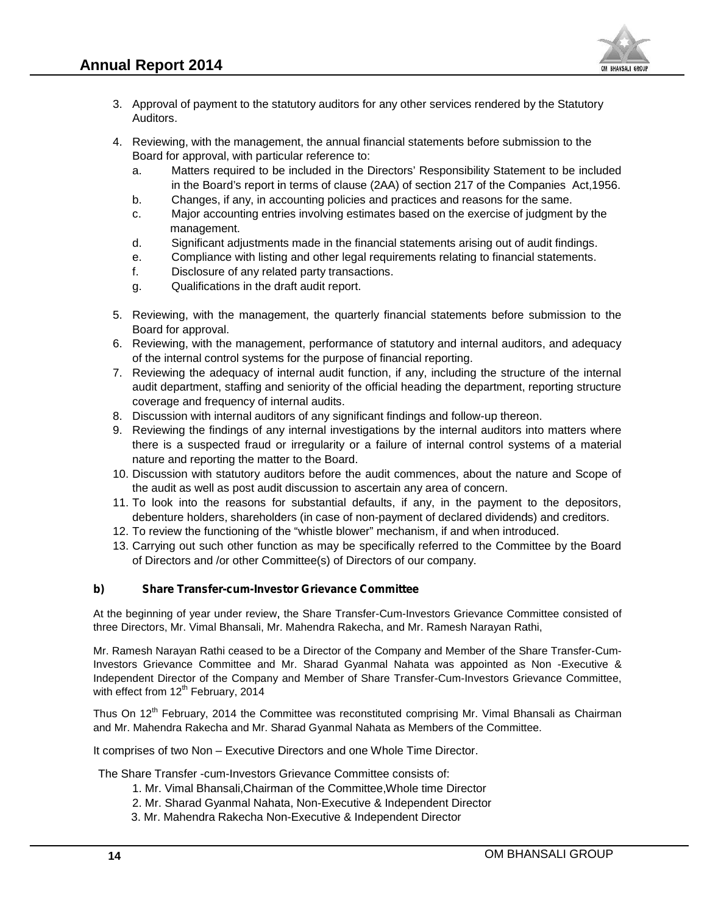3. Approval of payment to the statutory auditors for any other services rendered by the Statutory Auditors.
4. Reviewing, with the management, the annual financial statements before submission to the Board for approval, with particular reference to:
   a. Matters required to be included in the Directors' Responsibility Statement to be included in the Board's report in terms of clause (2AA) of section 217 of the Companies Act,1956.
   b. Changes, if any, in accounting policies and practices and reasons for the same.
   c. Major accounting entries involving estimates based on the exercise of judgment by the management.
   d. Significant adjustments made in the financial statements arising out of audit findings.
   e. Compliance with listing and other legal requirements relating to financial statements.
   f. Disclosure of any related party transactions.
   g. Qualifications in the draft audit report.
5. Reviewing, with the management, the quarterly financial statements before submission to the Board for approval.
6. Reviewing, with the management, performance of statutory and internal auditors, and adequacy of the internal control systems for the purpose of financial reporting.
7. Reviewing the adequacy of internal audit function, if any, including the structure of the internal audit department, staffing and seniority of the official heading the department, reporting structure coverage and frequency of internal audits.
8. Discussion with internal auditors of any significant findings and follow-up thereon.
9. Reviewing the findings of any internal investigations by the internal auditors into matters where there is a suspected fraud or irregularity or a failure of internal control systems of a material nature and reporting the matter to the Board.
10. Discussion with statutory auditors before the audit commences, about the nature and Scope of the audit as well as post audit discussion to ascertain any area of concern.
11. To look into the reasons for substantial defaults, if any, in the payment to the depositors, debenture holders, shareholders (in case of non-payment of declared dividends) and creditors.
12. To review the functioning of the "whistle blower" mechanism, if and when introduced.
13. Carrying out such other function as may be specifically referred to the Committee by the Board of Directors and /or other Committee(s) of Directors of our company.

**b) Share Transfer-cum-Investor Grievance Committee**

At the beginning of year under review, the Share Transfer-Cum-Investors Grievance Committee consisted of three Directors, Mr. Vimal Bhansali, Mr. Mahendra Rakecha, and Mr. Ramesh Narayan Rathi,

Mr. Ramesh Narayan Rathi ceased to be a Director of the Company and Member of the Share Transfer-Cum-Investors Grievance Committee and Mr. Sharad Gyanmal Nahata was appointed as Non -Executive & Independent Director of the Company and Member of Share Transfer-Cum-Investors Grievance Committee, with effect from 12th February, 2014

Thus On 12th February, 2014 the Committee was reconstituted comprising Mr. Vimal Bhansali as Chairman and Mr. Mahendra Rakecha and Mr. Sharad Gyanmal Nahata as Members of the Committee.

It comprises of two Non – Executive Directors and one Whole Time Director.

The Share Transfer -cum-Investors Grievance Committee consists of:

1. Mr. Vimal Bhansali,Chairman of the Committee,Whole time Director
2. Mr. Sharad Gyanmal Nahata, Non-Executive & Independent Director
3. Mr. Mahendra Rakecha Non-Executive & Independent Director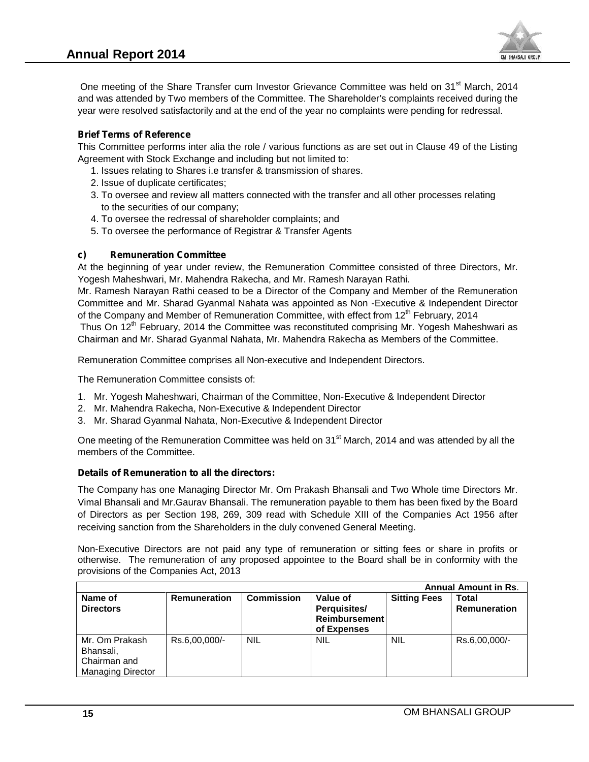One meeting of the Share Transfer cum Investor Grievance Committee was held on 31st March, 2014 and was attended by Two members of the Committee. The Shareholder's complaints received during the year were resolved satisfactorily and at the end of the year no complaints were pending for redressal.

**Brief Terms of Reference**

This Committee performs inter alia the role / various functions as are set out in Clause 49 of the Listing Agreement with Stock Exchange and including but not limited to:

1. Issues relating to Shares i.e transfer & transmission of shares.
2. Issue of duplicate certificates;
3. To oversee and review all matters connected with the transfer and all other processes relating to the securities of our company;
4. To oversee the redressal of shareholder complaints; and
5. To oversee the performance of Registrar & Transfer Agents

**c) Remuneration Committee**

At the beginning of year under review, the Remuneration Committee consisted of three Directors, Mr. Yogesh Maheshwari, Mr. Mahendra Rakecha, and Mr. Ramesh Narayan Rathi.

Mr. Ramesh Narayan Rathi ceased to be a Director of the Company and Member of the Remuneration Committee and Mr. Sharad Gyanmal Nahata was appointed as Non -Executive & Independent Director of the Company and Member of Remuneration Committee, with effect from 12th February, 2014

Thus On 12th February, 2014 the Committee was reconstituted comprising Mr. Yogesh Maheshwari as Chairman and Mr. Sharad Gyanmal Nahata, Mr. Mahendra Rakecha as Members of the Committee.

Remuneration Committee comprises all Non-executive and Independent Directors.

The Remuneration Committee consists of:

1. Mr. Yogesh Maheshwari, Chairman of the Committee, Non-Executive & Independent Director
2. Mr. Mahendra Rakecha, Non-Executive & Independent Director
3. Mr. Sharad Gyanmal Nahata, Non-Executive & Independent Director

One meeting of the Remuneration Committee was held on 31st March, 2014 and was attended by all the members of the Committee.

**Details of Remuneration to all the directors:**

The Company has one Managing Director Mr. Om Prakash Bhansali and Two Whole time Directors Mr. Vimal Bhansali and Mr.Gaurav Bhansali. The remuneration payable to them has been fixed by the Board of Directors as per Section 198, 269, 309 read with Schedule XIII of the Companies Act 1956 after receiving sanction from the Shareholders in the duly convened General Meeting.

Non-Executive Directors are not paid any type of remuneration or sitting fees or share in profits or otherwise. The remuneration of any proposed appointee to the Board shall be in conformity with the provisions of the Companies Act, 2013

| | | | | | **Annual Amount in Rs.** |
|---|---|---|---|---|---|
| **Name of Directors** | **Remuneration** | **Commission** | **Value of Perquisites/ Reimbursement of Expenses** | **Sitting Fees** | **Total Remuneration** |
| Mr. Om Prakash Bhansali, Chairman and Managing Director | Rs.6,00,000/- | NIL | NIL | NIL | Rs.6,00,000/- |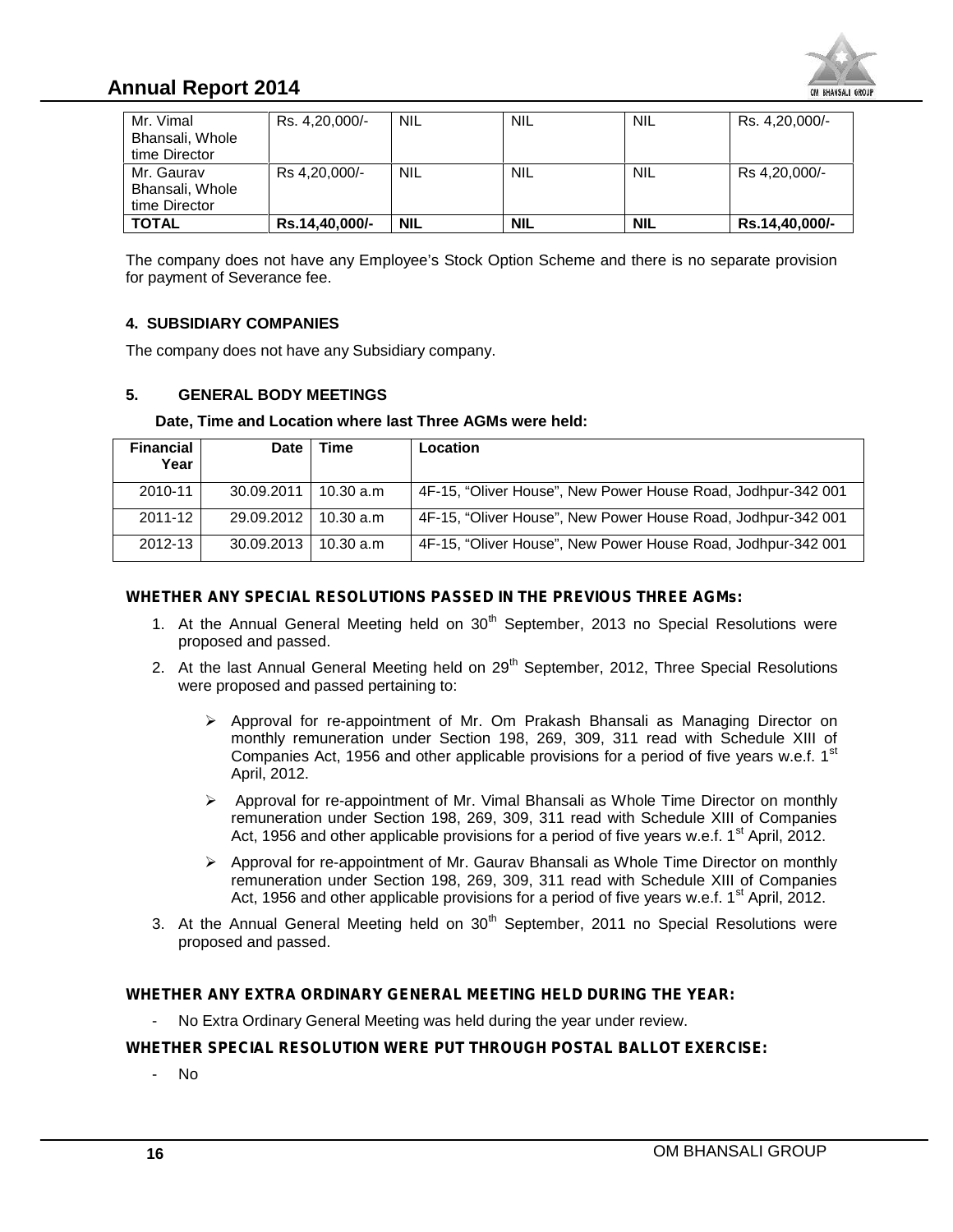| Mr. Vimal Bhansali, Whole time Director | Rs. 4,20,000/- | NIL | NIL | NIL | Rs. 4,20,000/- |
|---|---|---|---|---|---|
| Mr. Gaurav Bhansali, Whole time Director | Rs 4,20,000/- | NIL | NIL | NIL | Rs 4,20,000/- |
| **TOTAL** | **Rs.14,40,000/-** | **NIL** | **NIL** | **NIL** | **Rs.14,40,000/-** |

The company does not have any Employee's Stock Option Scheme and there is no separate provision for payment of Severance fee.

### 4. SUBSIDIARY COMPANIES

The company does not have any Subsidiary company.

### 5. GENERAL BODY MEETINGS

**Date, Time and Location where last Three AGMs were held:**

| Financial Year | Date | Time | Location |
|---|---|---|---|
| 2010-11 | 30.09.2011 | 10.30 a.m | 4F-15, "Oliver House", New Power House Road, Jodhpur-342 001 |
| 2011-12 | 29.09.2012 | 10.30 a.m | 4F-15, "Oliver House", New Power House Road, Jodhpur-342 001 |
| 2012-13 | 30.09.2013 | 10.30 a.m | 4F-15, "Oliver House", New Power House Road, Jodhpur-342 001 |

**WHETHER ANY SPECIAL RESOLUTIONS PASSED IN THE PREVIOUS THREE AGMs:**

1. At the Annual General Meeting held on 30th September, 2013 no Special Resolutions were proposed and passed.
2. At the last Annual General Meeting held on 29th September, 2012, Three Special Resolutions were proposed and passed pertaining to:
   - Approval for re-appointment of Mr. Om Prakash Bhansali as Managing Director on monthly remuneration under Section 198, 269, 309, 311 read with Schedule XIII of Companies Act, 1956 and other applicable provisions for a period of five years w.e.f. 1st April, 2012.
   - Approval for re-appointment of Mr. Vimal Bhansali as Whole Time Director on monthly remuneration under Section 198, 269, 309, 311 read with Schedule XIII of Companies Act, 1956 and other applicable provisions for a period of five years w.e.f. 1st April, 2012.
   - Approval for re-appointment of Mr. Gaurav Bhansali as Whole Time Director on monthly remuneration under Section 198, 269, 309, 311 read with Schedule XIII of Companies Act, 1956 and other applicable provisions for a period of five years w.e.f. 1st April, 2012.
3. At the Annual General Meeting held on 30th September, 2011 no Special Resolutions were proposed and passed.

**WHETHER ANY EXTRA ORDINARY GENERAL MEETING HELD DURING THE YEAR:**

- No Extra Ordinary General Meeting was held during the year under review.

**WHETHER SPECIAL RESOLUTION WERE PUT THROUGH POSTAL BALLOT EXERCISE:**

- No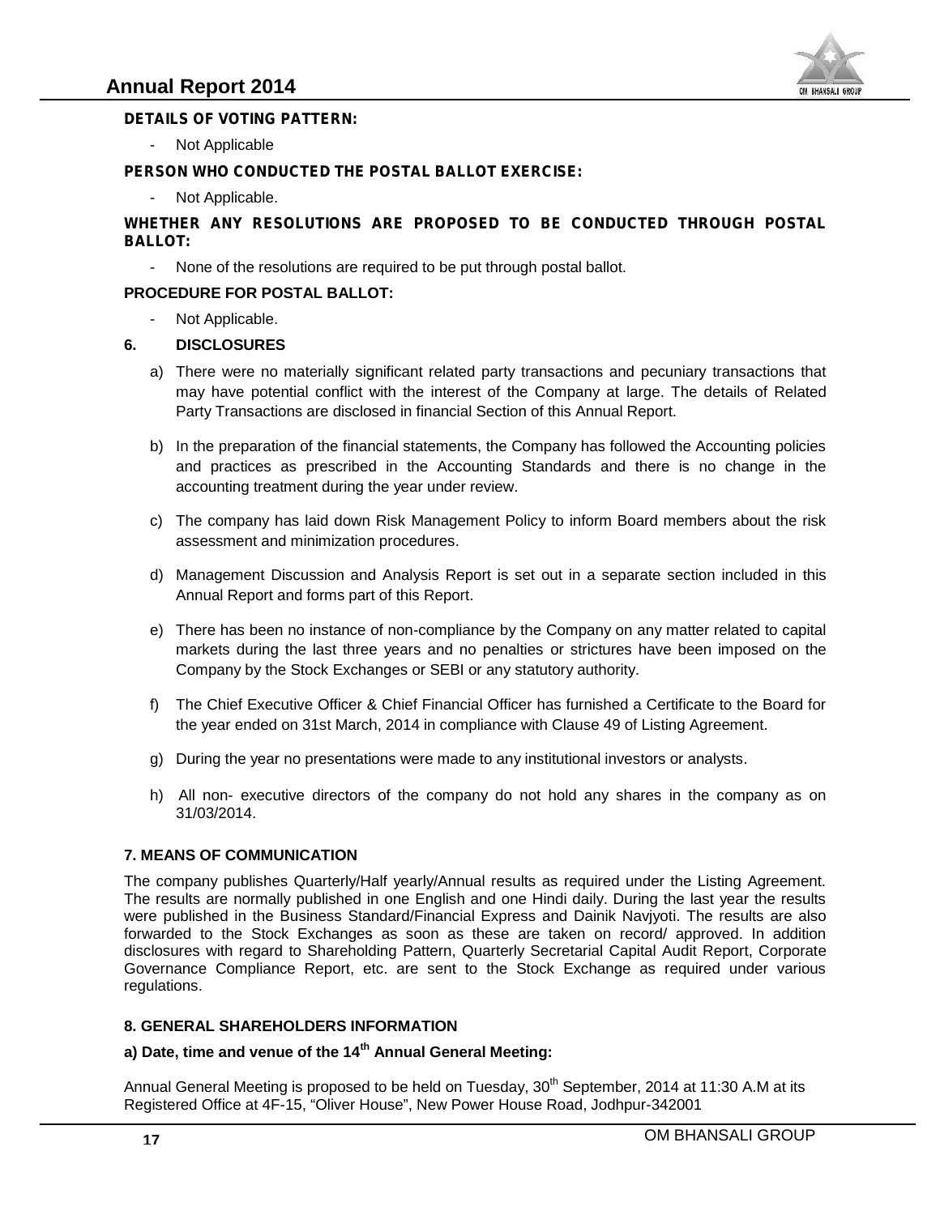**DETAILS OF VOTING PATTERN:**

- Not Applicable

**PERSON WHO CONDUCTED THE POSTAL BALLOT EXERCISE:**

- Not Applicable.

**WHETHER ANY RESOLUTIONS ARE PROPOSED TO BE CONDUCTED THROUGH POSTAL BALLOT:**

- None of the resolutions are required to be put through postal ballot.

**PROCEDURE FOR POSTAL BALLOT:**

- Not Applicable.

## 6. DISCLOSURES

a) There were no materially significant related party transactions and pecuniary transactions that may have potential conflict with the interest of the Company at large. The details of Related Party Transactions are disclosed in financial Section of this Annual Report.

b) In the preparation of the financial statements, the Company has followed the Accounting policies and practices as prescribed in the Accounting Standards and there is no change in the accounting treatment during the year under review.

c) The company has laid down Risk Management Policy to inform Board members about the risk assessment and minimization procedures.

d) Management Discussion and Analysis Report is set out in a separate section included in this Annual Report and forms part of this Report.

e) There has been no instance of non-compliance by the Company on any matter related to capital markets during the last three years and no penalties or strictures have been imposed on the Company by the Stock Exchanges or SEBI or any statutory authority.

f) The Chief Executive Officer & Chief Financial Officer has furnished a Certificate to the Board for the year ended on 31st March, 2014 in compliance with Clause 49 of Listing Agreement.

g) During the year no presentations were made to any institutional investors or analysts.

h) All non- executive directors of the company do not hold any shares in the company as on 31/03/2014.

## 7. MEANS OF COMMUNICATION

The company publishes Quarterly/Half yearly/Annual results as required under the Listing Agreement. The results are normally published in one English and one Hindi daily. During the last year the results were published in the Business Standard/Financial Express and Dainik Navjyoti. The results are also forwarded to the Stock Exchanges as soon as these are taken on record/ approved. In addition disclosures with regard to Shareholding Pattern, Quarterly Secretarial Capital Audit Report, Corporate Governance Compliance Report, etc. are sent to the Stock Exchange as required under various regulations.

## 8. GENERAL SHAREHOLDERS INFORMATION

### a) Date, time and venue of the 14th Annual General Meeting:

Annual General Meeting is proposed to be held on Tuesday, 30th September, 2014 at 11:30 A.M at its Registered Office at 4F-15, "Oliver House", New Power House Road, Jodhpur-342001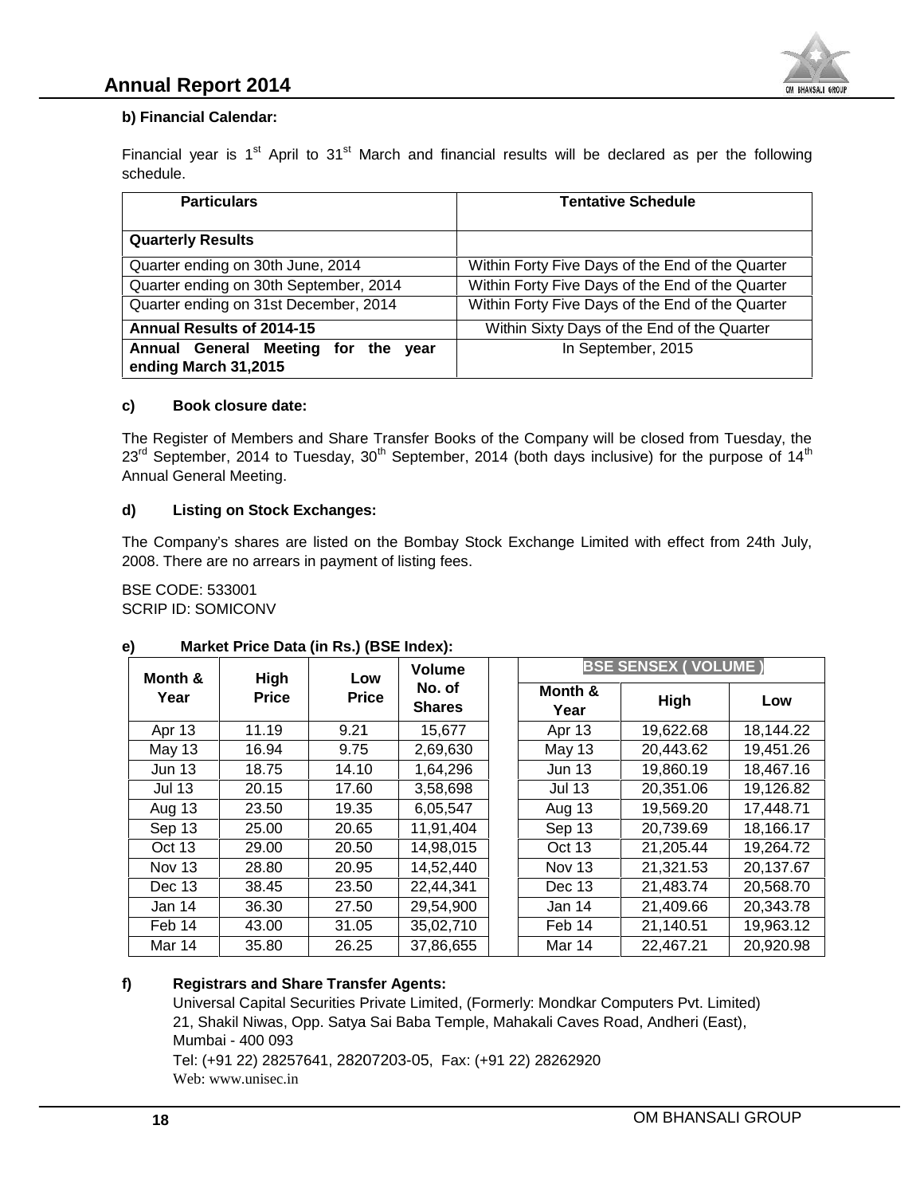**b) Financial Calendar:**

Financial year is 1st April to 31st March and financial results will be declared as per the following schedule.

| Particulars | Tentative Schedule |
|---|---|
| **Quarterly Results** | |
| Quarter ending on 30th June, 2014 | Within Forty Five Days of the End of the Quarter |
| Quarter ending on 30th September, 2014 | Within Forty Five Days of the End of the Quarter |
| Quarter ending on 31st December, 2014 | Within Forty Five Days of the End of the Quarter |
| **Annual Results of 2014-15** | Within Sixty Days of the End of the Quarter |
| **Annual General Meeting for the year ending March 31,2015** | In September, 2015 |

**c) Book closure date:**

The Register of Members and Share Transfer Books of the Company will be closed from Tuesday, the 23rd September, 2014 to Tuesday, 30th September, 2014 (both days inclusive) for the purpose of 14th Annual General Meeting.

**d) Listing on Stock Exchanges:**

The Company's shares are listed on the Bombay Stock Exchange Limited with effect from 24th July, 2008. There are no arrears in payment of listing fees.

BSE CODE: 533001
SCRIP ID: SOMICONV

**e) Market Price Data (in Rs.) (BSE Index):**

| Month & Year | High Price | Low Price | Volume No. of Shares |
|---|---|---|---|
| Apr 13 | 11.19 | 9.21 | 15,677 |
| May 13 | 16.94 | 9.75 | 2,69,630 |
| Jun 13 | 18.75 | 14.10 | 1,64,296 |
| Jul 13 | 20.15 | 17.60 | 3,58,698 |
| Aug 13 | 23.50 | 19.35 | 6,05,547 |
| Sep 13 | 25.00 | 20.65 | 11,91,404 |
| Oct 13 | 29.00 | 20.50 | 14,98,015 |
| Nov 13 | 28.80 | 20.95 | 14,52,440 |
| Dec 13 | 38.45 | 23.50 | 22,44,341 |
| Jan 14 | 36.30 | 27.50 | 29,54,900 |
| Feb 14 | 43.00 | 31.05 | 35,02,710 |
| Mar 14 | 35.80 | 26.25 | 37,86,655 |

| BSE SENSEX ( VOLUME ) | | |
|---|---|---|
| Month & Year | High | Low |
| Apr 13 | 19,622.68 | 18,144.22 |
| May 13 | 20,443.62 | 19,451.26 |
| Jun 13 | 19,860.19 | 18,467.16 |
| Jul 13 | 20,351.06 | 19,126.82 |
| Aug 13 | 19,569.20 | 17,448.71 |
| Sep 13 | 20,739.69 | 18,166.17 |
| Oct 13 | 21,205.44 | 19,264.72 |
| Nov 13 | 21,321.53 | 20,137.67 |
| Dec 13 | 21,483.74 | 20,568.70 |
| Jan 14 | 21,409.66 | 20,343.78 |
| Feb 14 | 21,140.51 | 19,963.12 |
| Mar 14 | 22,467.21 | 20,920.98 |

**f) Registrars and Share Transfer Agents:**

Universal Capital Securities Private Limited, (Formerly: Mondkar Computers Pvt. Limited)
21, Shakil Niwas, Opp. Satya Sai Baba Temple, Mahakali Caves Road, Andheri (East), Mumbai - 400 093
Tel: (+91 22) 28257641, 28207203-05, Fax: (+91 22) 28262920
Web: www.unisec.in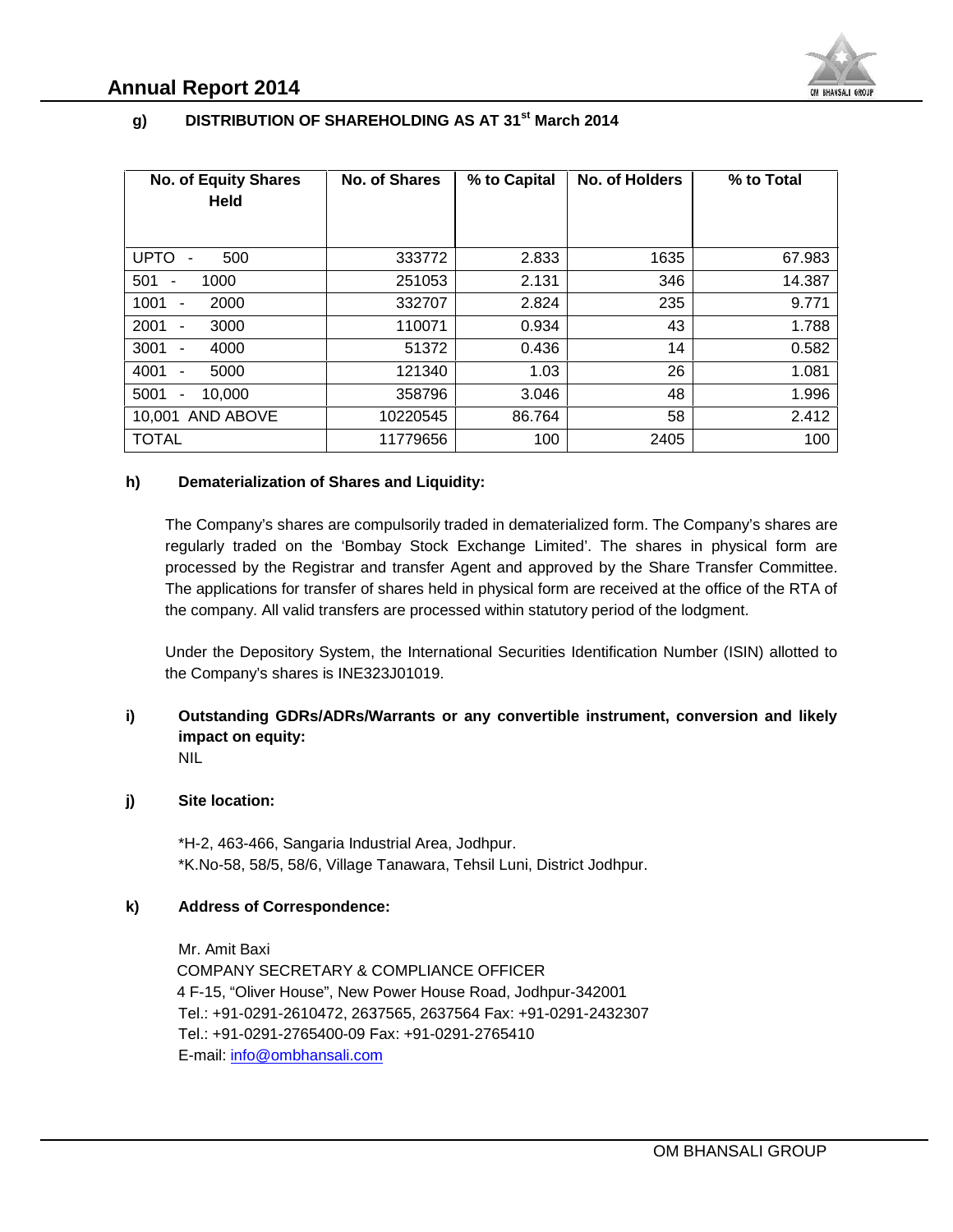**g) DISTRIBUTION OF SHAREHOLDING AS AT 31st March 2014**

| No. of Equity Shares Held | No. of Shares | % to Capital | No. of Holders | % to Total |
|---|---|---|---|---|
| UPTO - 500 | 333772 | 2.833 | 1635 | 67.983 |
| 501 - 1000 | 251053 | 2.131 | 346 | 14.387 |
| 1001 - 2000 | 332707 | 2.824 | 235 | 9.771 |
| 2001 - 3000 | 110071 | 0.934 | 43 | 1.788 |
| 3001 - 4000 | 51372 | 0.436 | 14 | 0.582 |
| 4001 - 5000 | 121340 | 1.03 | 26 | 1.081 |
| 5001 - 10,000 | 358796 | 3.046 | 48 | 1.996 |
| 10,001 AND ABOVE | 10220545 | 86.764 | 58 | 2.412 |
| TOTAL | 11779656 | 100 | 2405 | 100 |

**h) Dematerialization of Shares and Liquidity:**

The Company's shares are compulsorily traded in dematerialized form. The Company's shares are regularly traded on the 'Bombay Stock Exchange Limited'. The shares in physical form are processed by the Registrar and transfer Agent and approved by the Share Transfer Committee. The applications for transfer of shares held in physical form are received at the office of the RTA of the company. All valid transfers are processed within statutory period of the lodgment.

Under the Depository System, the International Securities Identification Number (ISIN) allotted to the Company's shares is INE323J01019.

**i) Outstanding GDRs/ADRs/Warrants or any convertible instrument, conversion and likely impact on equity:**

NIL

**j) Site location:**

*H-2, 463-466, Sangaria Industrial Area, Jodhpur.
*K.No-58, 58/5, 58/6, Village Tanawara, Tehsil Luni, District Jodhpur.

**k) Address of Correspondence:**

Mr. Amit Baxi
COMPANY SECRETARY & COMPLIANCE OFFICER
4 F-15, "Oliver House", New Power House Road, Jodhpur-342001
Tel.: +91-0291-2610472, 2637565, 2637564 Fax: +91-0291-2432307
Tel.: +91-0291-2765400-09 Fax: +91-0291-2765410
E-mail: info@ombhansali.com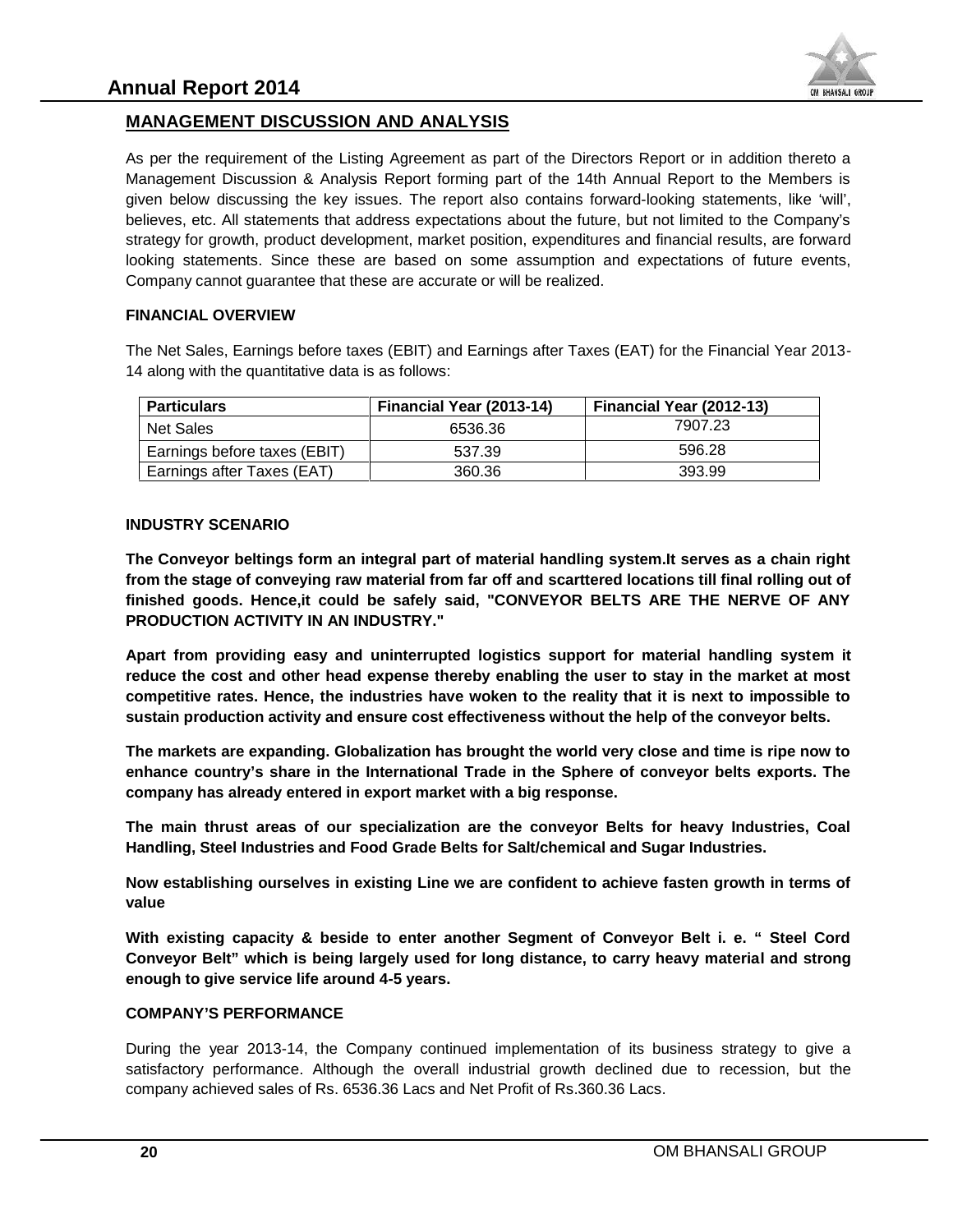## MANAGEMENT DISCUSSION AND ANALYSIS

As per the requirement of the Listing Agreement as part of the Directors Report or in addition thereto a Management Discussion & Analysis Report forming part of the 14th Annual Report to the Members is given below discussing the key issues. The report also contains forward-looking statements, like 'will', believes, etc. All statements that address expectations about the future, but not limited to the Company's strategy for growth, product development, market position, expenditures and financial results, are forward looking statements. Since these are based on some assumption and expectations of future events, Company cannot guarantee that these are accurate or will be realized.

### FINANCIAL OVERVIEW

The Net Sales, Earnings before taxes (EBIT) and Earnings after Taxes (EAT) for the Financial Year 2013-14 along with the quantitative data is as follows:

| Particulars | Financial Year (2013-14) | Financial Year (2012-13) |
|---|---|---|
| Net Sales | 6536.36 | 7907.23 |
| Earnings before taxes (EBIT) | 537.39 | 596.28 |
| Earnings after Taxes (EAT) | 360.36 | 393.99 |

### INDUSTRY SCENARIO

**The Conveyor beltings form an integral part of material handling system.It serves as a chain right from the stage of conveying raw material from far off and scarttered locations till final rolling out of finished goods. Hence,it could be safely said, "CONVEYOR BELTS ARE THE NERVE OF ANY PRODUCTION ACTIVITY IN AN INDUSTRY."**

**Apart from providing easy and uninterrupted logistics support for material handling system it reduce the cost and other head expense thereby enabling the user to stay in the market at most competitive rates. Hence, the industries have woken to the reality that it is next to impossible to sustain production activity and ensure cost effectiveness without the help of the conveyor belts.**

**The markets are expanding. Globalization has brought the world very close and time is ripe now to enhance country's share in the International Trade in the Sphere of conveyor belts exports. The company has already entered in export market with a big response.**

**The main thrust areas of our specialization are the conveyor Belts for heavy Industries, Coal Handling, Steel Industries and Food Grade Belts for Salt/chemical and Sugar Industries.**

**Now establishing ourselves in existing Line we are confident to achieve fasten growth in terms of value**

**With existing capacity & beside to enter another Segment of Conveyor Belt i. e. " Steel Cord Conveyor Belt" which is being largely used for long distance, to carry heavy material and strong enough to give service life around 4-5 years.**

### COMPANY'S PERFORMANCE

During the year 2013-14, the Company continued implementation of its business strategy to give a satisfactory performance. Although the overall industrial growth declined due to recession, but the company achieved sales of Rs. 6536.36 Lacs and Net Profit of Rs.360.36 Lacs.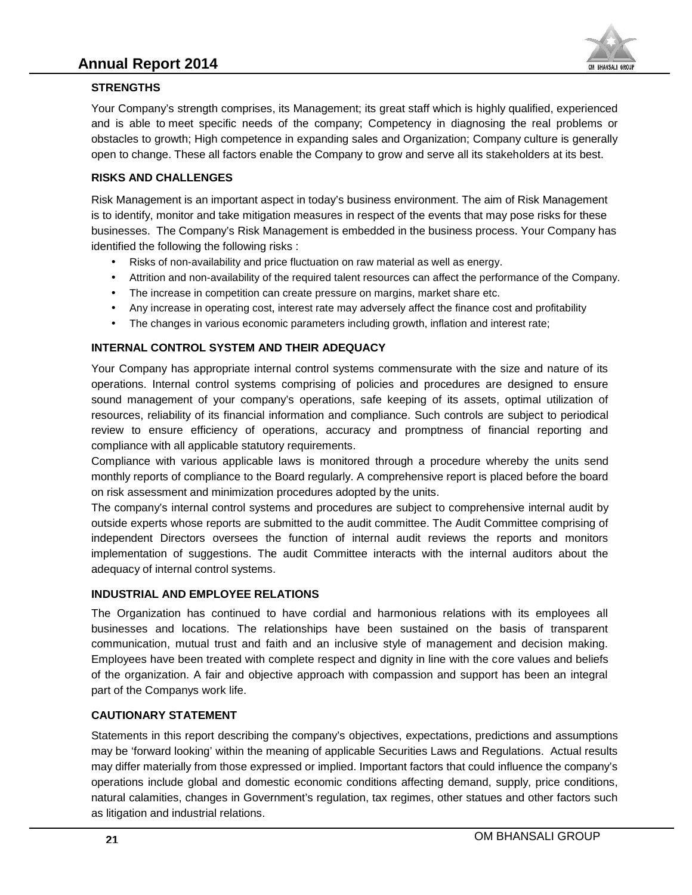### STRENGTHS

Your Company's strength comprises, its Management; its great staff which is highly qualified, experienced and is able to meet specific needs of the company; Competency in diagnosing the real problems or obstacles to growth; High competence in expanding sales and Organization; Company culture is generally open to change. These all factors enable the Company to grow and serve all its stakeholders at its best.

### RISKS AND CHALLENGES

Risk Management is an important aspect in today's business environment. The aim of Risk Management is to identify, monitor and take mitigation measures in respect of the events that may pose risks for these businesses. The Company's Risk Management is embedded in the business process. Your Company has identified the following the following risks :

- Risks of non-availability and price fluctuation on raw material as well as energy.
- Attrition and non-availability of the required talent resources can affect the performance of the Company.
- The increase in competition can create pressure on margins, market share etc.
- Any increase in operating cost, interest rate may adversely affect the finance cost and profitability
- The changes in various economic parameters including growth, inflation and interest rate;

### INTERNAL CONTROL SYSTEM AND THEIR ADEQUACY

Your Company has appropriate internal control systems commensurate with the size and nature of its operations. Internal control systems comprising of policies and procedures are designed to ensure sound management of your company's operations, safe keeping of its assets, optimal utilization of resources, reliability of its financial information and compliance. Such controls are subject to periodical review to ensure efficiency of operations, accuracy and promptness of financial reporting and compliance with all applicable statutory requirements.

Compliance with various applicable laws is monitored through a procedure whereby the units send monthly reports of compliance to the Board regularly. A comprehensive report is placed before the board on risk assessment and minimization procedures adopted by the units.

The company's internal control systems and procedures are subject to comprehensive internal audit by outside experts whose reports are submitted to the audit committee. The Audit Committee comprising of independent Directors oversees the function of internal audit reviews the reports and monitors implementation of suggestions. The audit Committee interacts with the internal auditors about the adequacy of internal control systems.

### INDUSTRIAL AND EMPLOYEE RELATIONS

The Organization has continued to have cordial and harmonious relations with its employees all businesses and locations. The relationships have been sustained on the basis of transparent communication, mutual trust and faith and an inclusive style of management and decision making. Employees have been treated with complete respect and dignity in line with the core values and beliefs of the organization. A fair and objective approach with compassion and support has been an integral part of the Companys work life.

### CAUTIONARY STATEMENT

Statements in this report describing the company's objectives, expectations, predictions and assumptions may be 'forward looking' within the meaning of applicable Securities Laws and Regulations. Actual results may differ materially from those expressed or implied. Important factors that could influence the company's operations include global and domestic economic conditions affecting demand, supply, price conditions, natural calamities, changes in Government's regulation, tax regimes, other statues and other factors such as litigation and industrial relations.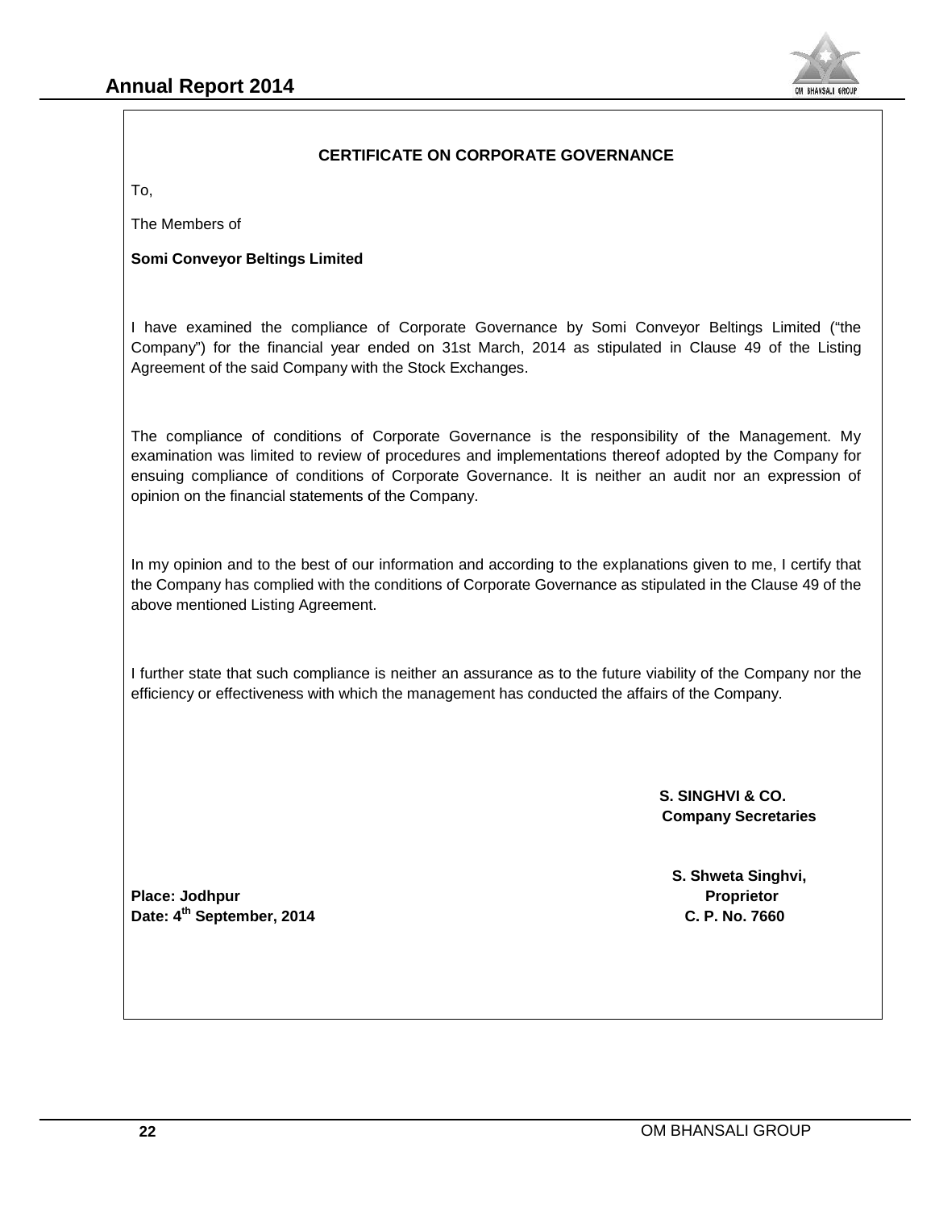## CERTIFICATE ON CORPORATE GOVERNANCE

To,

The Members of

**Somi Conveyor Beltings Limited**

I have examined the compliance of Corporate Governance by Somi Conveyor Beltings Limited ("the Company") for the financial year ended on 31st March, 2014 as stipulated in Clause 49 of the Listing Agreement of the said Company with the Stock Exchanges.

The compliance of conditions of Corporate Governance is the responsibility of the Management. My examination was limited to review of procedures and implementations thereof adopted by the Company for ensuing compliance of conditions of Corporate Governance. It is neither an audit nor an expression of opinion on the financial statements of the Company.

In my opinion and to the best of our information and according to the explanations given to me, I certify that the Company has complied with the conditions of Corporate Governance as stipulated in the Clause 49 of the above mentioned Listing Agreement.

I further state that such compliance is neither an assurance as to the future viability of the Company nor the efficiency or effectiveness with which the management has conducted the affairs of the Company.

**S. SINGHVI & CO.**
**Company Secretaries**

**S. Shweta Singhvi,**
**Proprietor**
**C. P. No. 7660**

**Place: Jodhpur**
**Date: 4th September, 2014**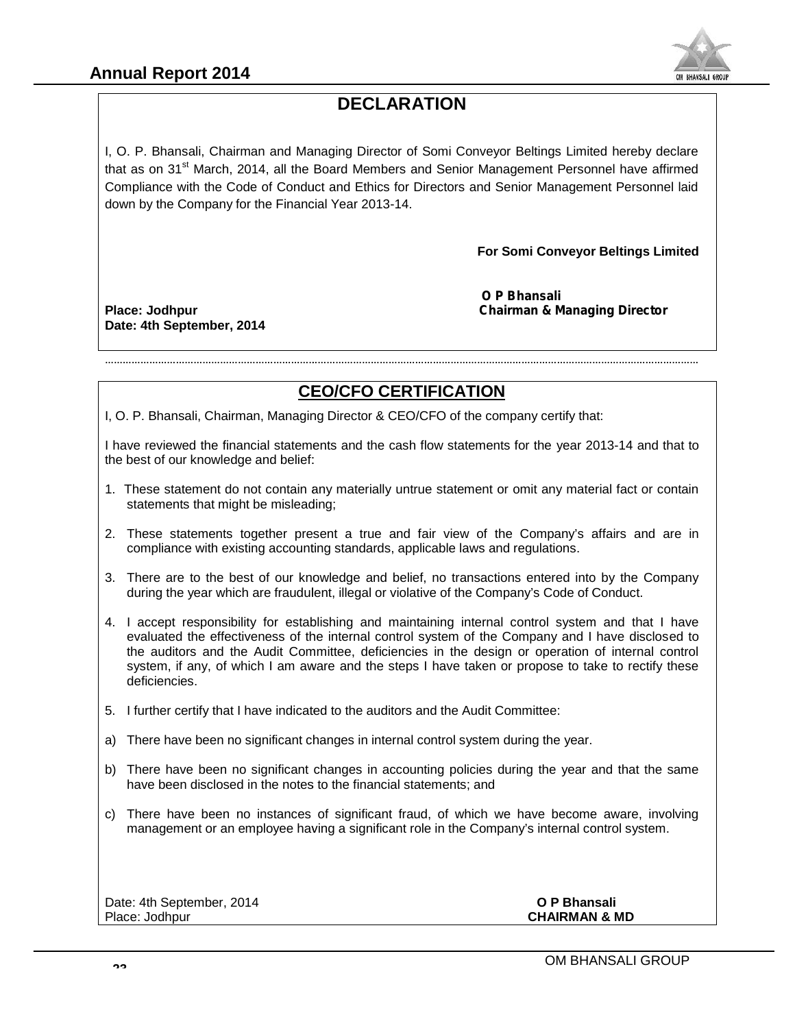# DECLARATION

I, O. P. Bhansali, Chairman and Managing Director of Somi Conveyor Beltings Limited hereby declare that as on 31st March, 2014, all the Board Members and Senior Management Personnel have affirmed Compliance with the Code of Conduct and Ethics for Directors and Senior Management Personnel laid down by the Company for the Financial Year 2013-14.

**For Somi Conveyor Beltings Limited**

**O P Bhansali**
**Chairman & Managing Director**

**Place: Jodhpur**
**Date: 4th September, 2014**

# CEO/CFO CERTIFICATION

I, O. P. Bhansali, Chairman, Managing Director & CEO/CFO of the company certify that:

I have reviewed the financial statements and the cash flow statements for the year 2013-14 and that to the best of our knowledge and belief:

1. These statement do not contain any materially untrue statement or omit any material fact or contain statements that might be misleading;
2. These statements together present a true and fair view of the Company's affairs and are in compliance with existing accounting standards, applicable laws and regulations.
3. There are to the best of our knowledge and belief, no transactions entered into by the Company during the year which are fraudulent, illegal or violative of the Company's Code of Conduct.
4. I accept responsibility for establishing and maintaining internal control system and that I have evaluated the effectiveness of the internal control system of the Company and I have disclosed to the auditors and the Audit Committee, deficiencies in the design or operation of internal control system, if any, of which I am aware and the steps I have taken or propose to take to rectify these deficiencies.
5. I further certify that I have indicated to the auditors and the Audit Committee:

a) There have been no significant changes in internal control system during the year.

b) There have been no significant changes in accounting policies during the year and that the same have been disclosed in the notes to the financial statements; and

c) There have been no instances of significant fraud, of which we have become aware, involving management or an employee having a significant role in the Company's internal control system.

Date: 4th September, 2014
Place: Jodhpur

**O P Bhansali**
**CHAIRMAN & MD**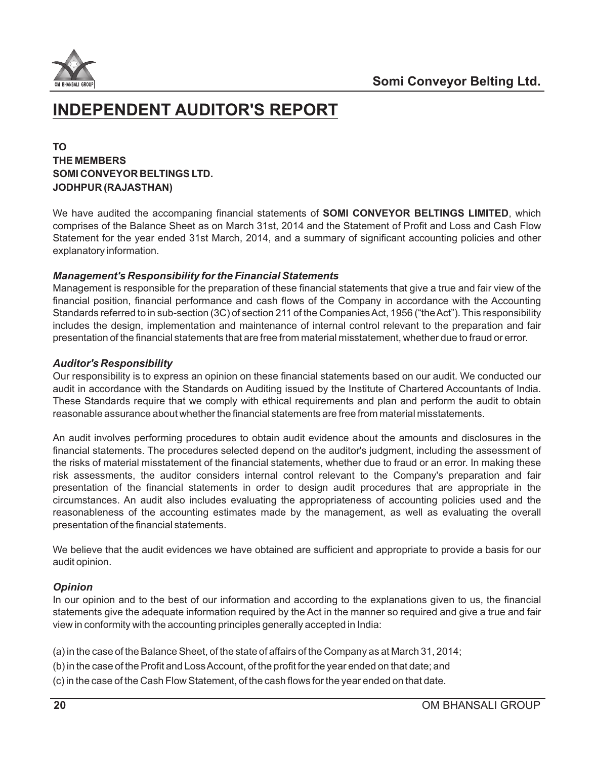# INDEPENDENT AUDITOR'S REPORT

**TO**
**THE MEMBERS**
**SOMI CONVEYOR BELTINGS LTD.**
**JODHPUR (RAJASTHAN)**

We have audited the accompaning financial statements of **SOMI CONVEYOR BELTINGS LIMITED**, which comprises of the Balance Sheet as on March 31st, 2014 and the Statement of Profit and Loss and Cash Flow Statement for the year ended 31st March, 2014, and a summary of significant accounting policies and other explanatory information.

***Management's Responsibility for the Financial Statements***

Management is responsible for the preparation of these financial statements that give a true and fair view of the financial position, financial performance and cash flows of the Company in accordance with the Accounting Standards referred to in sub-section (3C) of section 211 of the Companies Act, 1956 ("the Act"). This responsibility includes the design, implementation and maintenance of internal control relevant to the preparation and fair presentation of the financial statements that are free from material misstatement, whether due to fraud or error.

***Auditor's Responsibility***

Our responsibility is to express an opinion on these financial statements based on our audit. We conducted our audit in accordance with the Standards on Auditing issued by the Institute of Chartered Accountants of India. These Standards require that we comply with ethical requirements and plan and perform the audit to obtain reasonable assurance about whether the financial statements are free from material misstatements.

An audit involves performing procedures to obtain audit evidence about the amounts and disclosures in the financial statements. The procedures selected depend on the auditor's judgment, including the assessment of the risks of material misstatement of the financial statements, whether due to fraud or an error. In making these risk assessments, the auditor considers internal control relevant to the Company's preparation and fair presentation of the financial statements in order to design audit procedures that are appropriate in the circumstances. An audit also includes evaluating the appropriateness of accounting policies used and the reasonableness of the accounting estimates made by the management, as well as evaluating the overall presentation of the financial statements.

We believe that the audit evidences we have obtained are sufficient and appropriate to provide a basis for our audit opinion.

***Opinion***

In our opinion and to the best of our information and according to the explanations given to us, the financial statements give the adequate information required by the Act in the manner so required and give a true and fair view in conformity with the accounting principles generally accepted in India:

(a) in the case of the Balance Sheet, of the state of affairs of the Company as at March 31, 2014;

(b) in the case of the Profit and Loss Account, of the profit for the year ended on that date; and

(c) in the case of the Cash Flow Statement, of the cash flows for the year ended on that date.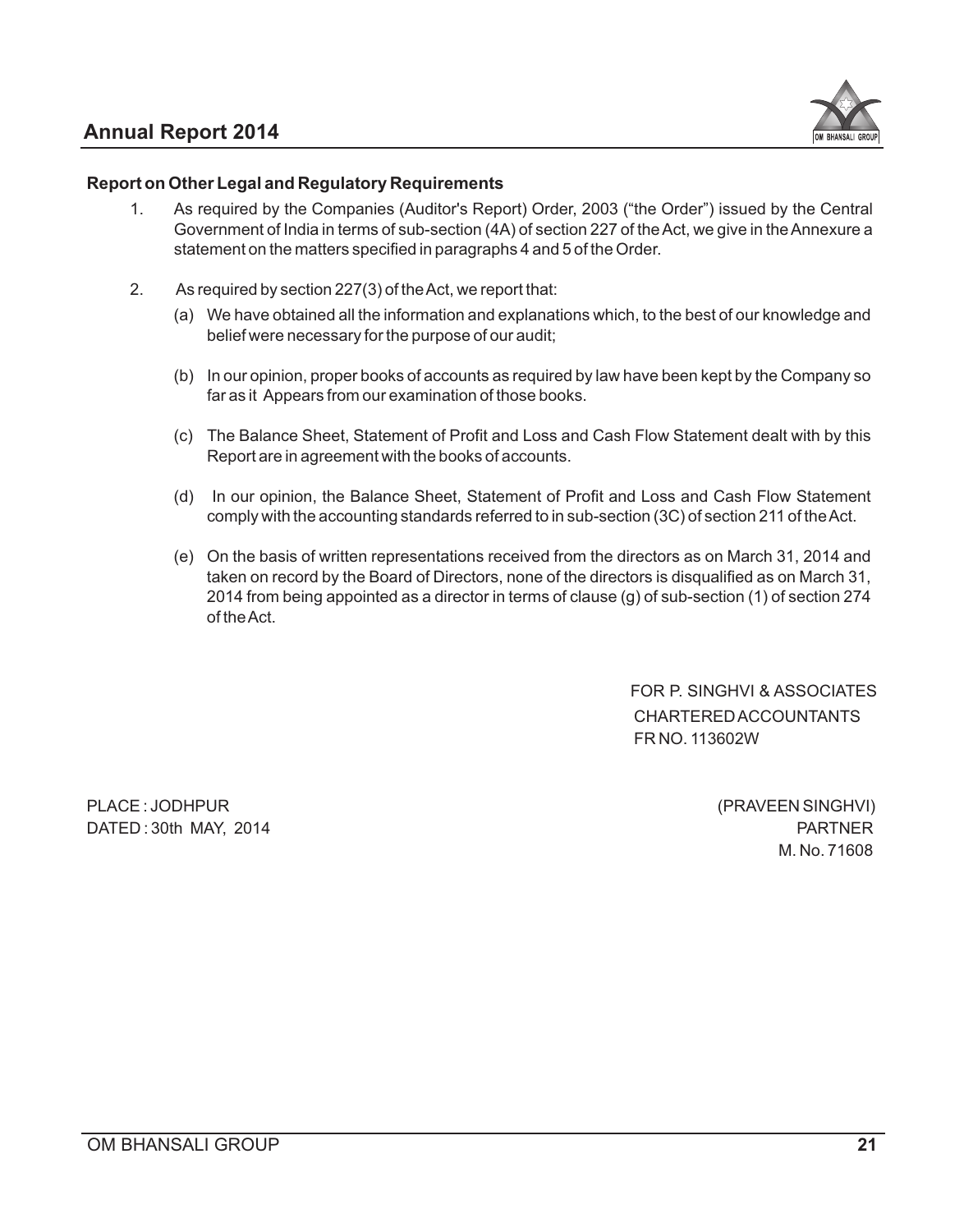### Report on Other Legal and Regulatory Requirements

1. As required by the Companies (Auditor's Report) Order, 2003 ("the Order") issued by the Central Government of India in terms of sub-section (4A) of section 227 of the Act, we give in the Annexure a statement on the matters specified in paragraphs 4 and 5 of the Order.

2. As required by section 227(3) of the Act, we report that:

   (a) We have obtained all the information and explanations which, to the best of our knowledge and belief were necessary for the purpose of our audit;

   (b) In our opinion, proper books of accounts as required by law have been kept by the Company so far as it Appears from our examination of those books.

   (c) The Balance Sheet, Statement of Profit and Loss and Cash Flow Statement dealt with by this Report are in agreement with the books of accounts.

   (d) In our opinion, the Balance Sheet, Statement of Profit and Loss and Cash Flow Statement comply with the accounting standards referred to in sub-section (3C) of section 211 of the Act.

   (e) On the basis of written representations received from the directors as on March 31, 2014 and taken on record by the Board of Directors, none of the directors is disqualified as on March 31, 2014 from being appointed as a director in terms of clause (g) of sub-section (1) of section 274 of the Act.

FOR P. SINGHVI & ASSOCIATES
CHARTERED ACCOUNTANTS
FR NO. 113602W

PLACE : JODHPUR
DATED : 30th MAY, 2014

(PRAVEEN SINGHVI)
PARTNER
M. No. 71608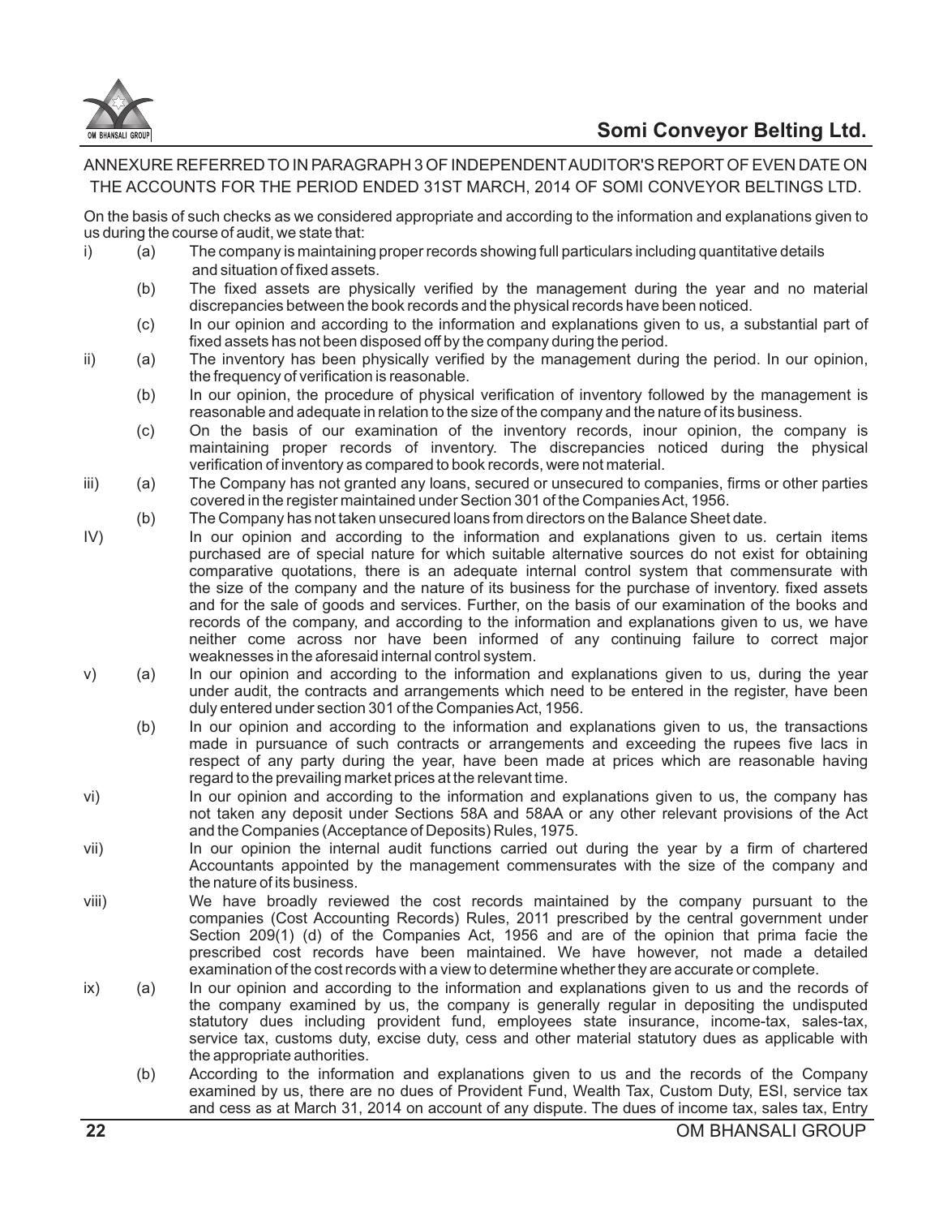ANNEXURE REFERRED TO IN PARAGRAPH 3 OF INDEPENDENT AUDITOR'S REPORT OF EVEN DATE ON THE ACCOUNTS FOR THE PERIOD ENDED 31ST MARCH, 2014 OF SOMI CONVEYOR BELTINGS LTD.

On the basis of such checks as we considered appropriate and according to the information and explanations given to us during the course of audit, we state that:

i) (a) The company is maintaining proper records showing full particulars including quantitative details and situation of fixed assets.

(b) The fixed assets are physically verified by the management during the year and no material discrepancies between the book records and the physical records have been noticed.

(c) In our opinion and according to the information and explanations given to us, a substantial part of fixed assets has not been disposed off by the company during the period.

ii) (a) The inventory has been physically verified by the management during the period. In our opinion, the frequency of verification is reasonable.

(b) In our opinion, the procedure of physical verification of inventory followed by the management is reasonable and adequate in relation to the size of the company and the nature of its business.

(c) On the basis of our examination of the inventory records, inour opinion, the company is maintaining proper records of inventory. The discrepancies noticed during the physical verification of inventory as compared to book records, were not material.

iii) (a) The Company has not granted any loans, secured or unsecured to companies, firms or other parties covered in the register maintained under Section 301 of the Companies Act, 1956.

(b) The Company has not taken unsecured loans from directors on the Balance Sheet date.

IV) In our opinion and according to the information and explanations given to us. certain items purchased are of special nature for which suitable alternative sources do not exist for obtaining comparative quotations, there is an adequate internal control system that commensurate with the size of the company and the nature of its business for the purchase of inventory. fixed assets and for the sale of goods and services. Further, on the basis of our examination of the books and records of the company, and according to the information and explanations given to us, we have neither come across nor have been informed of any continuing failure to correct major weaknesses in the aforesaid internal control system.

v) (a) In our opinion and according to the information and explanations given to us, during the year under audit, the contracts and arrangements which need to be entered in the register, have been duly entered under section 301 of the Companies Act, 1956.

(b) In our opinion and according to the information and explanations given to us, the transactions made in pursuance of such contracts or arrangements and exceeding the rupees five lacs in respect of any party during the year, have been made at prices which are reasonable having regard to the prevailing market prices at the relevant time.

vi) In our opinion and according to the information and explanations given to us, the company has not taken any deposit under Sections 58A and 58AA or any other relevant provisions of the Act and the Companies (Acceptance of Deposits) Rules, 1975.

vii) In our opinion the internal audit functions carried out during the year by a firm of chartered Accountants appointed by the management commensurates with the size of the company and the nature of its business.

viii) We have broadly reviewed the cost records maintained by the company pursuant to the companies (Cost Accounting Records) Rules, 2011 prescribed by the central government under Section 209(1) (d) of the Companies Act, 1956 and are of the opinion that prima facie the prescribed cost records have been maintained. We have however, not made a detailed examination of the cost records with a view to determine whether they are accurate or complete.

ix) (a) In our opinion and according to the information and explanations given to us and the records of the company examined by us, the company is generally regular in depositing the undisputed statutory dues including provident fund, employees state insurance, income-tax, sales-tax, service tax, customs duty, excise duty, cess and other material statutory dues as applicable with the appropriate authorities.

(b) According to the information and explanations given to us and the records of the Company examined by us, there are no dues of Provident Fund, Wealth Tax, Custom Duty, ESI, service tax and cess as at March 31, 2014 on account of any dispute. The dues of income tax, sales tax, Entry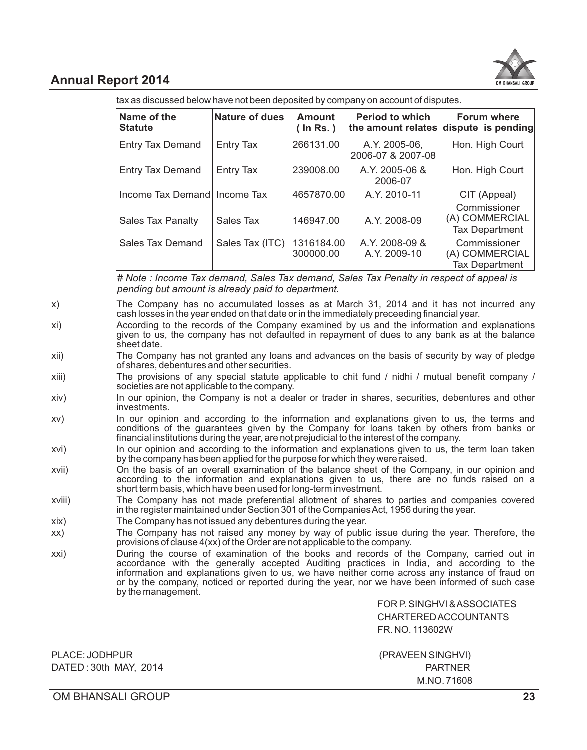tax as discussed below have not been deposited by company on account of disputes.

| Name of the Statute | Nature of dues | Amount ( In Rs. ) | Period to which the amount relates | Forum where dispute is pending |
|---|---|---|---|---|
| Entry Tax Demand | Entry Tax | 266131.00 | A.Y. 2005-06, 2006-07 & 2007-08 | Hon. High Court |
| Entry Tax Demand | Entry Tax | 239008.00 | A.Y. 2005-06 & 2006-07 | Hon. High Court |
| Income Tax Demand | Income Tax | 4657870.00 | A.Y. 2010-11 | CIT (Appeal) |
| Sales Tax Panalty | Sales Tax | 146947.00 | A.Y. 2008-09 | Commissioner (A) COMMERCIAL Tax Department |
| Sales Tax Demand | Sales Tax (ITC) | 1316184.00 300000.00 | A.Y. 2008-09 & A.Y. 2009-10 | Commissioner (A) COMMERCIAL Tax Department |

*# Note : Income Tax demand, Sales Tax demand, Sales Tax Penalty in respect of appeal is pending but amount is already paid to department.*

x) The Company has no accumulated losses as at March 31, 2014 and it has not incurred any cash losses in the year ended on that date or in the immediately preceeding financial year.

xi) According to the records of the Company examined by us and the information and explanations given to us, the company has not defaulted in repayment of dues to any bank as at the balance sheet date.

xii) The Company has not granted any loans and advances on the basis of security by way of pledge of shares, debentures and other securities.

xiii) The provisions of any special statute applicable to chit fund / nidhi / mutual benefit company / societies are not applicable to the company.

xiv) In our opinion, the Company is not a dealer or trader in shares, securities, debentures and other investments.

xv) In our opinion and according to the information and explanations given to us, the terms and conditions of the guarantees given by the Company for loans taken by others from banks or financial institutions during the year, are not prejudicial to the interest of the company.

xvi) In our opinion and according to the information and explanations given to us, the term loan taken by the company has been applied for the purpose for which they were raised.

xvii) On the basis of an overall examination of the balance sheet of the Company, in our opinion and according to the information and explanations given to us, there are no funds raised on a short term basis, which have been used for long-term investment.

xviii) The Company has not made preferential allotment of shares to parties and companies covered in the register maintained under Section 301 of the Companies Act, 1956 during the year.

xix) The Company has not issued any debentures during the year.

xx) The Company has not raised any money by way of public issue during the year. Therefore, the provisions of clause 4(xx) of the Order are not applicable to the company.

xxi) During the course of examination of the books and records of the Company, carried out in accordance with the generally accepted Auditing practices in India, and according to the information and explanations given to us, we have neither come across any instance of fraud on or by the company, noticed or reported during the year, nor we have been informed of such case by the management.

FOR P. SINGHVI & ASSOCIATES
CHARTERED ACCOUNTANTS
FR. NO. 113602W

PLACE: JODHPUR
DATED : 30th MAY, 2014

(PRAVEEN SINGHVI)
PARTNER
M.NO. 71608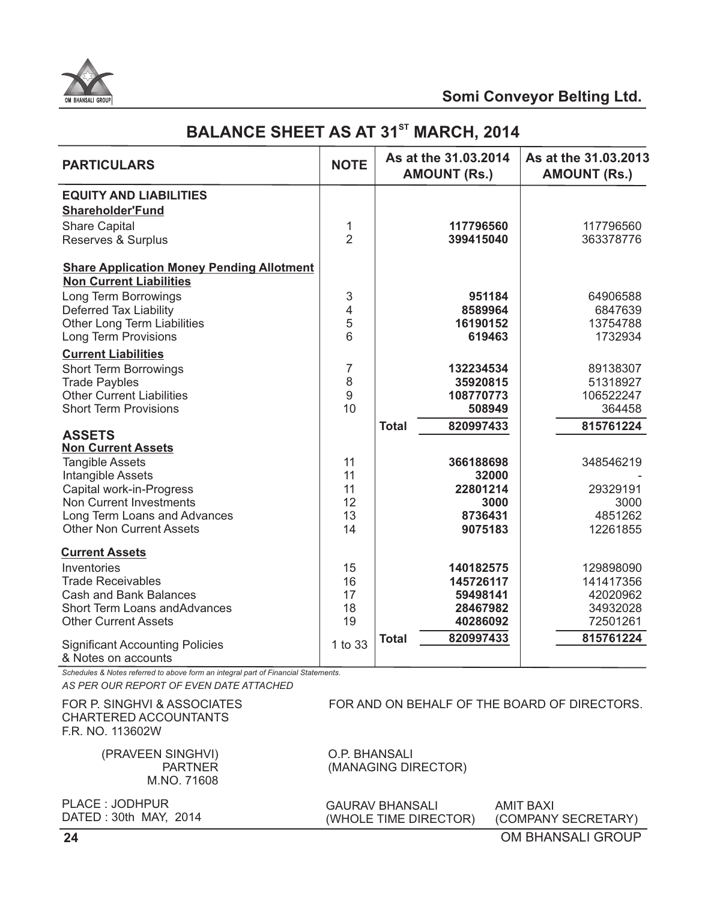# BALANCE SHEET AS AT 31ST MARCH, 2014

| PARTICULARS | NOTE | As at the 31.03.2014 AMOUNT (Rs.) | As at the 31.03.2013 AMOUNT (Rs.) |
|---|---|---|---|
| **EQUITY AND LIABILITIES** | | | |
| **Shareholder'Fund** | | | |
| Share Capital | 1 | **117796560** | 117796560 |
| Reserves & Surplus | 2 | **399415040** | 363378776 |
| **Share Application Money Pending Allotment** | | | |
| **Non Current Liabilities** | | | |
| Long Term Borrowings | 3 | **951184** | 64906588 |
| Deferred Tax Liability | 4 | **8589964** | 6847639 |
| Other Long Term Liabilities | 5 | **16190152** | 13754788 |
| Long Term Provisions | 6 | **619463** | 1732934 |
| **Current Liabilities** | | | |
| Short Term Borrowings | 7 | **132234534** | 89138307 |
| Trade Paybles | 8 | **35920815** | 51318927 |
| Other Current Liabilities | 9 | **108770773** | 106522247 |
| Short Term Provisions | 10 | **508949** | 364458 |
| **Total** | | **820997433** | **815761224** |
| **ASSETS** | | | |
| **Non Current Assets** | | | |
| Tangible Assets | 11 | **366188698** | 348546219 |
| Intangible Assets | 11 | **32000** | - |
| Capital work-in-Progress | 11 | **22801214** | 29329191 |
| Non Current Investments | 12 | **3000** | 3000 |
| Long Term Loans and Advances | 13 | **8736431** | 4851262 |
| Other Non Current Assets | 14 | **9075183** | 12261855 |
| **Current Assets** | | | |
| Inventories | 15 | **140182575** | 129898090 |
| Trade Receivables | 16 | **145726117** | 141417356 |
| Cash and Bank Balances | 17 | **59498141** | 42020962 |
| Short Term Loans andAdvances | 18 | **28467982** | 34932028 |
| Other Current Assets | 19 | **40286092** | 72501261 |
| **Total** | | **820997433** | **815761224** |
| Significant Accounting Policies & Notes on accounts | 1 to 33 | | |

*Schedules & Notes referred to above form an integral part of Financial Statements.*

*AS PER OUR REPORT OF EVEN DATE ATTACHED*

FOR P. SINGHVI & ASSOCIATES
CHARTERED ACCOUNTANTS
F.R. NO. 113602W

(PRAVEEN SINGHVI)
PARTNER
M.NO. 71608

PLACE : JODHPUR
DATED : 30th MAY, 2014

FOR AND ON BEHALF OF THE BOARD OF DIRECTORS.

O.P. BHANSALI
(MANAGING DIRECTOR)

GAURAV BHANSALI
(WHOLE TIME DIRECTOR)

AMIT BAXI
(COMPANY SECRETARY)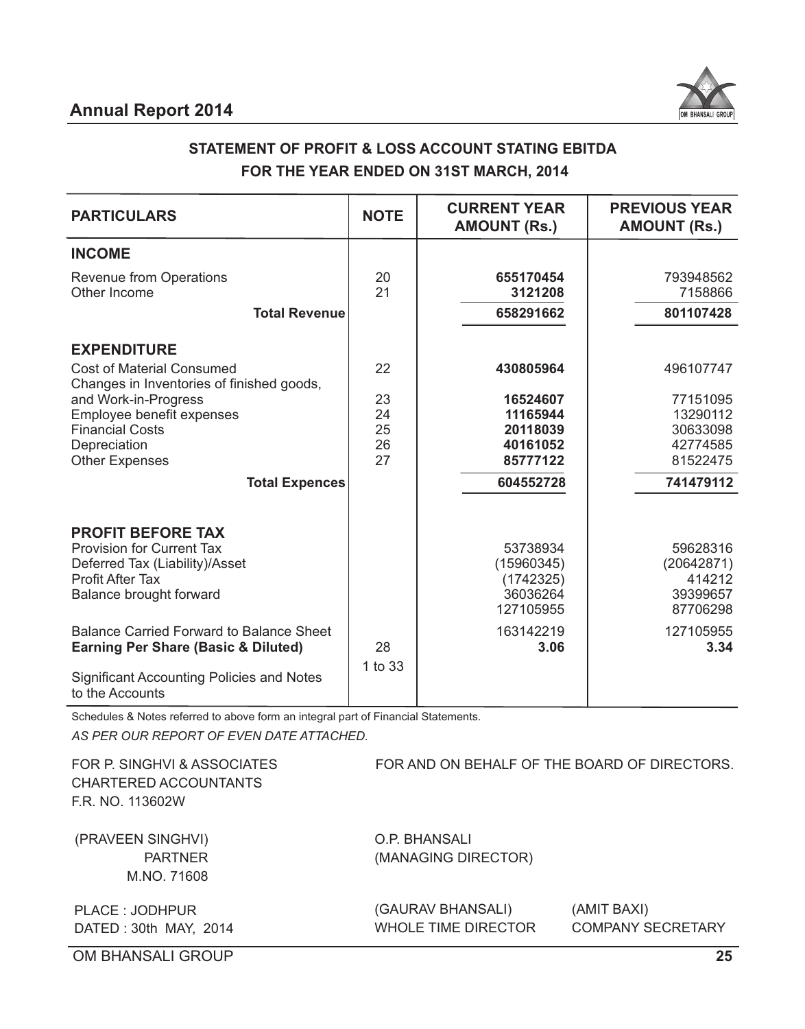## STATEMENT OF PROFIT & LOSS ACCOUNT STATING EBITDA
## FOR THE YEAR ENDED ON 31ST MARCH, 2014

| PARTICULARS | NOTE | CURRENT YEAR AMOUNT (Rs.) | PREVIOUS YEAR AMOUNT (Rs.) |
|---|---|---|---|
| **INCOME** | | | |
| Revenue from Operations | 20 | **655170454** | 793948562 |
| Other Income | 21 | **3121208** | 7158866 |
| **Total Revenue** | | **658291662** | **801107428** |
| **EXPENDITURE** | | | |
| Cost of Material Consumed | 22 | **430805964** | 496107747 |
| Changes in Inventories of finished goods, and Work-in-Progress | 23 | **16524607** | 77151095 |
| Employee benefit expenses | 24 | **11165944** | 13290112 |
| Financial Costs | 25 | **20118039** | 30633098 |
| Depreciation | 26 | **40161052** | 42774585 |
| Other Expenses | 27 | **85777122** | 81522475 |
| **Total Expences** | | **604552728** | **741479112** |
| **PROFIT BEFORE TAX** | | 53738934 | 59628316 |
| Provision for Current Tax | | (15960345) | (20642871) |
| Deferred Tax (Liability)/Asset | | (1742325) | 414212 |
| Profit After Tax | | 36036264 | 39399657 |
| Balance brought forward | | 127105955 | 87706298 |
| Balance Carried Forward to Balance Sheet | | 163142219 | 127105955 |
| **Earning Per Share (Basic & Diluted)** | 28 | **3.06** | **3.34** |
| Significant Accounting Policies and Notes to the Accounts | 1 to 33 | | |

Schedules & Notes referred to above form an integral part of Financial Statements.

*AS PER OUR REPORT OF EVEN DATE ATTACHED.*

FOR P. SINGHVI & ASSOCIATES
CHARTERED ACCOUNTANTS
F.R. NO. 113602W

(PRAVEEN SINGHVI)
PARTNER
M.NO. 71608

PLACE : JODHPUR
DATED : 30th MAY, 2014

FOR AND ON BEHALF OF THE BOARD OF DIRECTORS.

O.P. BHANSALI
(MANAGING DIRECTOR)

(GAURAV BHANSALI)
WHOLE TIME DIRECTOR

(AMIT BAXI)
COMPANY SECRETARY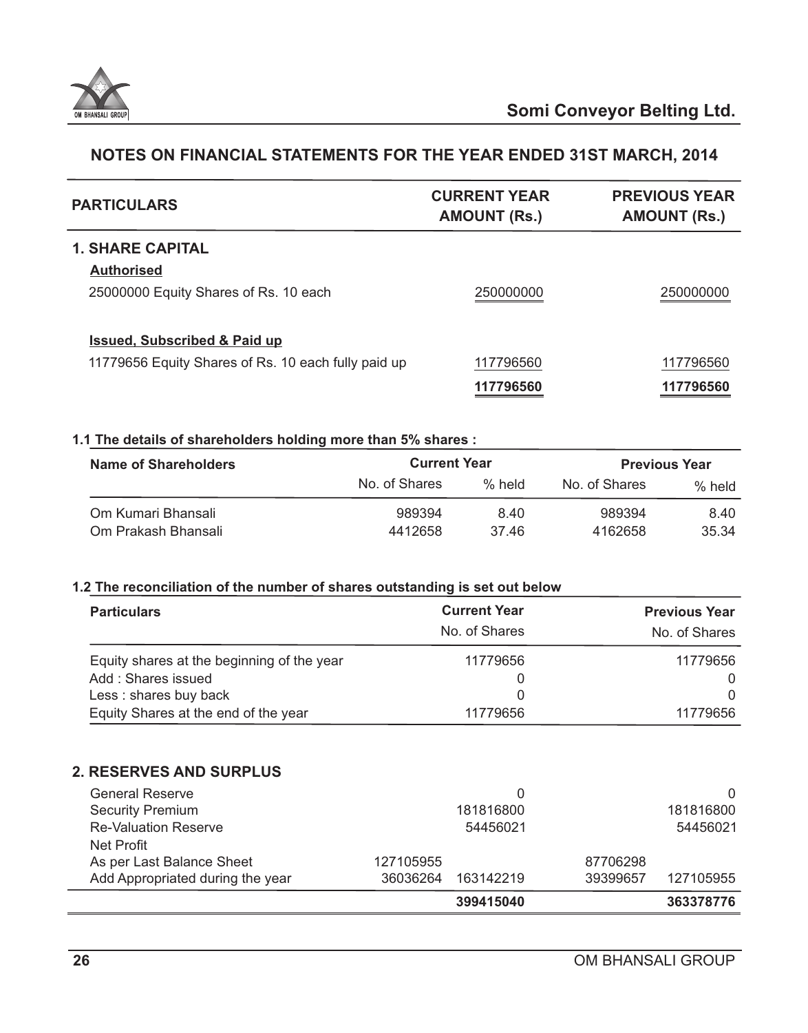## NOTES ON FINANCIAL STATEMENTS FOR THE YEAR ENDED 31ST MARCH, 2014

| PARTICULARS | CURRENT YEAR AMOUNT (Rs.) | PREVIOUS YEAR AMOUNT (Rs.) |
|---|---|---|
| **1. SHARE CAPITAL** | | |
| **Authorised** | | |
| 25000000 Equity Shares of Rs. 10 each | 250000000 | 250000000 |
| **Issued, Subscribed & Paid up** | | |
| 11779656 Equity Shares of Rs. 10 each fully paid up | 117796560 | 117796560 |
| | **117796560** | **117796560** |

**1.1 The details of shareholders holding more than 5% shares :**

| Name of Shareholders | Current Year | | Previous Year | |
|---|---|---|---|---|
| | No. of Shares | % held | No. of Shares | % held |
| Om Kumari Bhansali | 989394 | 8.40 | 989394 | 8.40 |
| Om Prakash Bhansali | 4412658 | 37.46 | 4162658 | 35.34 |

**1.2 The reconciliation of the number of shares outstanding is set out below**

| Particulars | Current Year No. of Shares | Previous Year No. of Shares |
|---|---|---|
| Equity shares at the beginning of the year | 11779656 | 11779656 |
| Add : Shares issued | 0 | 0 |
| Less : shares buy back | 0 | 0 |
| Equity Shares at the end of the year | 11779656 | 11779656 |

**2. RESERVES AND SURPLUS**

| Particulars | Current Year | | Previous Year | |
|---|---|---|---|---|
| General Reserve | | 0 | | 0 |
| Security Premium | | 181816800 | | 181816800 |
| Re-Valuation Reserve | | 54456021 | | 54456021 |
| Net Profit | | | | |
| As per Last Balance Sheet | 127105955 | | 87706298 | |
| Add Appropriated during the year | 36036264 | 163142219 | 39399657 | 127105955 |
| | | **399415040** | | **363378776** |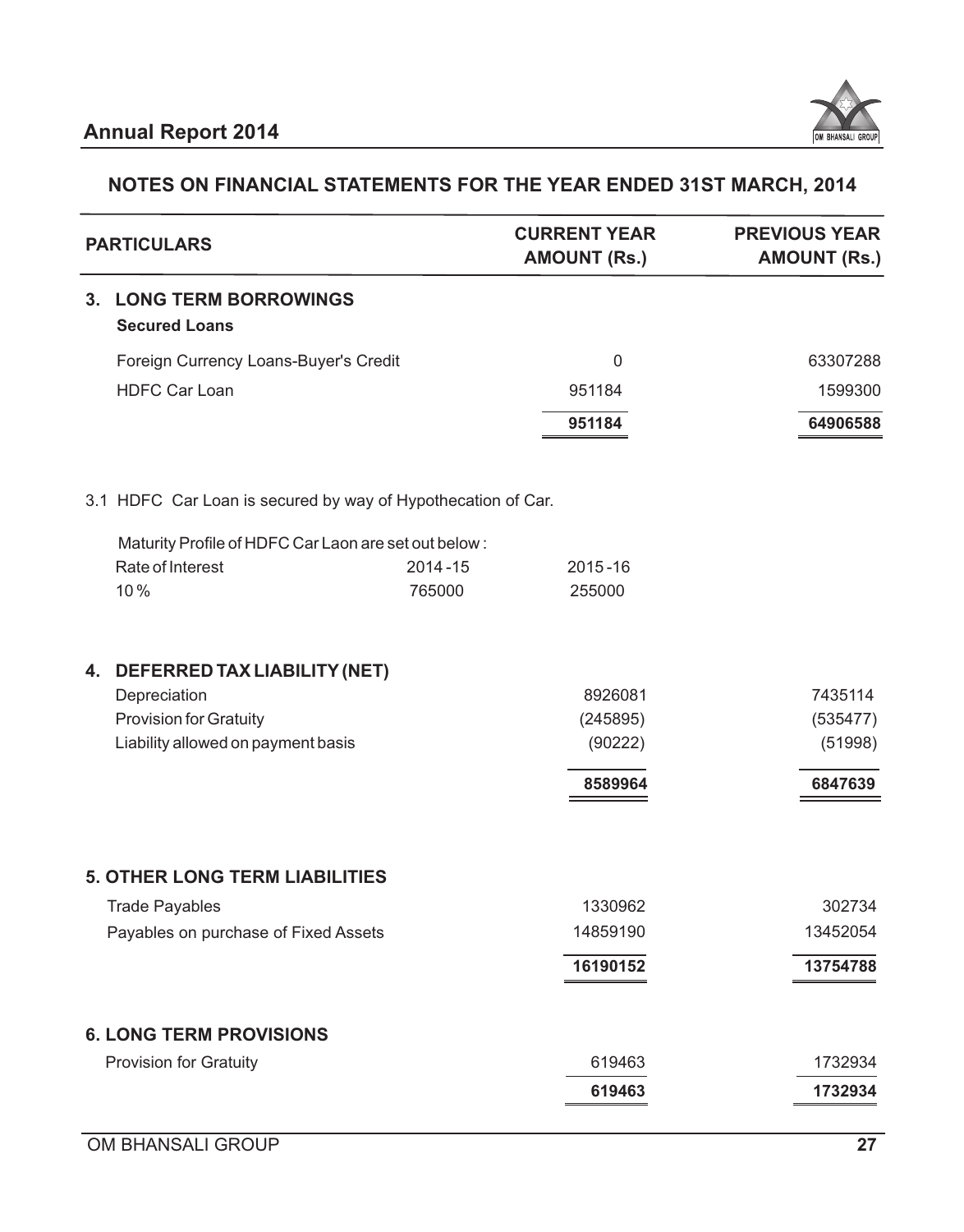## NOTES ON FINANCIAL STATEMENTS FOR THE YEAR ENDED 31ST MARCH, 2014

| PARTICULARS | CURRENT YEAR AMOUNT (Rs.) | PREVIOUS YEAR AMOUNT (Rs.) |
|---|---|---|
| **3. LONG TERM BORROWINGS** | | |
| **Secured Loans** | | |
| Foreign Currency Loans-Buyer's Credit | 0 | 63307288 |
| HDFC Car Loan | 951184 | 1599300 |
| | **951184** | **64906588** |

3.1 HDFC Car Loan is secured by way of Hypothecation of Car.

Maturity Profile of HDFC Car Laon are set out below :

| Rate of Interest | 2014-15 | 2015-16 |
|---|---|---|
| 10 % | 765000 | 255000 |

| PARTICULARS | CURRENT YEAR AMOUNT (Rs.) | PREVIOUS YEAR AMOUNT (Rs.) |
|---|---|---|
| **4. DEFERRED TAX LIABILITY (NET)** | | |
| Depreciation | 8926081 | 7435114 |
| Provision for Gratuity | (245895) | (535477) |
| Liability allowed on payment basis | (90222) | (51998) |
| | **8589964** | **6847639** |
| **5. OTHER LONG TERM LIABILITIES** | | |
| Trade Payables | 1330962 | 302734 |
| Payables on purchase of Fixed Assets | 14859190 | 13452054 |
| | **16190152** | **13754788** |
| **6. LONG TERM PROVISIONS** | | |
| Provision for Gratuity | 619463 | 1732934 |
| | **619463** | **1732934** |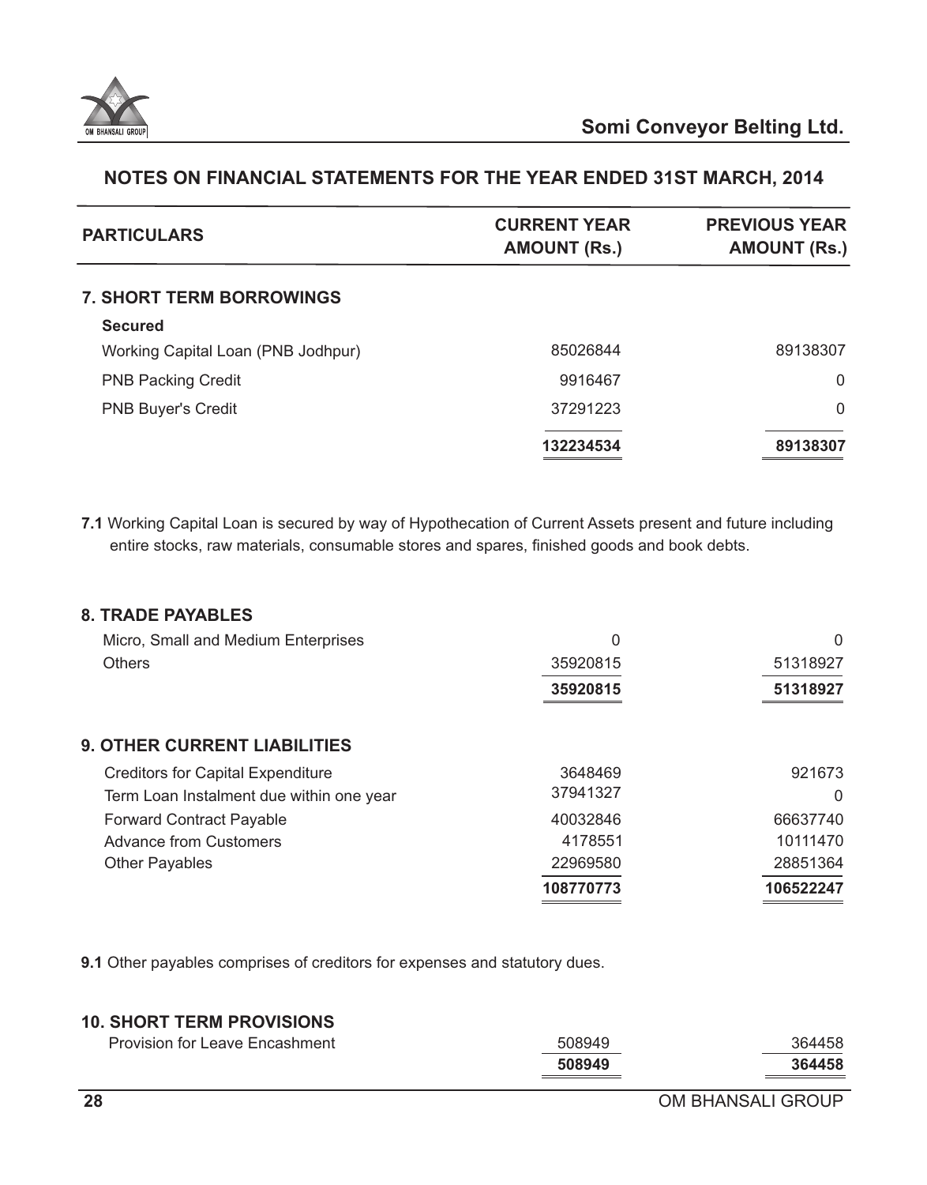## NOTES ON FINANCIAL STATEMENTS FOR THE YEAR ENDED 31ST MARCH, 2014

| PARTICULARS | CURRENT YEAR AMOUNT (Rs.) | PREVIOUS YEAR AMOUNT (Rs.) |
|---|---|---|
| **7. SHORT TERM BORROWINGS** | | |
| **Secured** | | |
| Working Capital Loan (PNB Jodhpur) | 85026844 | 89138307 |
| PNB Packing Credit | 9916467 | 0 |
| PNB Buyer's Credit | 37291223 | 0 |
| | **132234534** | **89138307** |

**7.1** Working Capital Loan is secured by way of Hypothecation of Current Assets present and future including entire stocks, raw materials, consumable stores and spares, finished goods and book debts.

| PARTICULARS | CURRENT YEAR AMOUNT (Rs.) | PREVIOUS YEAR AMOUNT (Rs.) |
|---|---|---|
| **8. TRADE PAYABLES** | | |
| Micro, Small and Medium Enterprises | 0 | 0 |
| Others | 35920815 | 51318927 |
| | **35920815** | **51318927** |
| **9. OTHER CURRENT LIABILITIES** | | |
| Creditors for Capital Expenditure | 3648469 | 921673 |
| Term Loan Instalment due within one year | 37941327 | 0 |
| Forward Contract Payable | 40032846 | 66637740 |
| Advance from Customers | 4178551 | 10111470 |
| Other Payables | 22969580 | 28851364 |
| | **108770773** | **106522247** |

**9.1** Other payables comprises of creditors for expenses and statutory dues.

| PARTICULARS | CURRENT YEAR AMOUNT (Rs.) | PREVIOUS YEAR AMOUNT (Rs.) |
|---|---|---|
| **10. SHORT TERM PROVISIONS** | | |
| Provision for Leave Encashment | 508949 | 364458 |
| | **508949** | **364458** |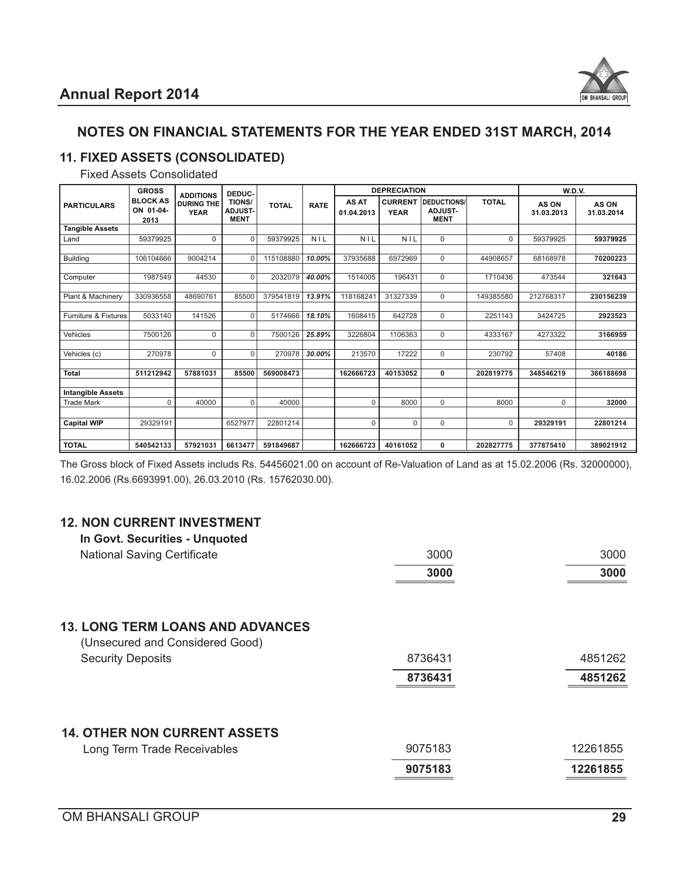## NOTES ON FINANCIAL STATEMENTS FOR THE YEAR ENDED 31ST MARCH, 2014

### 11. FIXED ASSETS (CONSOLIDATED)

Fixed Assets Consolidated

| PARTICULARS | GROSS BLOCK AS ON 01-04-2013 | ADDITIONS DURING THE YEAR | DEDUC-TIONS/ ADJUST-MENT | TOTAL | RATE | DEPRECIATION | | | | W.D.V. | |
|---|---|---|---|---|---|---|---|---|---|---|---|
| | | | | | | AS AT 01.04.2013 | CURRENT YEAR | DEDUCTIONS/ ADJUST-MENT | TOTAL | AS ON 31.03.2013 | AS ON 31.03.2014 |
| **Tangible Assets** | | | | | | | | | | | |
| Land | 59379925 | 0 | 0 | 59379925 | NIL | NIL | NIL | 0 | 0 | 59379925 | **59379925** |
| Building | 106104666 | 9004214 | 0 | 115108880 | *10.00%* | 37935688 | 6972969 | 0 | 44908657 | 68168978 | **70200223** |
| Computer | 1987549 | 44530 | 0 | 2032079 | *40.00%* | 1514005 | 196431 | 0 | 1710436 | 473544 | **321643** |
| Plant & Machinery | 330936558 | 48690761 | 85500 | 379541819 | *13.91%* | 118168241 | 31327339 | 0 | 149385580 | 212768317 | **230156239** |
| Furniture & Fixtures | 5033140 | 141526 | 0 | 5174666 | *18.10%* | 1608415 | 642728 | 0 | 2251143 | 3424725 | **2923523** |
| Vehicles | 7500126 | 0 | 0 | 7500126 | *25.89%* | 3226804 | 1106363 | 0 | 4333167 | 4273322 | **3166959** |
| Vehicles (c) | 270978 | 0 | 0 | 270978 | *30.00%* | 213570 | 17222 | 0 | 230792 | 57408 | **40186** |
| **Total** | **511212942** | **57881031** | **85500** | **569008473** | | **162666723** | **40153052** | **0** | **202819775** | **348546219** | **366188698** |
| **Intangible Assets** | | | | | | | | | | | |
| Trade Mark | 0 | 40000 | 0 | 40000 | | 0 | 8000 | 0 | 8000 | 0 | **32000** |
| **Capital WIP** | 29329191 | | 6527977 | 22801214 | | 0 | 0 | 0 | 0 | **29329191** | **22801214** |
| **TOTAL** | **540542133** | **57921031** | **6613477** | **591849687** | | **162666723** | **40161052** | **0** | **202827775** | **377875410** | **389021912** |

The Gross block of Fixed Assets includs Rs. 54456021.00 on account of Re-Valuation of Land as at 15.02.2006 (Rs. 32000000), 16.02.2006 (Rs.6693991.00), 26.03.2010 (Rs. 15762030.00).

### 12. NON CURRENT INVESTMENT

**In Govt. Securities - Unquoted**

| | | |
|---|---|---|
| National Saving Certificate | 3000 | 3000 |
| | **3000** | **3000** |

### 13. LONG TERM LOANS AND ADVANCES

(Unsecured and Considered Good)

| | | |
|---|---|---|
| Security Deposits | 8736431 | 4851262 |
| | **8736431** | **4851262** |

### 14. OTHER NON CURRENT ASSETS

| | | |
|---|---|---|
| Long Term Trade Receivables | 9075183 | 12261855 |
| | **9075183** | **12261855** |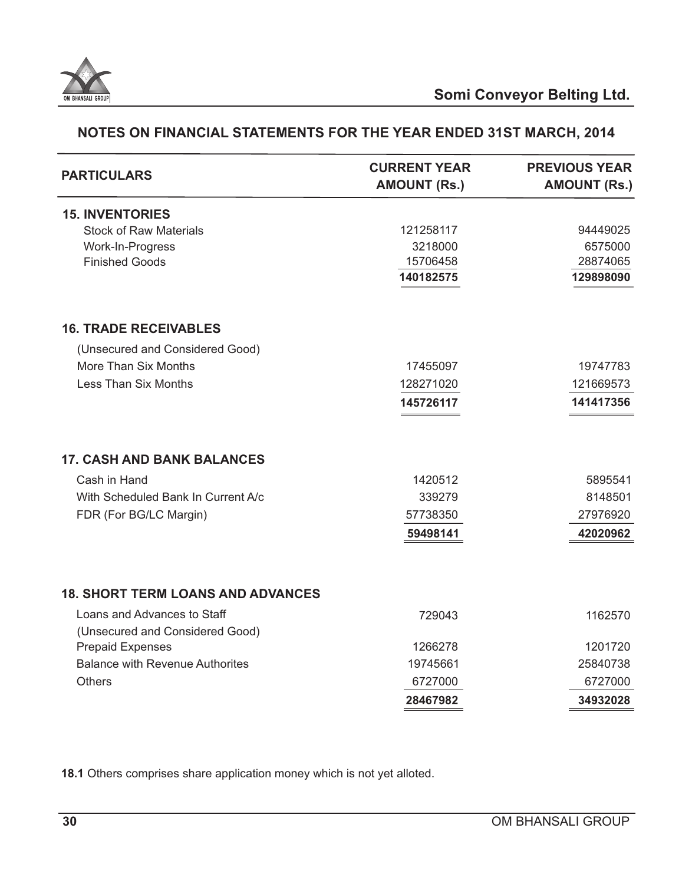## NOTES ON FINANCIAL STATEMENTS FOR THE YEAR ENDED 31ST MARCH, 2014

| PARTICULARS | CURRENT YEAR AMOUNT (Rs.) | PREVIOUS YEAR AMOUNT (Rs.) |
|---|---|---|
| **15. INVENTORIES** | | |
| Stock of Raw Materials | 121258117 | 94449025 |
| Work-In-Progress | 3218000 | 6575000 |
| Finished Goods | 15706458 | 28874065 |
| | **140182575** | **129898090** |
| **16. TRADE RECEIVABLES** | | |
| (Unsecured and Considered Good) | | |
| More Than Six Months | 17455097 | 19747783 |
| Less Than Six Months | 128271020 | 121669573 |
| | **145726117** | **141417356** |
| **17. CASH AND BANK BALANCES** | | |
| Cash in Hand | 1420512 | 5895541 |
| With Scheduled Bank In Current A/c | 339279 | 8148501 |
| FDR (For BG/LC Margin) | 57738350 | 27976920 |
| | **59498141** | **42020962** |
| **18. SHORT TERM LOANS AND ADVANCES** | | |
| Loans and Advances to Staff | 729043 | 1162570 |
| (Unsecured and Considered Good) | | |
| Prepaid Expenses | 1266278 | 1201720 |
| Balance with Revenue Authorites | 19745661 | 25840738 |
| Others | 6727000 | 6727000 |
| | **28467982** | **34932028** |

**18.1** Others comprises share application money which is not yet alloted.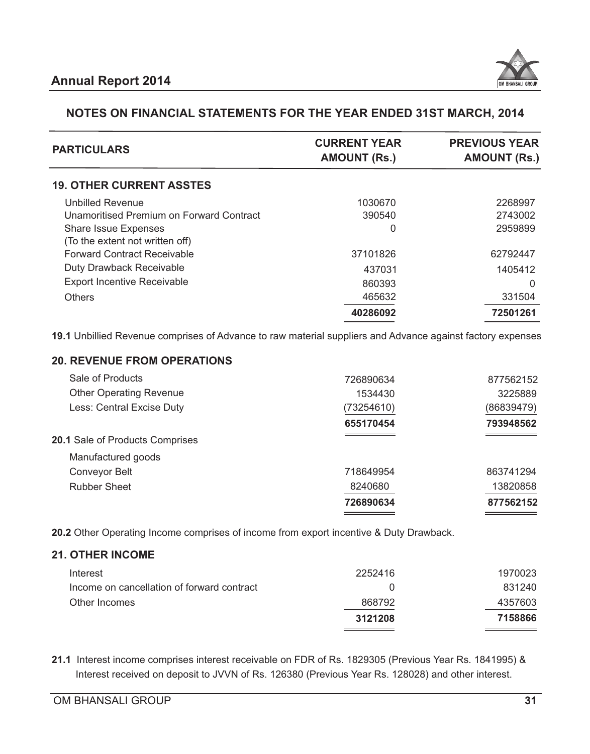## NOTES ON FINANCIAL STATEMENTS FOR THE YEAR ENDED 31ST MARCH, 2014

| PARTICULARS | CURRENT YEAR AMOUNT (Rs.) | PREVIOUS YEAR AMOUNT (Rs.) |
|---|---|---|
| **19. OTHER CURRENT ASSTES** | | |
| Unbilled Revenue | 1030670 | 2268997 |
| Unamoritised Premium on Forward Contract | 390540 | 2743002 |
| Share Issue Expenses (To the extent not written off) | 0 | 2959899 |
| Forward Contract Receivable | 37101826 | 62792447 |
| Duty Drawback Receivable | 437031 | 1405412 |
| Export Incentive Receivable | 860393 | 0 |
| Others | 465632 | 331504 |
| | **40286092** | **72501261** |

**19.1** Unbillied Revenue comprises of Advance to raw material suppliers and Advance against factory expenses

| PARTICULARS | CURRENT YEAR AMOUNT (Rs.) | PREVIOUS YEAR AMOUNT (Rs.) |
|---|---|---|
| **20. REVENUE FROM OPERATIONS** | | |
| Sale of Products | 726890634 | 877562152 |
| Other Operating Revenue | 1534430 | 3225889 |
| Less: Central Excise Duty | (73254610) | (86839479) |
| | **655170454** | **793948562** |
| **20.1** Sale of Products Comprises | | |
| Manufactured goods | | |
| Conveyor Belt | 718649954 | 863741294 |
| Rubber Sheet | 8240680 | 13820858 |
| | **726890634** | **877562152** |

**20.2** Other Operating Income comprises of income from export incentive & Duty Drawback.

| PARTICULARS | CURRENT YEAR AMOUNT (Rs.) | PREVIOUS YEAR AMOUNT (Rs.) |
|---|---|---|
| **21. OTHER INCOME** | | |
| Interest | 2252416 | 1970023 |
| Income on cancellation of forward contract | 0 | 831240 |
| Other Incomes | 868792 | 4357603 |
| | **3121208** | **7158866** |

**21.1** Interest income comprises interest receivable on FDR of Rs. 1829305 (Previous Year Rs. 1841995) & Interest received on deposit to JVVN of Rs. 126380 (Previous Year Rs. 128028) and other interest.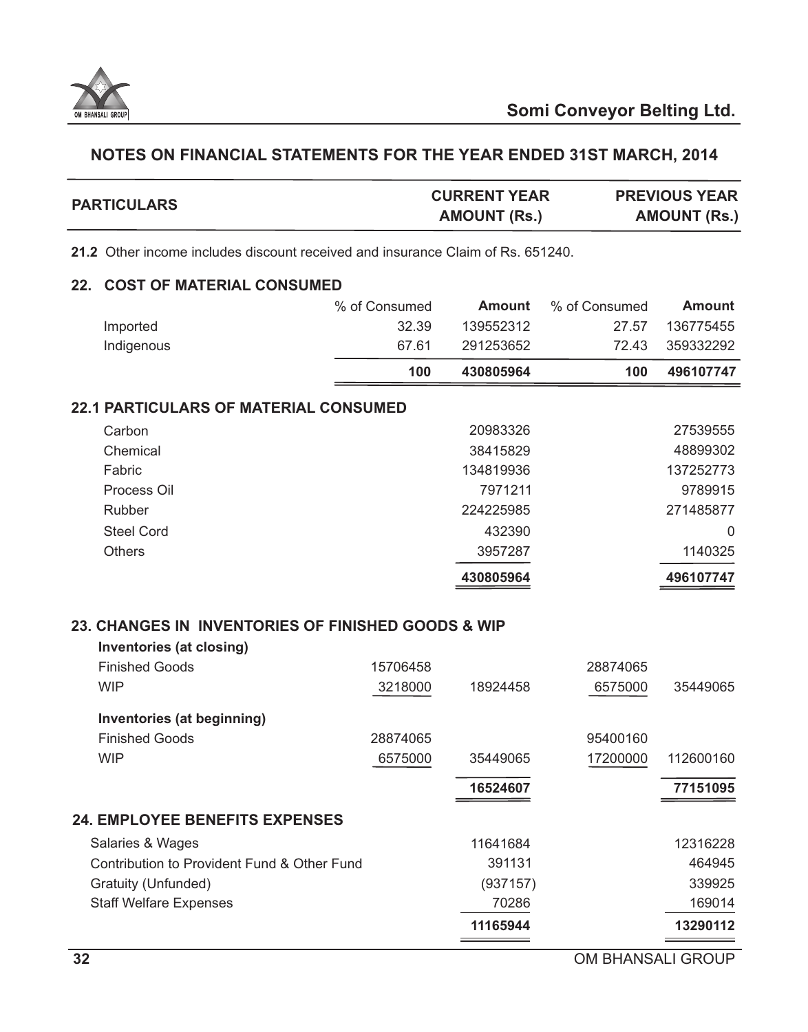## NOTES ON FINANCIAL STATEMENTS FOR THE YEAR ENDED 31ST MARCH, 2014

| PARTICULARS | | CURRENT YEAR AMOUNT (Rs.) | | PREVIOUS YEAR AMOUNT (Rs.) |
|---|---|---|---|---|

**21.2** Other income includes discount received and insurance Claim of Rs. 651240.

### 22. COST OF MATERIAL CONSUMED

| | % of Consumed | Amount | % of Consumed | Amount |
|---|---|---|---|---|
| Imported | 32.39 | 139552312 | 27.57 | 136775455 |
| Indigenous | 67.61 | 291253652 | 72.43 | 359332292 |
| | **100** | **430805964** | **100** | **496107747** |

### 22.1 PARTICULARS OF MATERIAL CONSUMED

| | Current Year | Previous Year |
|---|---|---|
| Carbon | 20983326 | 27539555 |
| Chemical | 38415829 | 48899302 |
| Fabric | 134819936 | 137252773 |
| Process Oil | 7971211 | 9789915 |
| Rubber | 224225985 | 271485877 |
| Steel Cord | 432390 | 0 |
| Others | 3957287 | 1140325 |
| | **430805964** | **496107747** |

### 23. CHANGES IN INVENTORIES OF FINISHED GOODS & WIP

| | | Current Year | | Previous Year |
|---|---|---|---|---|
| **Inventories (at closing)** | | | | |
| Finished Goods | 15706458 | | 28874065 | |
| WIP | 3218000 | 18924458 | 6575000 | 35449065 |
| **Inventories (at beginning)** | | | | |
| Finished Goods | 28874065 | | 95400160 | |
| WIP | 6575000 | 35449065 | 17200000 | 112600160 |
| | | **16524607** | | **77151095** |

### 24. EMPLOYEE BENEFITS EXPENSES

| | Current Year | Previous Year |
|---|---|---|
| Salaries & Wages | 11641684 | 12316228 |
| Contribution to Provident Fund & Other Fund | 391131 | 464945 |
| Gratuity (Unfunded) | (937157) | 339925 |
| Staff Welfare Expenses | 70286 | 169014 |
| | **11165944** | **13290112** |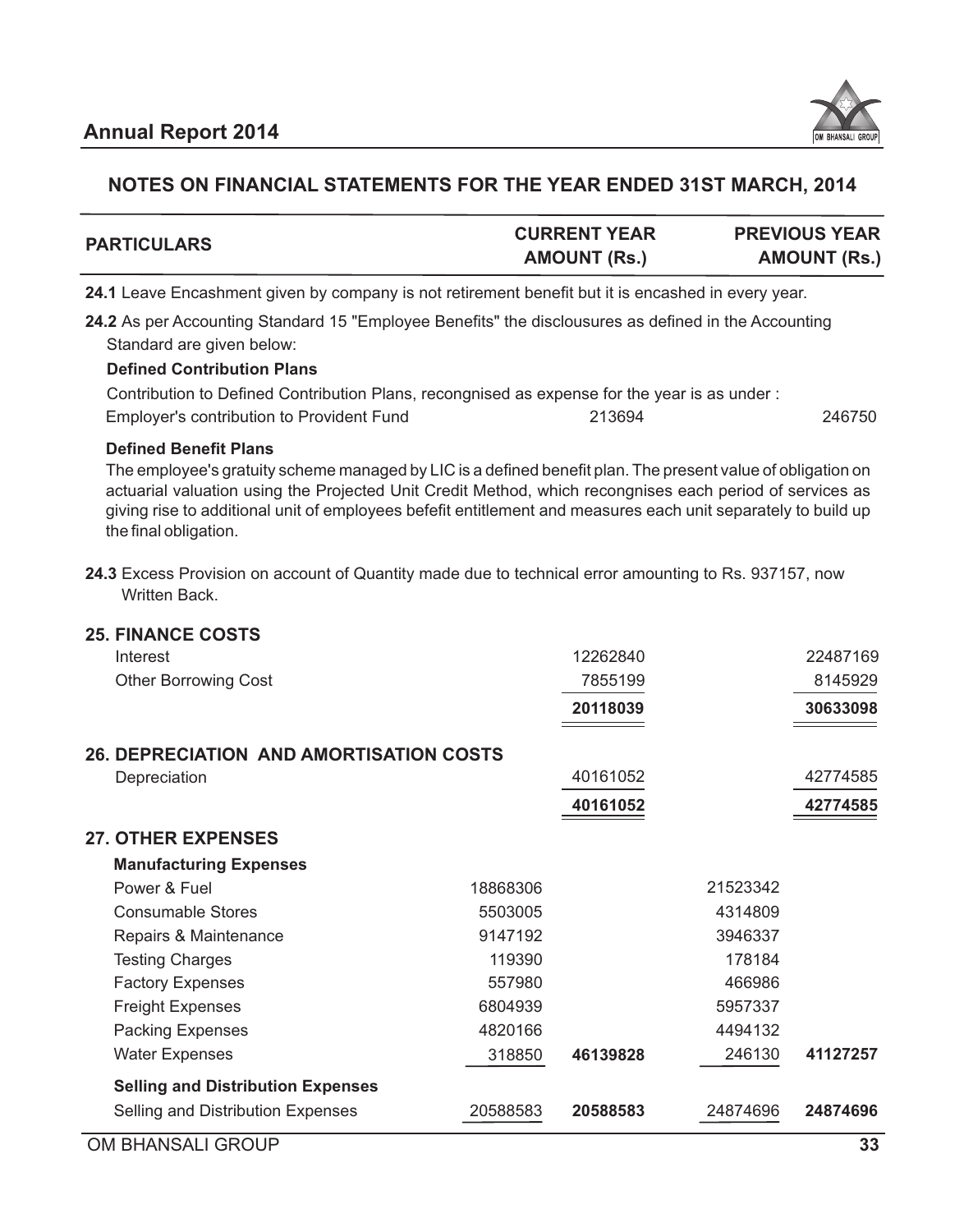## NOTES ON FINANCIAL STATEMENTS FOR THE YEAR ENDED 31ST MARCH, 2014

| PARTICULARS | | CURRENT YEAR AMOUNT (Rs.) | | PREVIOUS YEAR AMOUNT (Rs.) |
|---|---|---|---|---|

**24.1** Leave Encashment given by company is not retirement benefit but it is encashed in every year.

**24.2** As per Accounting Standard 15 "Employee Benefits" the disclousures as defined in the Accounting Standard are given below:

**Defined Contribution Plans**

Contribution to Defined Contribution Plans, recongnised as expense for the year is as under :

| | Current Year | Previous Year |
|---|---|---|
| Employer's contribution to Provident Fund | 213694 | 246750 |

**Defined Benefit Plans**

The employee's gratuity scheme managed by LIC is a defined benefit plan. The present value of obligation on actuarial valuation using the Projected Unit Credit Method, which recongnises each period of services as giving rise to additional unit of employees befefit entitlement and measures each unit separately to build up the final obligation.

**24.3** Excess Provision on account of Quantity made due to technical error amounting to Rs. 937157, now Written Back.

| PARTICULARS | | CURRENT YEAR AMOUNT (Rs.) | | PREVIOUS YEAR AMOUNT (Rs.) |
|---|---|---|---|---|
| **25. FINANCE COSTS** | | | | |
| Interest | | 12262840 | | 22487169 |
| Other Borrowing Cost | | 7855199 | | 8145929 |
| | | **20118039** | | **30633098** |
| **26. DEPRECIATION AND AMORTISATION COSTS** | | | | |
| Depreciation | | 40161052 | | 42774585 |
| | | **40161052** | | **42774585** |
| **27. OTHER EXPENSES** | | | | |
| **Manufacturing Expenses** | | | | |
| Power & Fuel | 18868306 | | 21523342 | |
| Consumable Stores | 5503005 | | 4314809 | |
| Repairs & Maintenance | 9147192 | | 3946337 | |
| Testing Charges | 119390 | | 178184 | |
| Factory Expenses | 557980 | | 466986 | |
| Freight Expenses | 6804939 | | 5957337 | |
| Packing Expenses | 4820166 | | 4494132 | |
| Water Expenses | 318850 | **46139828** | 246130 | **41127257** |
| **Selling and Distribution Expenses** | | | | |
| Selling and Distribution Expenses | 20588583 | **20588583** | 24874696 | **24874696** |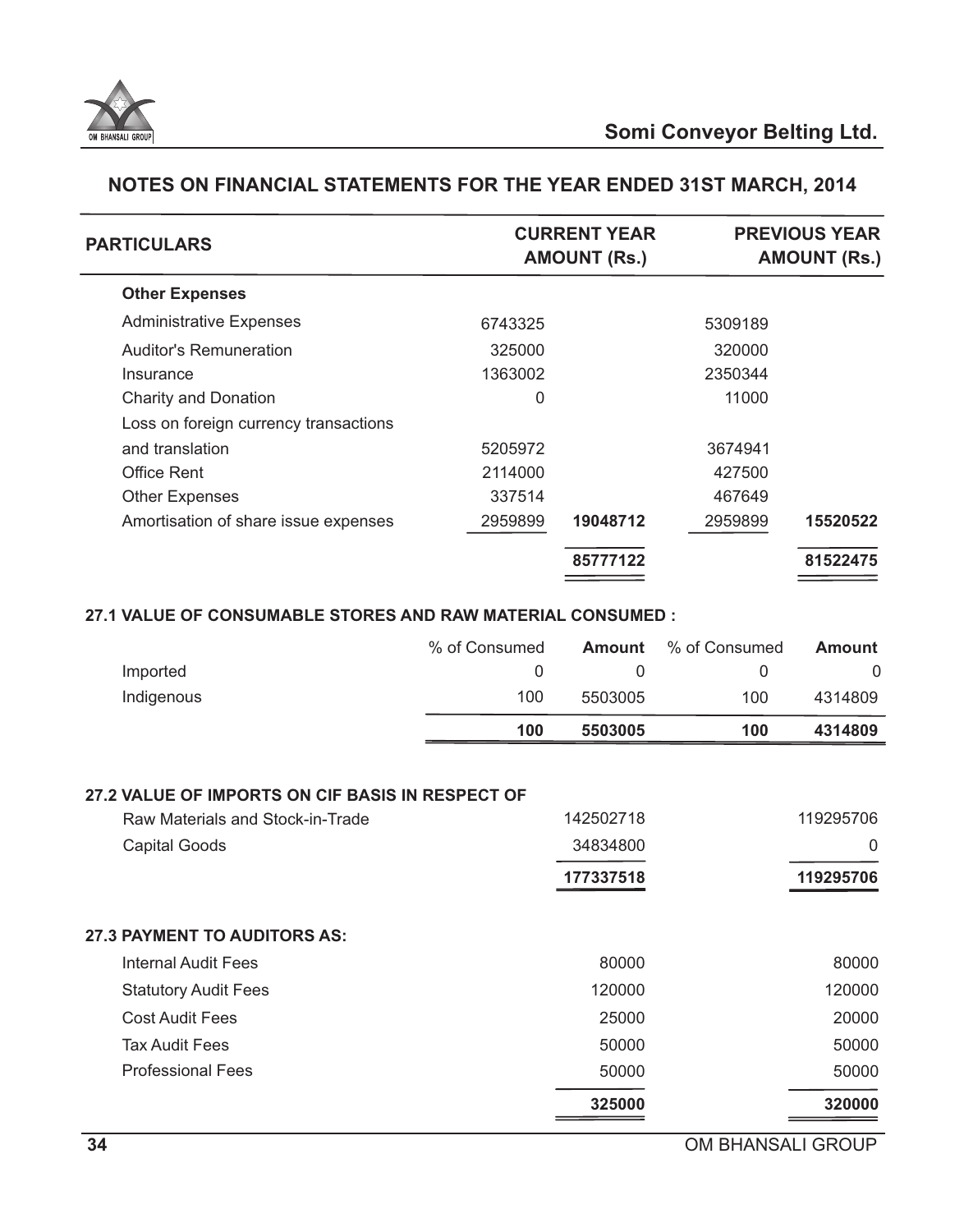## NOTES ON FINANCIAL STATEMENTS FOR THE YEAR ENDED 31ST MARCH, 2014

| PARTICULARS | CURRENT YEAR AMOUNT (Rs.) | | PREVIOUS YEAR AMOUNT (Rs.) | |
|---|---|---|---|---|
| **Other Expenses** | | | | |
| Administrative Expenses | 6743325 | | 5309189 | |
| Auditor's Remuneration | 325000 | | 320000 | |
| Insurance | 1363002 | | 2350344 | |
| Charity and Donation | 0 | | 11000 | |
| Loss on foreign currency transactions and translation | 5205972 | | 3674941 | |
| Office Rent | 2114000 | | 427500 | |
| Other Expenses | 337514 | | 467649 | |
| Amortisation of share issue expenses | 2959899 | **19048712** | 2959899 | **15520522** |
| | | **85777122** | | **81522475** |

### 27.1 VALUE OF CONSUMABLE STORES AND RAW MATERIAL CONSUMED :

| | % of Consumed | **Amount** | % of Consumed | **Amount** |
|---|---|---|---|---|
| Imported | 0 | 0 | 0 | 0 |
| Indigenous | 100 | 5503005 | 100 | 4314809 |
| | **100** | **5503005** | **100** | **4314809** |

### 27.2 VALUE OF IMPORTS ON CIF BASIS IN RESPECT OF

| | CURRENT YEAR | PREVIOUS YEAR |
|---|---|---|
| Raw Materials and Stock-in-Trade | 142502718 | 119295706 |
| Capital Goods | 34834800 | 0 |
| | **177337518** | **119295706** |

### 27.3 PAYMENT TO AUDITORS AS:

| | CURRENT YEAR | PREVIOUS YEAR |
|---|---|---|
| Internal Audit Fees | 80000 | 80000 |
| Statutory Audit Fees | 120000 | 120000 |
| Cost Audit Fees | 25000 | 20000 |
| Tax Audit Fees | 50000 | 50000 |
| Professional Fees | 50000 | 50000 |
| | **325000** | **320000** |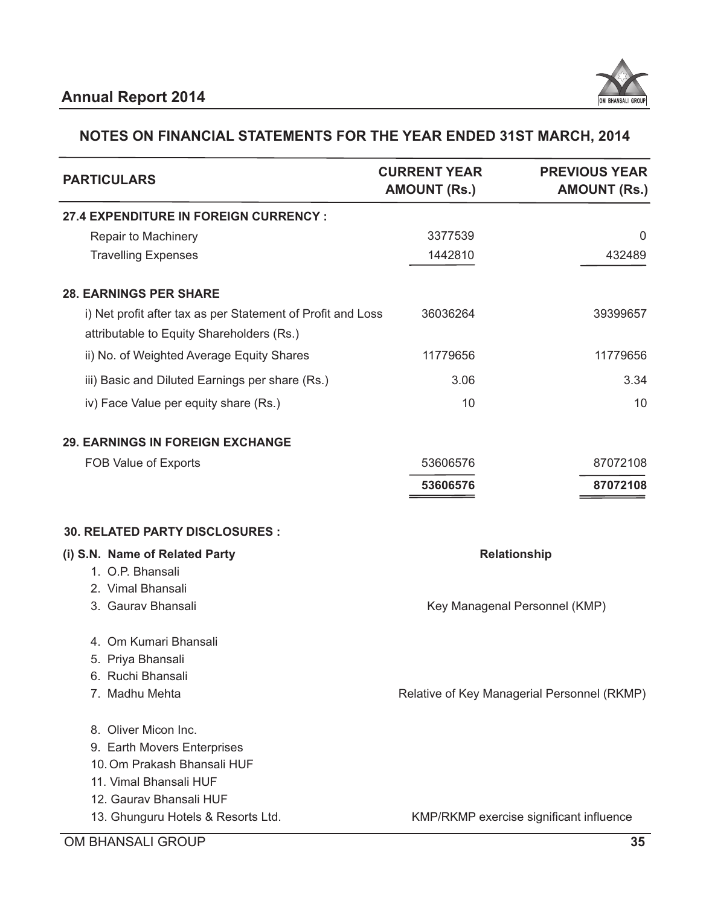## NOTES ON FINANCIAL STATEMENTS FOR THE YEAR ENDED 31ST MARCH, 2014

| PARTICULARS | CURRENT YEAR AMOUNT (Rs.) | PREVIOUS YEAR AMOUNT (Rs.) |
|---|---|---|
| **27.4 EXPENDITURE IN FOREIGN CURRENCY :** | | |
| Repair to Machinery | 3377539 | 0 |
| Travelling Expenses | 1442810 | 432489 |
| **28. EARNINGS PER SHARE** | | |
| i) Net profit after tax as per Statement of Profit and Loss attributable to Equity Shareholders (Rs.) | 36036264 | 39399657 |
| ii) No. of Weighted Average Equity Shares | 11779656 | 11779656 |
| iii) Basic and Diluted Earnings per share (Rs.) | 3.06 | 3.34 |
| iv) Face Value per equity share (Rs.) | 10 | 10 |
| **29. EARNINGS IN FOREIGN EXCHANGE** | | |
| FOB Value of Exports | 53606576 | 87072108 |
| | **53606576** | **87072108** |

**30. RELATED PARTY DISCLOSURES :**

| (i) S.N. Name of Related Party | Relationship |
|---|---|
| 1. O.P. Bhansali | |
| 2. Vimal Bhansali | |
| 3. Gaurav Bhansali | Key Managenal Personnel (KMP) |
| 4. Om Kumari Bhansali | |
| 5. Priya Bhansali | |
| 6. Ruchi Bhansali | |
| 7. Madhu Mehta | Relative of Key Managerial Personnel (RKMP) |
| 8. Oliver Micon Inc. | |
| 9. Earth Movers Enterprises | |
| 10. Om Prakash Bhansali HUF | |
| 11. Vimal Bhansali HUF | |
| 12. Gaurav Bhansali HUF | |
| 13. Ghunguru Hotels & Resorts Ltd. | KMP/RKMP exercise significant influence |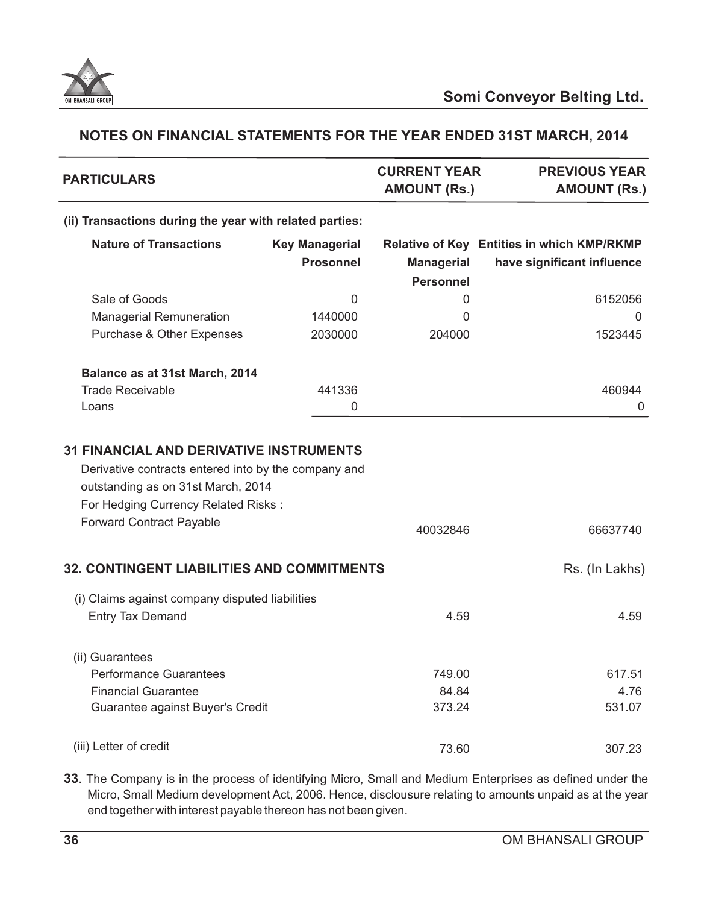## NOTES ON FINANCIAL STATEMENTS FOR THE YEAR ENDED 31ST MARCH, 2014

| PARTICULARS | CURRENT YEAR AMOUNT (Rs.) | PREVIOUS YEAR AMOUNT (Rs.) |
|---|---|---|

**(ii) Transactions during the year with related parties:**

| Nature of Transactions | Key Managerial Prosonnel | Relative of Key Managerial Personnel | Entities in which KMP/RKMP have significant influence |
|---|---|---|---|
| Sale of Goods | 0 | 0 | 6152056 |
| Managerial Remuneration | 1440000 | 0 | 0 |
| Purchase & Other Expenses | 2030000 | 204000 | 1523445 |
| **Balance as at 31st March, 2014** | | | |
| Trade Receivable | 441336 | | 460944 |
| Loans | 0 | | 0 |

### 31 FINANCIAL AND DERIVATIVE INSTRUMENTS

Derivative contracts entered into by the company and outstanding as on 31st March, 2014

For Hedging Currency Related Risks :

| | CURRENT YEAR | PREVIOUS YEAR |
|---|---|---|
| Forward Contract Payable | 40032846 | 66637740 |

### 32. CONTINGENT LIABILITIES AND COMMITMENTS

Rs. (In Lakhs)

| | CURRENT YEAR | PREVIOUS YEAR |
|---|---|---|
| (i) Claims against company disputed liabilities | | |
| Entry Tax Demand | 4.59 | 4.59 |
| (ii) Guarantees | | |
| Performance Guarantees | 749.00 | 617.51 |
| Financial Guarantee | 84.84 | 4.76 |
| Guarantee against Buyer's Credit | 373.24 | 531.07 |
| (iii) Letter of credit | 73.60 | 307.23 |

**33**. The Company is in the process of identifying Micro, Small and Medium Enterprises as defined under the Micro, Small Medium development Act, 2006. Hence, disclousure relating to amounts unpaid as at the year end together with interest payable thereon has not been given.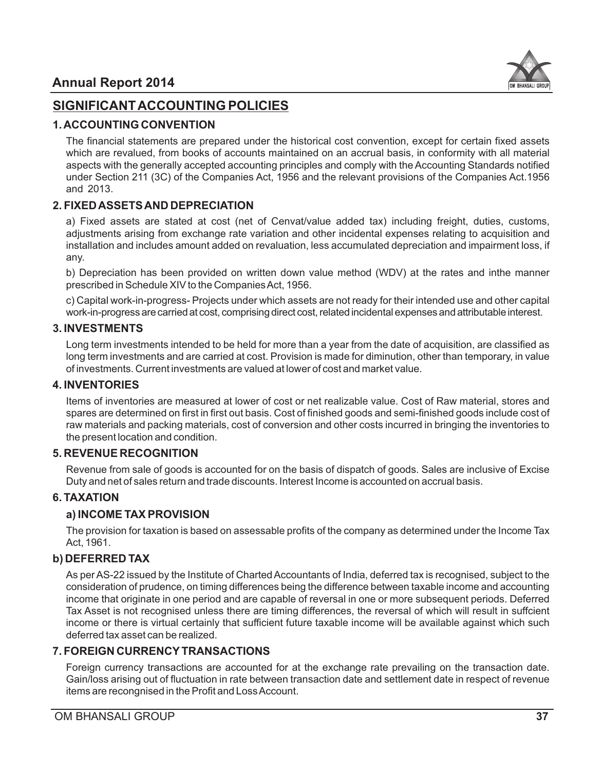## SIGNIFICANT ACCOUNTING POLICIES

### 1. ACCOUNTING CONVENTION

The financial statements are prepared under the historical cost convention, except for certain fixed assets which are revalued, from books of accounts maintained on an accrual basis, in conformity with all material aspects with the generally accepted accounting principles and comply with the Accounting Standards notified under Section 211 (3C) of the Companies Act, 1956 and the relevant provisions of the Companies Act.1956 and 2013.

### 2. FIXED ASSETS AND DEPRECIATION

a) Fixed assets are stated at cost (net of Cenvat/value added tax) including freight, duties, customs, adjustments arising from exchange rate variation and other incidental expenses relating to acquisition and installation and includes amount added on revaluation, less accumulated depreciation and impairment loss, if any.

b) Depreciation has been provided on written down value method (WDV) at the rates and inthe manner prescribed in Schedule XIV to the Companies Act, 1956.

c) Capital work-in-progress- Projects under which assets are not ready for their intended use and other capital work-in-progress are carried at cost, comprising direct cost, related incidental expenses and attributable interest.

### 3. INVESTMENTS

Long term investments intended to be held for more than a year from the date of acquisition, are classified as long term investments and are carried at cost. Provision is made for diminution, other than temporary, in value of investments. Current investments are valued at lower of cost and market value.

### 4. INVENTORIES

Items of inventories are measured at lower of cost or net realizable value. Cost of Raw material, stores and spares are determined on first in first out basis. Cost of finished goods and semi-finished goods include cost of raw materials and packing materials, cost of conversion and other costs incurred in bringing the inventories to the present location and condition.

### 5. REVENUE RECOGNITION

Revenue from sale of goods is accounted for on the basis of dispatch of goods. Sales are inclusive of Excise Duty and net of sales return and trade discounts. Interest Income is accounted on accrual basis.

### 6. TAXATION

#### a) INCOME TAX PROVISION

The provision for taxation is based on assessable profits of the company as determined under the Income Tax Act, 1961.

#### b) DEFERRED TAX

As per AS-22 issued by the Institute of Charted Accountants of India, deferred tax is recognised, subject to the consideration of prudence, on timing differences being the difference between taxable income and accounting income that originate in one period and are capable of reversal in one or more subsequent periods. Deferred Tax Asset is not recognised unless there are timing differences, the reversal of which will result in suffcient income or there is virtual certainly that sufficient future taxable income will be available against which such deferred tax asset can be realized.

### 7. FOREIGN CURRENCY TRANSACTIONS

Foreign currency transactions are accounted for at the exchange rate prevailing on the transaction date. Gain/loss arising out of fluctuation in rate between transaction date and settlement date in respect of revenue items are recongnised in the Profit and Loss Account.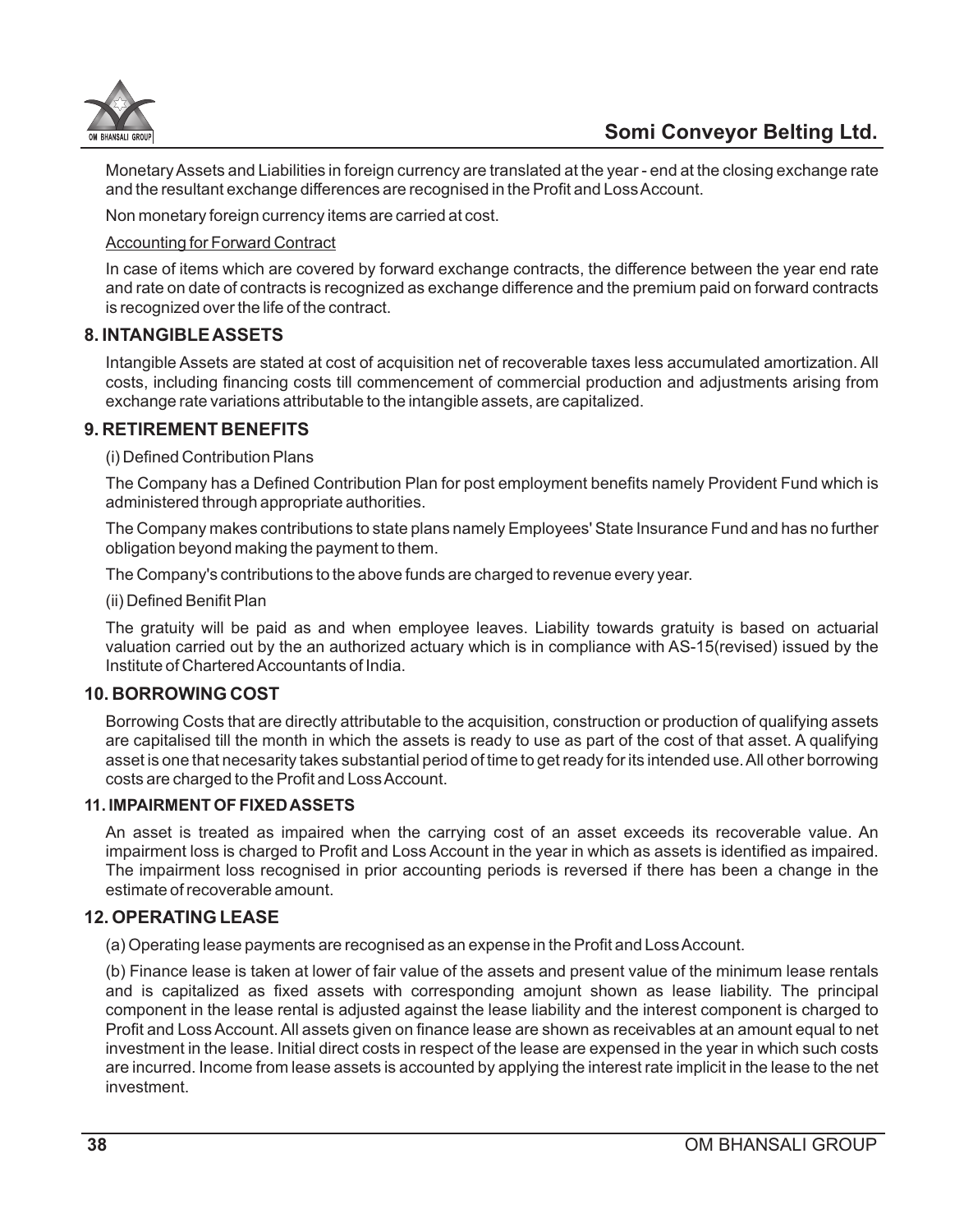Monetary Assets and Liabilities in foreign currency are translated at the year - end at the closing exchange rate and the resultant exchange differences are recognised in the Profit and Loss Account.

Non monetary foreign currency items are carried at cost.

Accounting for Forward Contract

In case of items which are covered by forward exchange contracts, the difference between the year end rate and rate on date of contracts is recognized as exchange difference and the premium paid on forward contracts is recognized over the life of the contract.

## 8. INTANGIBLE ASSETS

Intangible Assets are stated at cost of acquisition net of recoverable taxes less accumulated amortization. All costs, including financing costs till commencement of commercial production and adjustments arising from exchange rate variations attributable to the intangible assets, are capitalized.

## 9. RETIREMENT BENEFITS

(i) Defined Contribution Plans

The Company has a Defined Contribution Plan for post employment benefits namely Provident Fund which is administered through appropriate authorities.

The Company makes contributions to state plans namely Employees' State Insurance Fund and has no further obligation beyond making the payment to them.

The Company's contributions to the above funds are charged to revenue every year.

(ii) Defined Benifit Plan

The gratuity will be paid as and when employee leaves. Liability towards gratuity is based on actuarial valuation carried out by the an authorized actuary which is in compliance with AS-15(revised) issued by the Institute of Chartered Accountants of India.

## 10. BORROWING COST

Borrowing Costs that are directly attributable to the acquisition, construction or production of qualifying assets are capitalised till the month in which the assets is ready to use as part of the cost of that asset. A qualifying asset is one that necesarity takes substantial period of time to get ready for its intended use. All other borrowing costs are charged to the Profit and Loss Account.

## 11. IMPAIRMENT OF FIXED ASSETS

An asset is treated as impaired when the carrying cost of an asset exceeds its recoverable value. An impairment loss is charged to Profit and Loss Account in the year in which as assets is identified as impaired. The impairment loss recognised in prior accounting periods is reversed if there has been a change in the estimate of recoverable amount.

## 12. OPERATING LEASE

(a) Operating lease payments are recognised as an expense in the Profit and Loss Account.

(b) Finance lease is taken at lower of fair value of the assets and present value of the minimum lease rentals and is capitalized as fixed assets with corresponding amojunt shown as lease liability. The principal component in the lease rental is adjusted against the lease liability and the interest component is charged to Profit and Loss Account. All assets given on finance lease are shown as receivables at an amount equal to net investment in the lease. Initial direct costs in respect of the lease are expensed in the year in which such costs are incurred. Income from lease assets is accounted by applying the interest rate implicit in the lease to the net investment.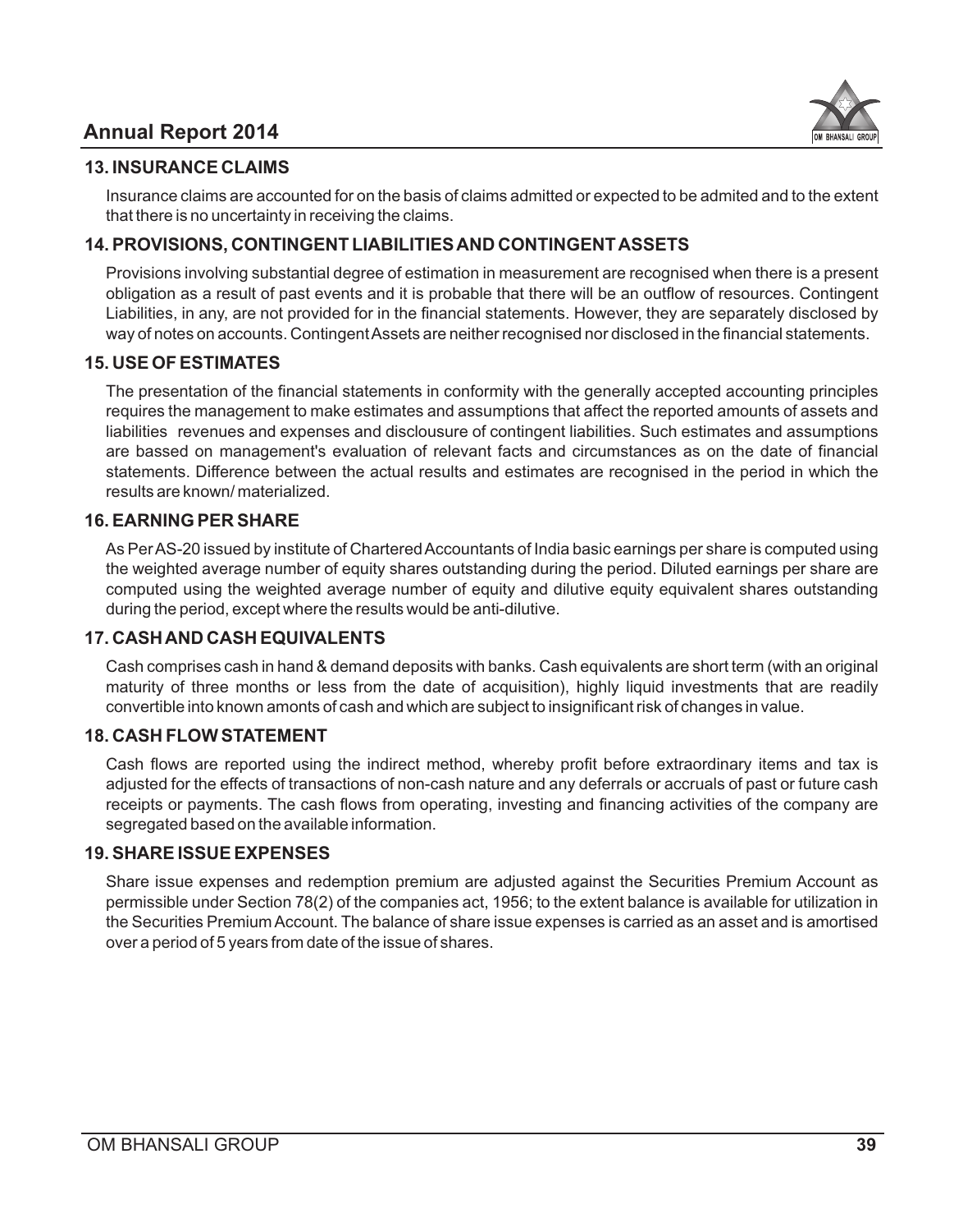## 13. INSURANCE CLAIMS

Insurance claims are accounted for on the basis of claims admitted or expected to be admited and to the extent that there is no uncertainty in receiving the claims.

## 14. PROVISIONS, CONTINGENT LIABILITIES AND CONTINGENT ASSETS

Provisions involving substantial degree of estimation in measurement are recognised when there is a present obligation as a result of past events and it is probable that there will be an outflow of resources. Contingent Liabilities, in any, are not provided for in the financial statements. However, they are separately disclosed by way of notes on accounts. Contingent Assets are neither recognised nor disclosed in the financial statements.

## 15. USE OF ESTIMATES

The presentation of the financial statements in conformity with the generally accepted accounting principles requires the management to make estimates and assumptions that affect the reported amounts of assets and liabilities revenues and expenses and disclousure of contingent liabilities. Such estimates and assumptions are bassed on management's evaluation of relevant facts and circumstances as on the date of financial statements. Difference between the actual results and estimates are recognised in the period in which the results are known/ materialized.

## 16. EARNING PER SHARE

As Per AS-20 issued by institute of Chartered Accountants of India basic earnings per share is computed using the weighted average number of equity shares outstanding during the period. Diluted earnings per share are computed using the weighted average number of equity and dilutive equity equivalent shares outstanding during the period, except where the results would be anti-dilutive.

## 17. CASH AND CASH EQUIVALENTS

Cash comprises cash in hand & demand deposits with banks. Cash equivalents are short term (with an original maturity of three months or less from the date of acquisition), highly liquid investments that are readily convertible into known amonts of cash and which are subject to insignificant risk of changes in value.

## 18. CASH FLOW STATEMENT

Cash flows are reported using the indirect method, whereby profit before extraordinary items and tax is adjusted for the effects of transactions of non-cash nature and any deferrals or accruals of past or future cash receipts or payments. The cash flows from operating, investing and financing activities of the company are segregated based on the available information.

## 19. SHARE ISSUE EXPENSES

Share issue expenses and redemption premium are adjusted against the Securities Premium Account as permissible under Section 78(2) of the companies act, 1956; to the extent balance is available for utilization in the Securities Premium Account. The balance of share issue expenses is carried as an asset and is amortised over a period of 5 years from date of the issue of shares.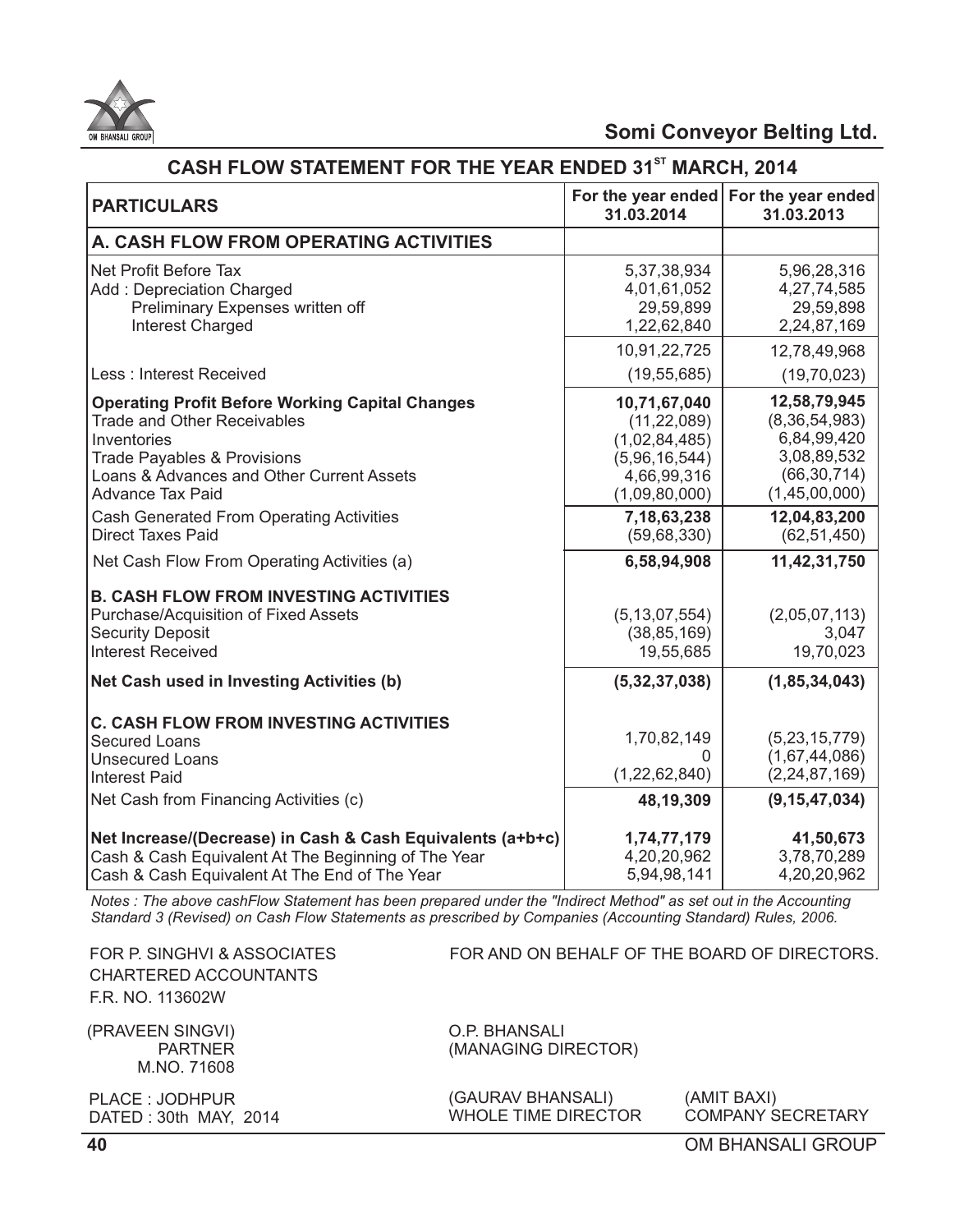## Somi Conveyor Belting Ltd.

# CASH FLOW STATEMENT FOR THE YEAR ENDED 31ST MARCH, 2014

| PARTICULARS | For the year ended 31.03.2014 | For the year ended 31.03.2013 |
|---|---|---|
| **A. CASH FLOW FROM OPERATING ACTIVITIES** | | |
| Net Profit Before Tax | 5,37,38,934 | 5,96,28,316 |
| Add : Depreciation Charged | 4,01,61,052 | 4,27,74,585 |
| Preliminary Expenses written off | 29,59,899 | 29,59,898 |
| Interest Charged | 1,22,62,840 | 2,24,87,169 |
| | 10,91,22,725 | 12,78,49,968 |
| Less : Interest Received | (19,55,685) | (19,70,023) |
| **Operating Profit Before Working Capital Changes** | **10,71,67,040** | **12,58,79,945** |
| Trade and Other Receivables | (11,22,089) | (8,36,54,983) |
| Inventories | (1,02,84,485) | 6,84,99,420 |
| Trade Payables & Provisions | (5,96,16,544) | 3,08,89,532 |
| Loans & Advances and Other Current Assets | 4,66,99,316 | (66,30,714) |
| Advance Tax Paid | (1,09,80,000) | (1,45,00,000) |
| Cash Generated From Operating Activities | **7,18,63,238** | **12,04,83,200** |
| Direct Taxes Paid | (59,68,330) | (62,51,450) |
| Net Cash Flow From Operating Activities (a) | **6,58,94,908** | **11,42,31,750** |
| **B. CASH FLOW FROM INVESTING ACTIVITIES** | | |
| Purchase/Acquisition of Fixed Assets | (5,13,07,554) | (2,05,07,113) |
| Security Deposit | (38,85,169) | 3,047 |
| Interest Received | 19,55,685 | 19,70,023 |
| **Net Cash used in Investing Activities (b)** | **(5,32,37,038)** | **(1,85,34,043)** |
| **C. CASH FLOW FROM INVESTING ACTIVITIES** | | |
| Secured Loans | 1,70,82,149 | (5,23,15,779) |
| Unsecured Loans | 0 | (1,67,44,086) |
| Interest Paid | (1,22,62,840) | (2,24,87,169) |
| Net Cash from Financing Activities (c) | **48,19,309** | **(9,15,47,034)** |
| **Net Increase/(Decrease) in Cash & Cash Equivalents (a+b+c)** | **1,74,77,179** | **41,50,673** |
| Cash & Cash Equivalent At The Beginning of The Year | 4,20,20,962 | 3,78,70,289 |
| Cash & Cash Equivalent At The End of The Year | 5,94,98,141 | 4,20,20,962 |

*Notes : The above cashFlow Statement has been prepared under the "Indirect Method" as set out in the Accounting Standard 3 (Revised) on Cash Flow Statements as prescribed by Companies (Accounting Standard) Rules, 2006.*

FOR P. SINGHVI & ASSOCIATES
CHARTERED ACCOUNTANTS
F.R. NO. 113602W

FOR AND ON BEHALF OF THE BOARD OF DIRECTORS.

(PRAVEEN SINGVI)
PARTNER
M.NO. 71608

O.P. BHANSALI
(MANAGING DIRECTOR)

PLACE : JODHPUR
DATED : 30th MAY, 2014

(GAURAV BHANSALI)
WHOLE TIME DIRECTOR

(AMIT BAXI)
COMPANY SECRETARY